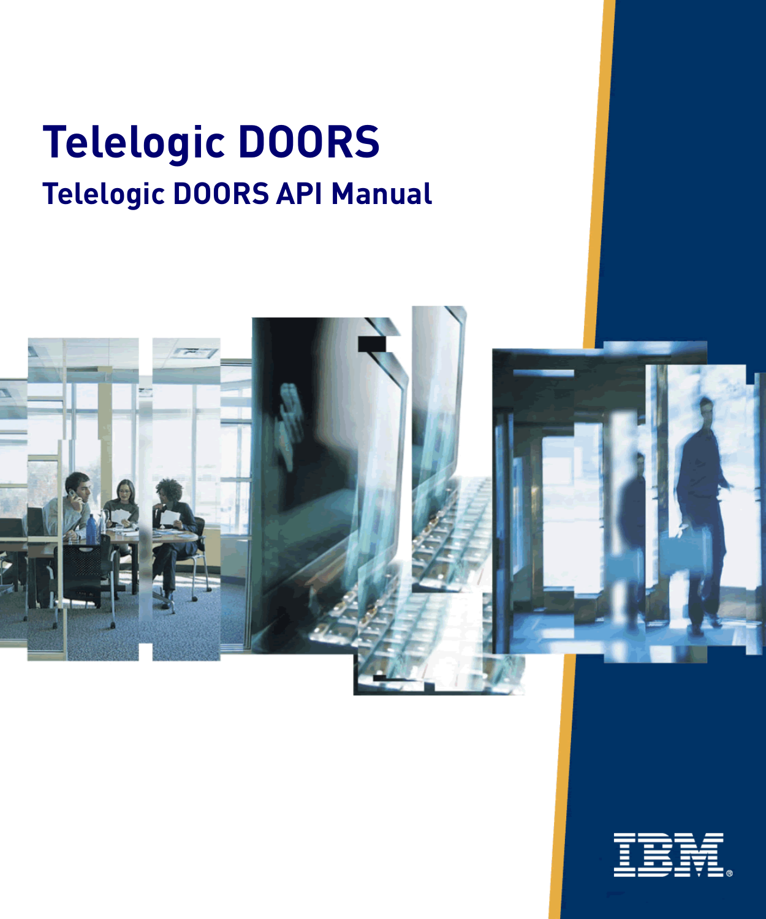# Telelogic DOORS

## Telelogic DOORS API Manual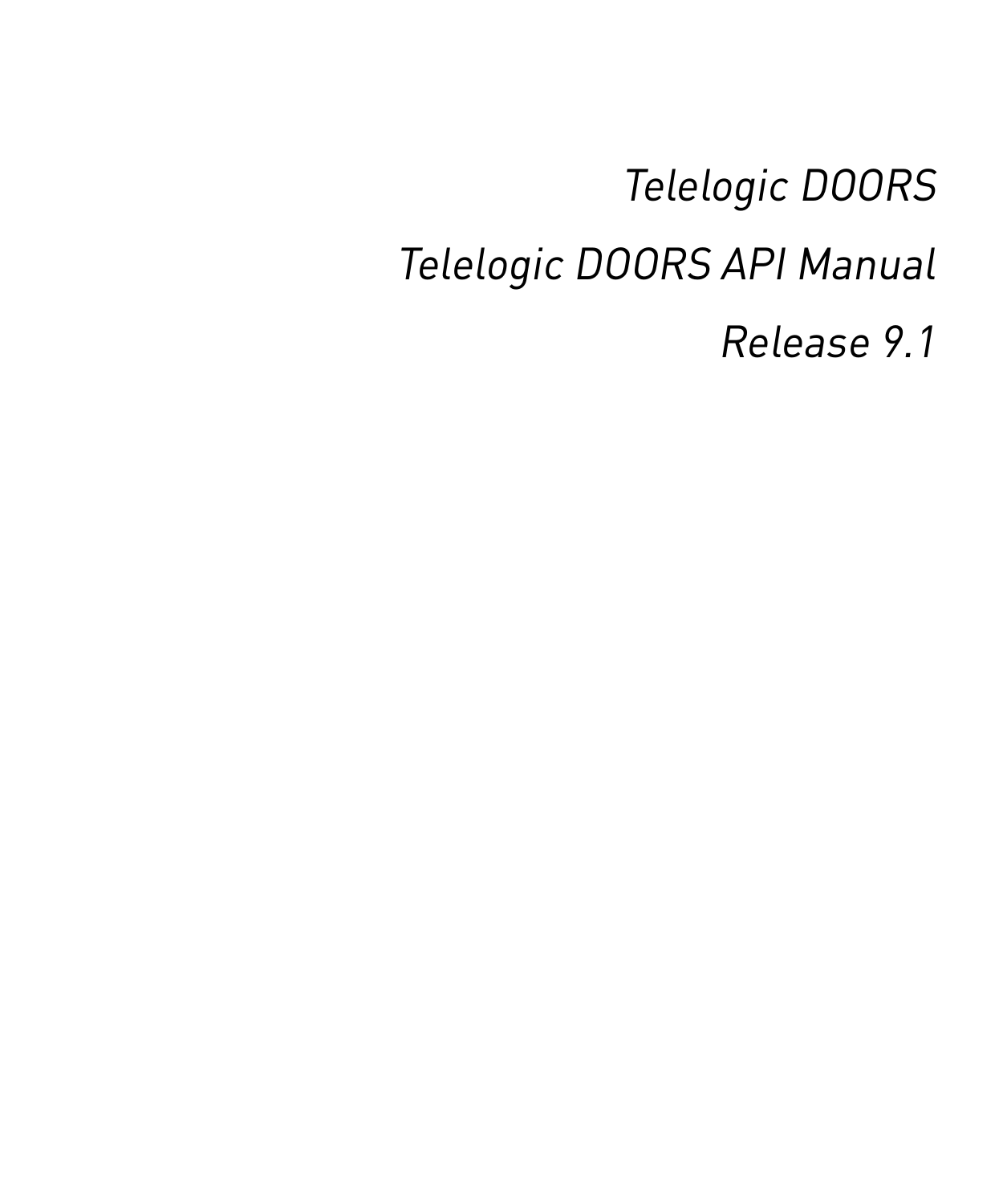*Telelogic DOORS*

*Telelogic DOORS API Manual*

*Release 9.1*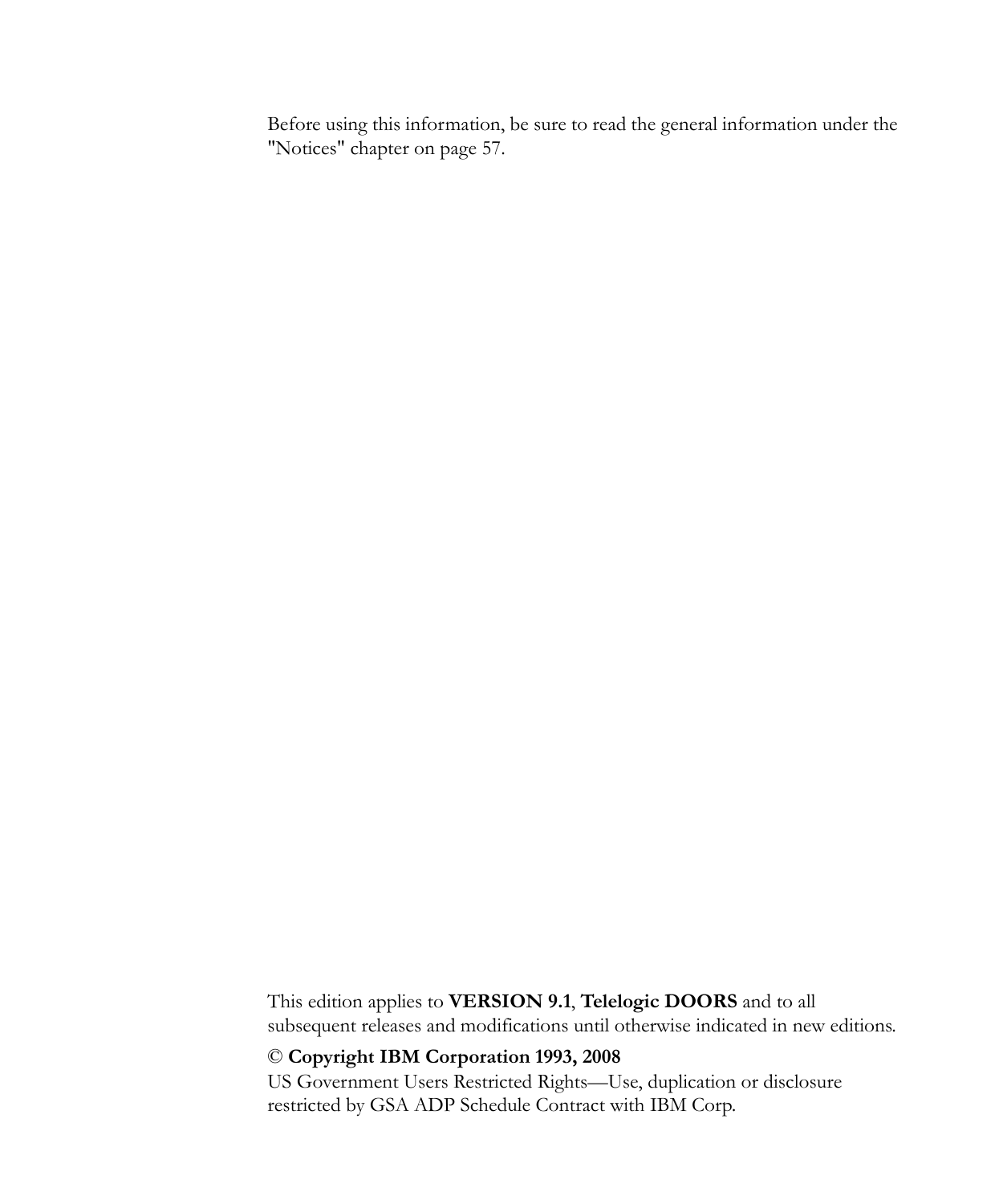Before using this information, be sure to read the general information under the "Notices" chapter on page 57.

This edition applies to **VERSION 9.1**, **Telelogic DOORS** and to all subsequent releases and modifications until otherwise indicated in new editions.

© **Copyright IBM Corporation 1993, 2008**

US Government Users Restricted Rights—Use, duplication or disclosure restricted by GSA ADP Schedule Contract with IBM Corp.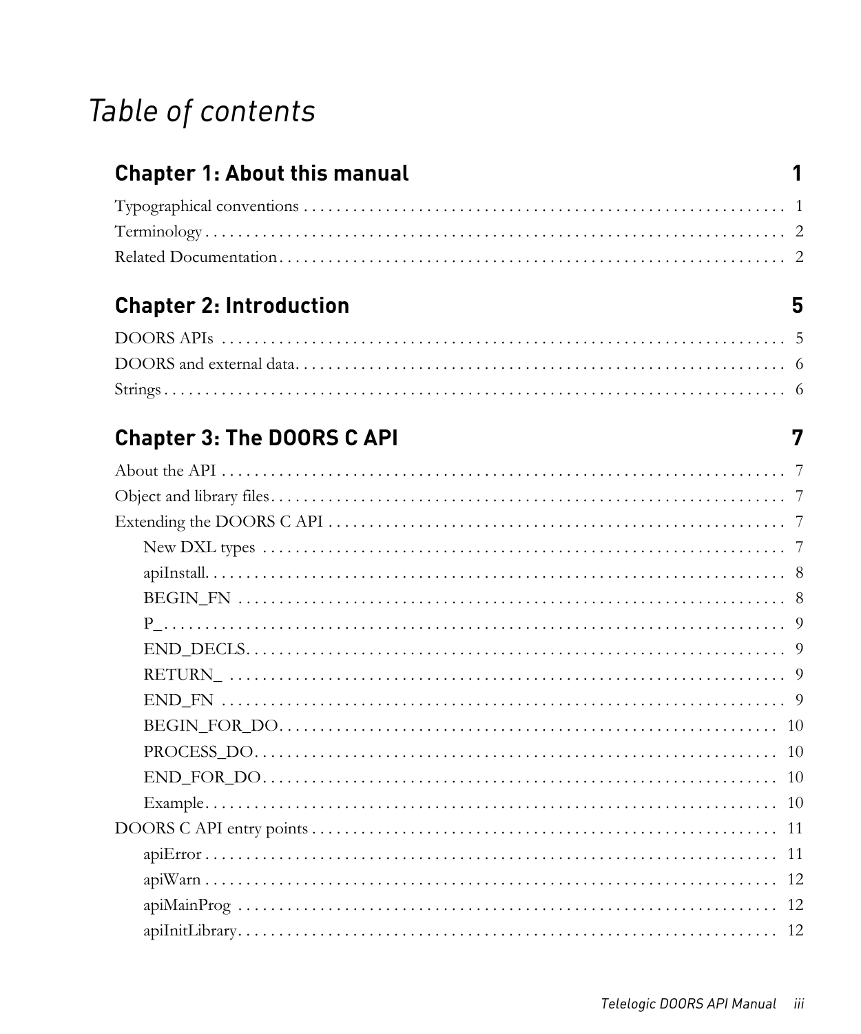# Table of contents

## Chapter 1: About this manual 1

Typographical conventions . . . . . . . . . . . . . . . . . . . . . . . . . . . . . . . . . . . . . . . . . . . . . . . . . . . . . . . . . . 1

Terminology . . . . . . . . . . . . . . . . . . . . . . . . . . . . . . . . . . . . . . . . . . . . . . . . . . . . . . . . . . . . . . . . . . . . 2

Related Documentation . . . . . . . . . . . . . . . . . . . . . . . . . . . . . . . . . . . . . . . . . . . . . . . . . . . . . . . . . . . . 2

## Chapter 2: Introduction 5

DOORS APIs . . . . . . . . . . . . . . . . . . . . . . . . . . . . . . . . . . . . . . . . . . . . . . . . . . . . . . . . . . . . . . . . . . . 5

DOORS and external data . . . . . . . . . . . . . . . . . . . . . . . . . . . . . . . . . . . . . . . . . . . . . . . . . . . . . . . . . . . 6

Strings . . . . . . . . . . . . . . . . . . . . . . . . . . . . . . . . . . . . . . . . . . . . . . . . . . . . . . . . . . . . . . . . . . . . . . . . 6

## Chapter 3: The DOORS C API 7

About the API . . . . . . . . . . . . . . . . . . . . . . . . . . . . . . . . . . . . . . . . . . . . . . . . . . . . . . . . . . . . . . . . . . 7

Object and library files . . . . . . . . . . . . . . . . . . . . . . . . . . . . . . . . . . . . . . . . . . . . . . . . . . . . . . . . . . . . 7

Extending the DOORS C API . . . . . . . . . . . . . . . . . . . . . . . . . . . . . . . . . . . . . . . . . . . . . . . . . . . . . . . 7

- New DXL types . . . . . . . . . . . . . . . . . . . . . . . . . . . . . . . . . . . . . . . . . . . . . . . . . . . . . . . . . . . . . . 7
- apiInstall . . . . . . . . . . . . . . . . . . . . . . . . . . . . . . . . . . . . . . . . . . . . . . . . . . . . . . . . . . . . . . . . . . . 8
- BEGIN_FN . . . . . . . . . . . . . . . . . . . . . . . . . . . . . . . . . . . . . . . . . . . . . . . . . . . . . . . . . . . . . . . . . 8
- P_ . . . . . . . . . . . . . . . . . . . . . . . . . . . . . . . . . . . . . . . . . . . . . . . . . . . . . . . . . . . . . . . . . . . . . . . 9
- END_DECLS . . . . . . . . . . . . . . . . . . . . . . . . . . . . . . . . . . . . . . . . . . . . . . . . . . . . . . . . . . . . . . . 9
- RETURN_ . . . . . . . . . . . . . . . . . . . . . . . . . . . . . . . . . . . . . . . . . . . . . . . . . . . . . . . . . . . . . . . . . 9
- END_FN . . . . . . . . . . . . . . . . . . . . . . . . . . . . . . . . . . . . . . . . . . . . . . . . . . . . . . . . . . . . . . . . . . 9
- BEGIN_FOR_DO . . . . . . . . . . . . . . . . . . . . . . . . . . . . . . . . . . . . . . . . . . . . . . . . . . . . . . . . . . 10
- PROCESS_DO . . . . . . . . . . . . . . . . . . . . . . . . . . . . . . . . . . . . . . . . . . . . . . . . . . . . . . . . . . . . . 10
- END_FOR_DO . . . . . . . . . . . . . . . . . . . . . . . . . . . . . . . . . . . . . . . . . . . . . . . . . . . . . . . . . . . . 10
- Example . . . . . . . . . . . . . . . . . . . . . . . . . . . . . . . . . . . . . . . . . . . . . . . . . . . . . . . . . . . . . . . . . 10

DOORS C API entry points . . . . . . . . . . . . . . . . . . . . . . . . . . . . . . . . . . . . . . . . . . . . . . . . . . . . . . . 11

- apiError . . . . . . . . . . . . . . . . . . . . . . . . . . . . . . . . . . . . . . . . . . . . . . . . . . . . . . . . . . . . . . . . . . 11
- apiWarn . . . . . . . . . . . . . . . . . . . . . . . . . . . . . . . . . . . . . . . . . . . . . . . . . . . . . . . . . . . . . . . . . . 12
- apiMainProg . . . . . . . . . . . . . . . . . . . . . . . . . . . . . . . . . . . . . . . . . . . . . . . . . . . . . . . . . . . . . . 12
- apiInitLibrary . . . . . . . . . . . . . . . . . . . . . . . . . . . . . . . . . . . . . . . . . . . . . . . . . . . . . . . . . . . . . 12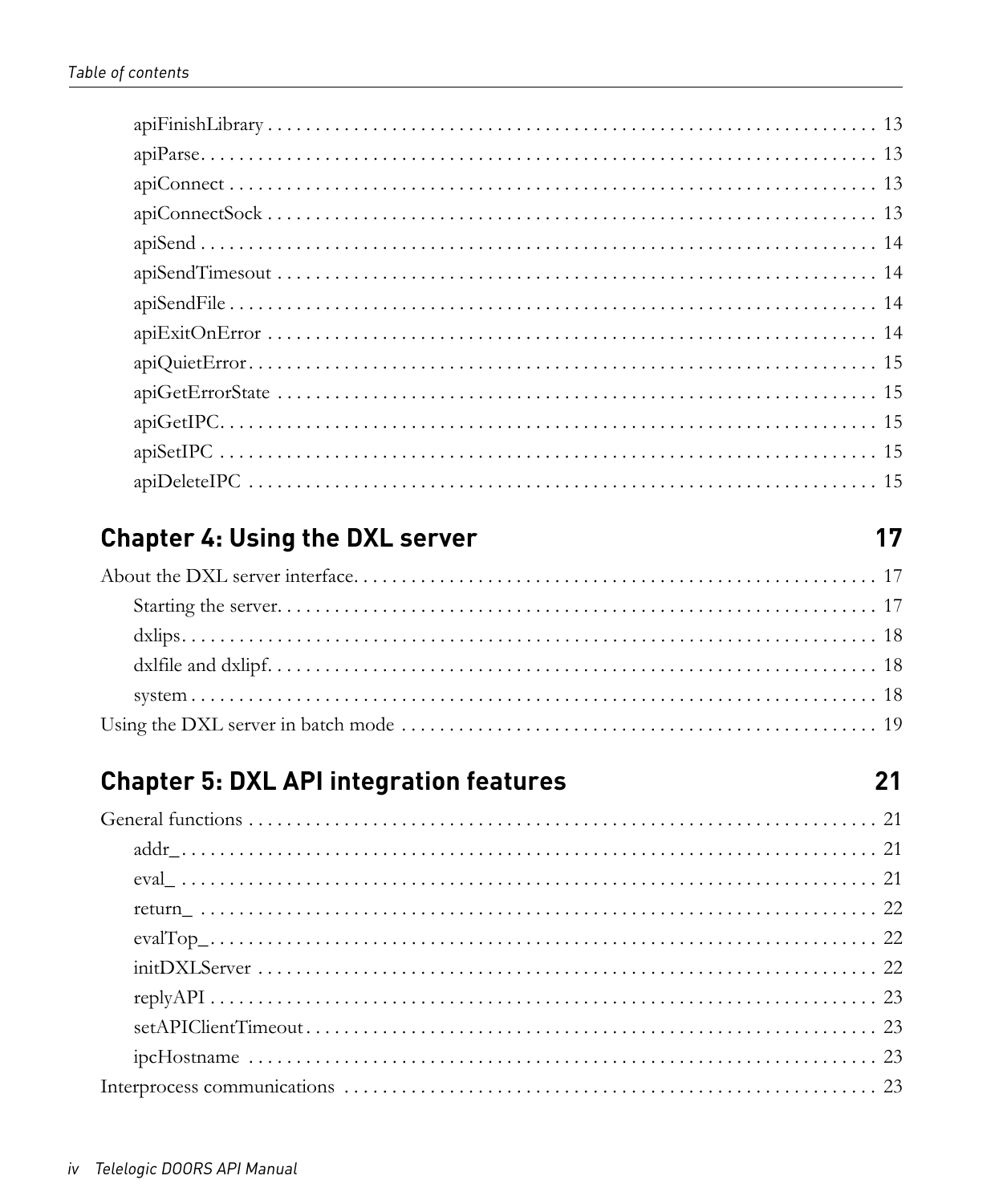apiFinishLibrary . . . . . . . . . . . . . . . . . . . . . . . . . . . . . . . . . . . . . . . . . . . . . . . . . . . . . . . . . . . . . 13
apiParse. . . . . . . . . . . . . . . . . . . . . . . . . . . . . . . . . . . . . . . . . . . . . . . . . . . . . . . . . . . . . . . . . . . 13
apiConnect . . . . . . . . . . . . . . . . . . . . . . . . . . . . . . . . . . . . . . . . . . . . . . . . . . . . . . . . . . . . . . . . 13
apiConnectSock . . . . . . . . . . . . . . . . . . . . . . . . . . . . . . . . . . . . . . . . . . . . . . . . . . . . . . . . . . . . . 13
apiSend . . . . . . . . . . . . . . . . . . . . . . . . . . . . . . . . . . . . . . . . . . . . . . . . . . . . . . . . . . . . . . . . . . . 14
apiSendTimesout . . . . . . . . . . . . . . . . . . . . . . . . . . . . . . . . . . . . . . . . . . . . . . . . . . . . . . . . . . . . 14
apiSendFile . . . . . . . . . . . . . . . . . . . . . . . . . . . . . . . . . . . . . . . . . . . . . . . . . . . . . . . . . . . . . . . . 14
apiExitOnError . . . . . . . . . . . . . . . . . . . . . . . . . . . . . . . . . . . . . . . . . . . . . . . . . . . . . . . . . . . . . . 14
apiQuietError. . . . . . . . . . . . . . . . . . . . . . . . . . . . . . . . . . . . . . . . . . . . . . . . . . . . . . . . . . . . . . . 15
apiGetErrorState . . . . . . . . . . . . . . . . . . . . . . . . . . . . . . . . . . . . . . . . . . . . . . . . . . . . . . . . . . . . . 15
apiGetIPC. . . . . . . . . . . . . . . . . . . . . . . . . . . . . . . . . . . . . . . . . . . . . . . . . . . . . . . . . . . . . . . . . . 15
apiSetIPC . . . . . . . . . . . . . . . . . . . . . . . . . . . . . . . . . . . . . . . . . . . . . . . . . . . . . . . . . . . . . . . . . . 15
apiDeleteIPC . . . . . . . . . . . . . . . . . . . . . . . . . . . . . . . . . . . . . . . . . . . . . . . . . . . . . . . . . . . . . . . 15

## Chapter 4: Using the DXL server 17

About the DXL server interface. . . . . . . . . . . . . . . . . . . . . . . . . . . . . . . . . . . . . . . . . . . . . . . . . . . 17
Starting the server. . . . . . . . . . . . . . . . . . . . . . . . . . . . . . . . . . . . . . . . . . . . . . . . . . . . . . . . . . . . 17
dxlips. . . . . . . . . . . . . . . . . . . . . . . . . . . . . . . . . . . . . . . . . . . . . . . . . . . . . . . . . . . . . . . . . . . . . 18
dxlfile and dxlipf. . . . . . . . . . . . . . . . . . . . . . . . . . . . . . . . . . . . . . . . . . . . . . . . . . . . . . . . . . . . . 18
system . . . . . . . . . . . . . . . . . . . . . . . . . . . . . . . . . . . . . . . . . . . . . . . . . . . . . . . . . . . . . . . . . . . . 18
Using the DXL server in batch mode . . . . . . . . . . . . . . . . . . . . . . . . . . . . . . . . . . . . . . . . . . . . . . . 19

## Chapter 5: DXL API integration features 21

General functions . . . . . . . . . . . . . . . . . . . . . . . . . . . . . . . . . . . . . . . . . . . . . . . . . . . . . . . . . . . . . 21
addr_. . . . . . . . . . . . . . . . . . . . . . . . . . . . . . . . . . . . . . . . . . . . . . . . . . . . . . . . . . . . . . . . . . . . . 21
eval_ . . . . . . . . . . . . . . . . . . . . . . . . . . . . . . . . . . . . . . . . . . . . . . . . . . . . . . . . . . . . . . . . . . . . . 21
return_ . . . . . . . . . . . . . . . . . . . . . . . . . . . . . . . . . . . . . . . . . . . . . . . . . . . . . . . . . . . . . . . . . . . . 22
evalTop_. . . . . . . . . . . . . . . . . . . . . . . . . . . . . . . . . . . . . . . . . . . . . . . . . . . . . . . . . . . . . . . . . . . 22
initDXLServer . . . . . . . . . . . . . . . . . . . . . . . . . . . . . . . . . . . . . . . . . . . . . . . . . . . . . . . . . . . . . . . 22
replyAPI . . . . . . . . . . . . . . . . . . . . . . . . . . . . . . . . . . . . . . . . . . . . . . . . . . . . . . . . . . . . . . . . . . . 23
setAPIClientTimeout. . . . . . . . . . . . . . . . . . . . . . . . . . . . . . . . . . . . . . . . . . . . . . . . . . . . . . . . . . . 23
ipcHostname . . . . . . . . . . . . . . . . . . . . . . . . . . . . . . . . . . . . . . . . . . . . . . . . . . . . . . . . . . . . . . . . 23
Interprocess communications . . . . . . . . . . . . . . . . . . . . . . . . . . . . . . . . . . . . . . . . . . . . . . . . . . . . 23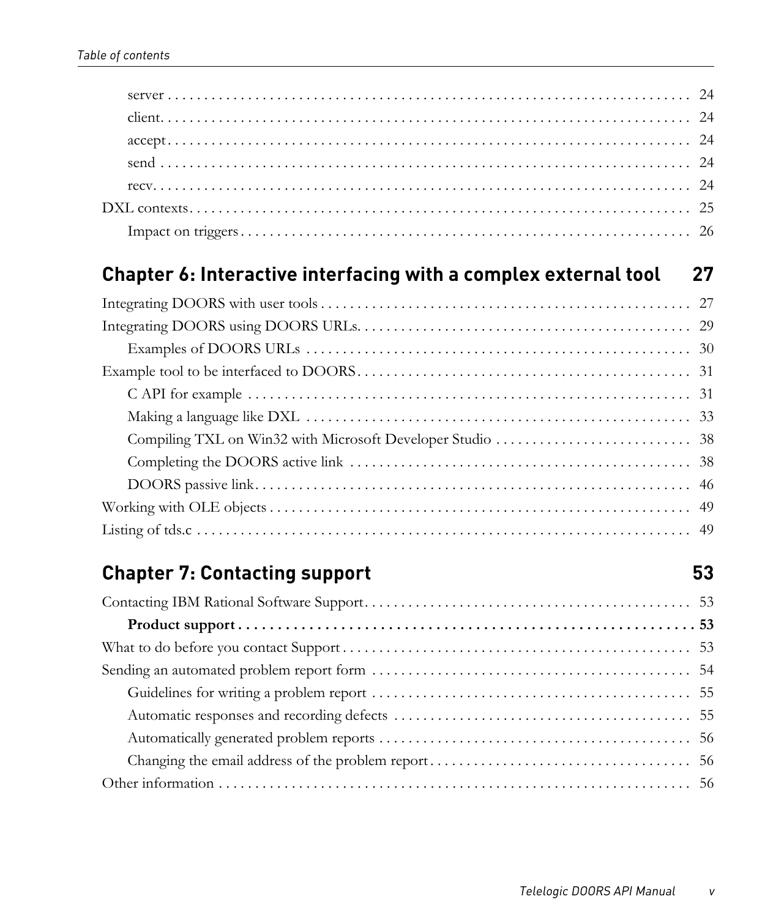server . . . . . . . . . . . . . . . . . . . . . . . . . . . . . . . . . . . . . . . . . . . . . . . . . . . . . . . . . . . . . . . . . . . . . 24

client. . . . . . . . . . . . . . . . . . . . . . . . . . . . . . . . . . . . . . . . . . . . . . . . . . . . . . . . . . . . . . . . . . . . . . 24

accept . . . . . . . . . . . . . . . . . . . . . . . . . . . . . . . . . . . . . . . . . . . . . . . . . . . . . . . . . . . . . . . . . . . . . 24

send . . . . . . . . . . . . . . . . . . . . . . . . . . . . . . . . . . . . . . . . . . . . . . . . . . . . . . . . . . . . . . . . . . . . . 24

recv. . . . . . . . . . . . . . . . . . . . . . . . . . . . . . . . . . . . . . . . . . . . . . . . . . . . . . . . . . . . . . . . . . . . . . 24

DXL contexts . . . . . . . . . . . . . . . . . . . . . . . . . . . . . . . . . . . . . . . . . . . . . . . . . . . . . . . . . . . . . . . . . 25

Impact on triggers . . . . . . . . . . . . . . . . . . . . . . . . . . . . . . . . . . . . . . . . . . . . . . . . . . . . . . . . . . . . . 26

## Chapter 6: Interactive interfacing with a complex external tool 27

Integrating DOORS with user tools . . . . . . . . . . . . . . . . . . . . . . . . . . . . . . . . . . . . . . . . . . . . . . . . . . . 27

Integrating DOORS using DOORS URLs. . . . . . . . . . . . . . . . . . . . . . . . . . . . . . . . . . . . . . . . . . . . . . . . 29

Examples of DOORS URLs . . . . . . . . . . . . . . . . . . . . . . . . . . . . . . . . . . . . . . . . . . . . . . . . . . . . . . 30

Example tool to be interfaced to DOORS . . . . . . . . . . . . . . . . . . . . . . . . . . . . . . . . . . . . . . . . . . . . . . 31

C API for example . . . . . . . . . . . . . . . . . . . . . . . . . . . . . . . . . . . . . . . . . . . . . . . . . . . . . . . . . . . . . 31

Making a language like DXL . . . . . . . . . . . . . . . . . . . . . . . . . . . . . . . . . . . . . . . . . . . . . . . . . . . . . . 33

Compiling TXL on Win32 with Microsoft Developer Studio . . . . . . . . . . . . . . . . . . . . . . . . . . . 38

Completing the DOORS active link . . . . . . . . . . . . . . . . . . . . . . . . . . . . . . . . . . . . . . . . . . . . . . . . 38

DOORS passive link. . . . . . . . . . . . . . . . . . . . . . . . . . . . . . . . . . . . . . . . . . . . . . . . . . . . . . . . . . . . 46

Working with OLE objects . . . . . . . . . . . . . . . . . . . . . . . . . . . . . . . . . . . . . . . . . . . . . . . . . . . . . . . . . 49

Listing of tds.c . . . . . . . . . . . . . . . . . . . . . . . . . . . . . . . . . . . . . . . . . . . . . . . . . . . . . . . . . . . . . . . . . . 49

## Chapter 7: Contacting support 53

Contacting IBM Rational Software Support. . . . . . . . . . . . . . . . . . . . . . . . . . . . . . . . . . . . . . . . . . . . . 53

**Product support . . . . . . . . . . . . . . . . . . . . . . . . . . . . . . . . . . . . . . . . . . . . . . . . . . . . . . . . . . . . . 53**

What to do before you contact Support . . . . . . . . . . . . . . . . . . . . . . . . . . . . . . . . . . . . . . . . . . . . . . . 53

Sending an automated problem report form . . . . . . . . . . . . . . . . . . . . . . . . . . . . . . . . . . . . . . . . . . . 54

Guidelines for writing a problem report . . . . . . . . . . . . . . . . . . . . . . . . . . . . . . . . . . . . . . . . . . . . 55

Automatic responses and recording defects . . . . . . . . . . . . . . . . . . . . . . . . . . . . . . . . . . . . . . . . . 55

Automatically generated problem reports . . . . . . . . . . . . . . . . . . . . . . . . . . . . . . . . . . . . . . . . . . . 56

Changing the email address of the problem report. . . . . . . . . . . . . . . . . . . . . . . . . . . . . . . . . . . . 56

Other information . . . . . . . . . . . . . . . . . . . . . . . . . . . . . . . . . . . . . . . . . . . . . . . . . . . . . . . . . . . . . . . 56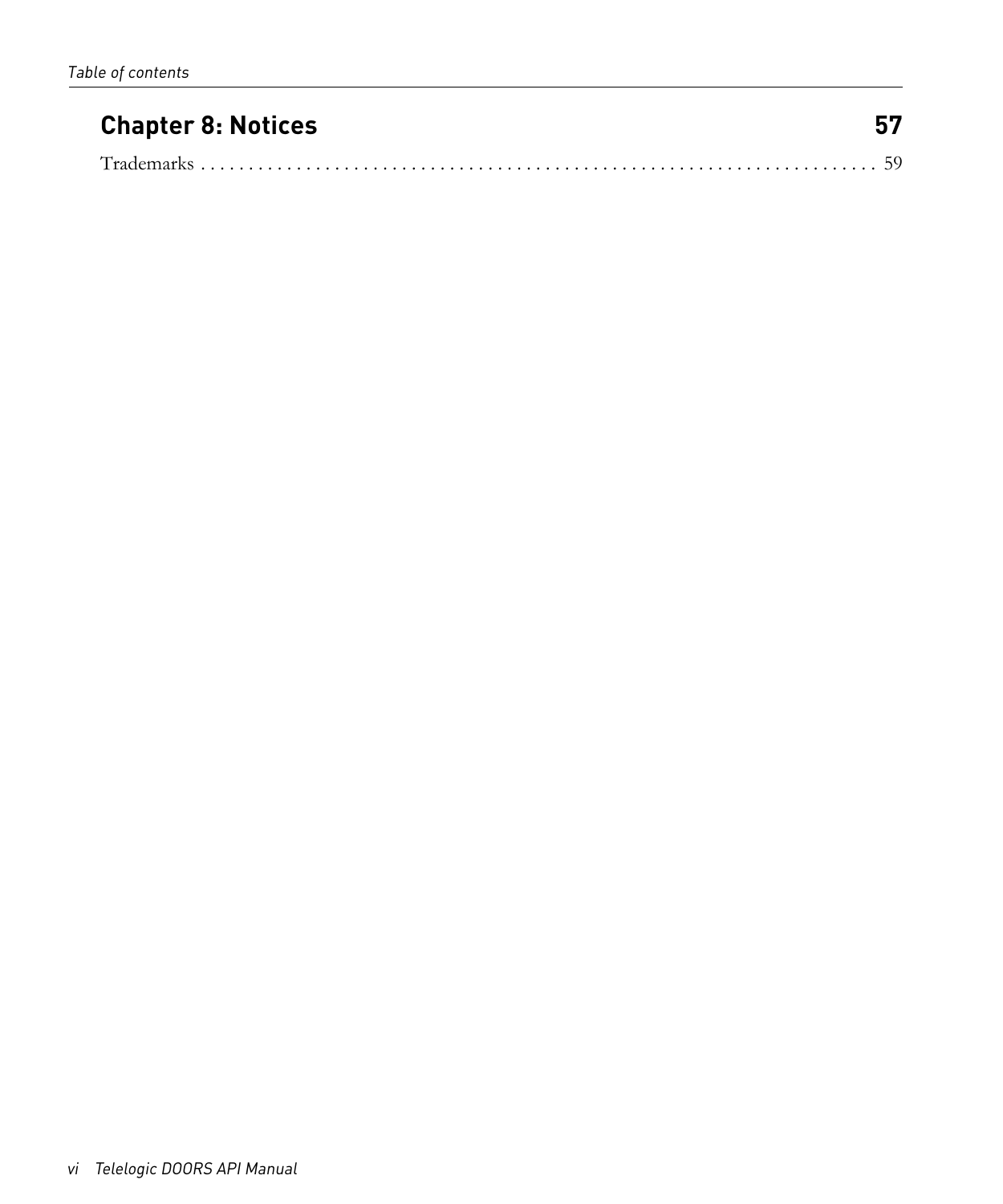## Chapter 8: Notices 57

Trademarks . . . . . . . . . . . . . . . . . . . . . . . . . . . . . . . . . . . . . . . . . . . . . . . . . . . . . . . . . . . . . . . . . . 59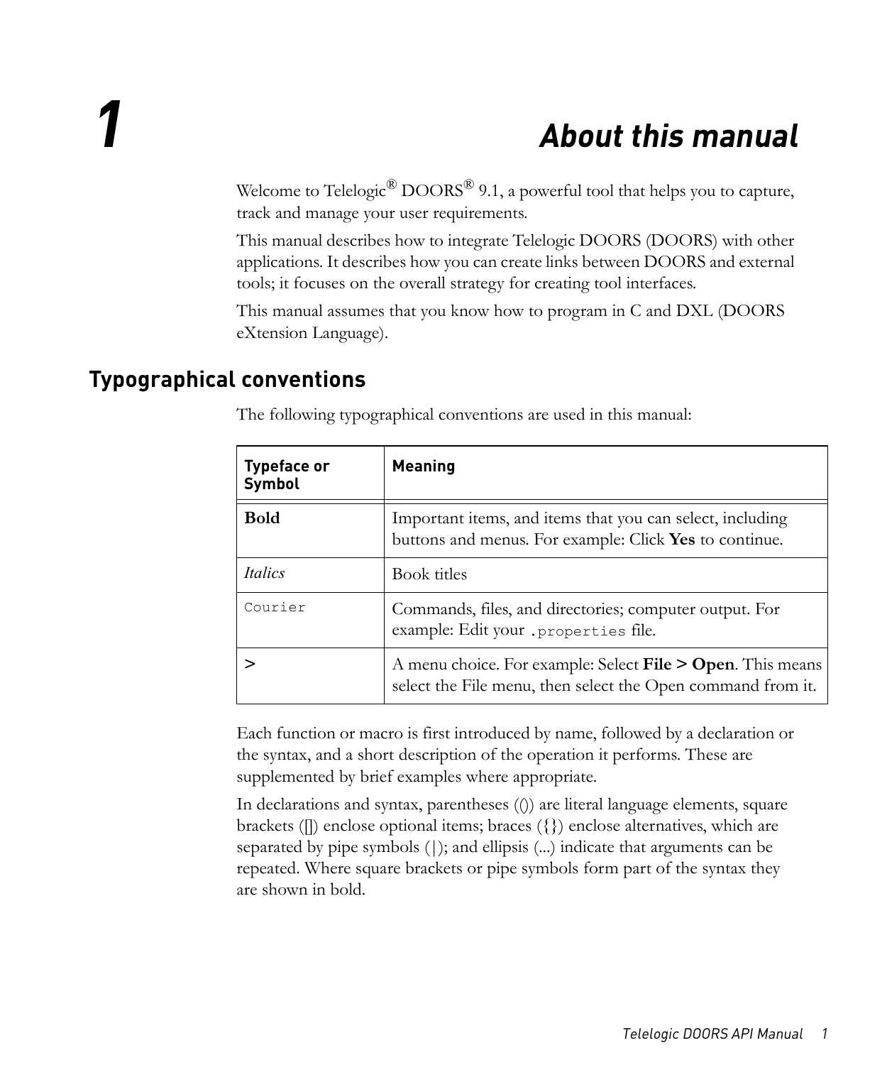# 1 About this manual

Welcome to Telelogic® DOORS® 9.1, a powerful tool that helps you to capture, track and manage your user requirements.

This manual describes how to integrate Telelogic DOORS (DOORS) with other applications. It describes how you can create links between DOORS and external tools; it focuses on the overall strategy for creating tool interfaces.

This manual assumes that you know how to program in C and DXL (DOORS eXtension Language).

## Typographical conventions

The following typographical conventions are used in this manual:

| Typeface or Symbol | Meaning |
|---|---|
| **Bold** | Important items, and items that you can select, including buttons and menus. For example: Click **Yes** to continue. |
| *Italics* | Book titles |
| `Courier` | Commands, files, and directories; computer output. For example: Edit your `.properties` file. |
| **>** | A menu choice. For example: Select **File > Open**. This means select the File menu, then select the Open command from it. |

Each function or macro is first introduced by name, followed by a declaration or the syntax, and a short description of the operation it performs. These are supplemented by brief examples where appropriate.

In declarations and syntax, parentheses (()) are literal language elements, square brackets ([]) enclose optional items; braces ({}) enclose alternatives, which are separated by pipe symbols (|); and ellipsis (...) indicate that arguments can be repeated. Where square brackets or pipe symbols form part of the syntax they are shown in bold.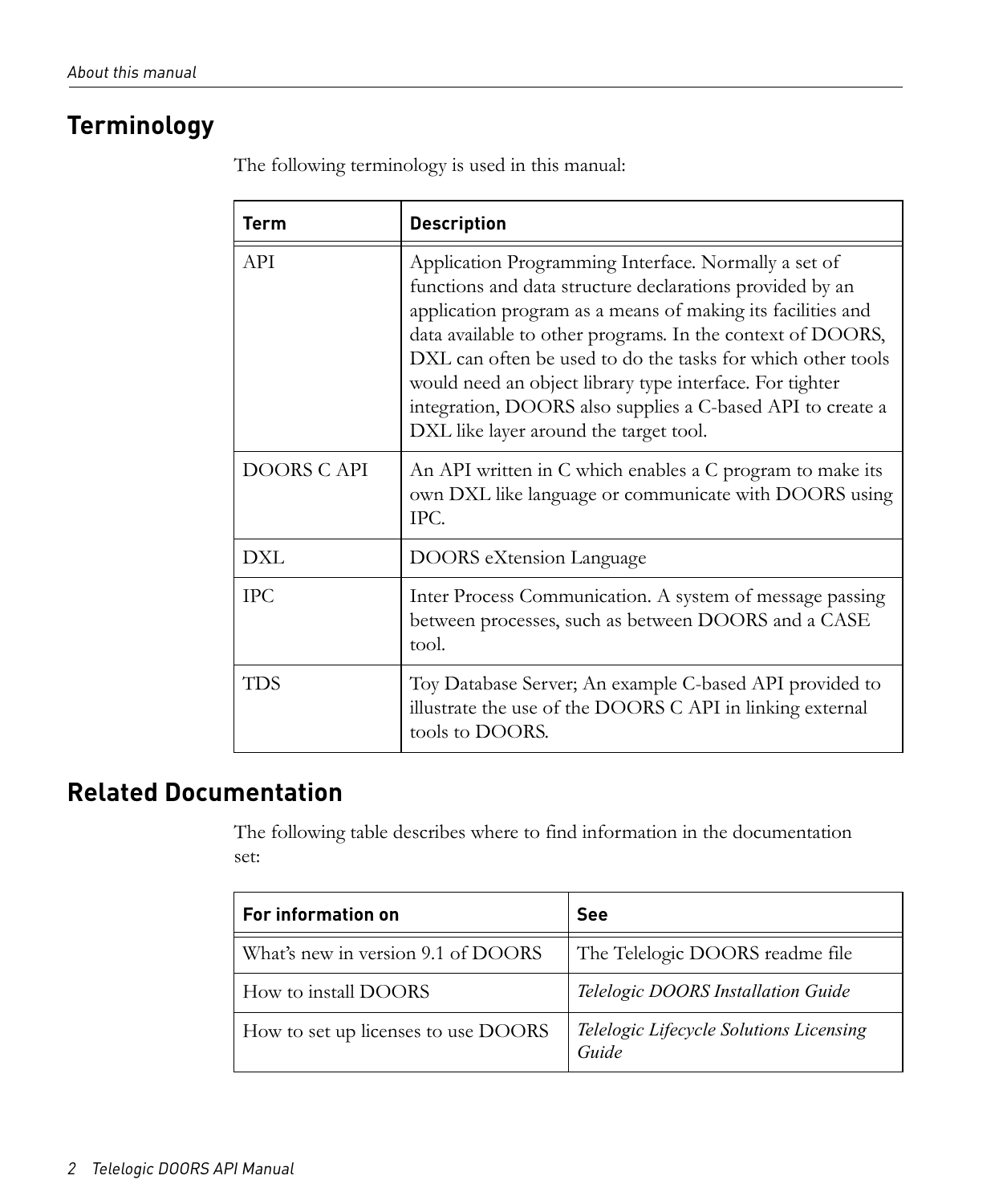## Terminology

The following terminology is used in this manual:

| Term | Description |
| --- | --- |
| API | Application Programming Interface. Normally a set of functions and data structure declarations provided by an application program as a means of making its facilities and data available to other programs. In the context of DOORS, DXL can often be used to do the tasks for which other tools would need an object library type interface. For tighter integration, DOORS also supplies a C-based API to create a DXL like layer around the target tool. |
| DOORS C API | An API written in C which enables a C program to make its own DXL like language or communicate with DOORS using IPC. |
| DXL | DOORS eXtension Language |
| IPC | Inter Process Communication. A system of message passing between processes, such as between DOORS and a CASE tool. |
| TDS | Toy Database Server; An example C-based API provided to illustrate the use of the DOORS C API in linking external tools to DOORS. |

## Related Documentation

The following table describes where to find information in the documentation set:

| For information on | See |
| --- | --- |
| What's new in version 9.1 of DOORS | The Telelogic DOORS readme file |
| How to install DOORS | *Telelogic DOORS Installation Guide* |
| How to set up licenses to use DOORS | *Telelogic Lifecycle Solutions Licensing Guide* |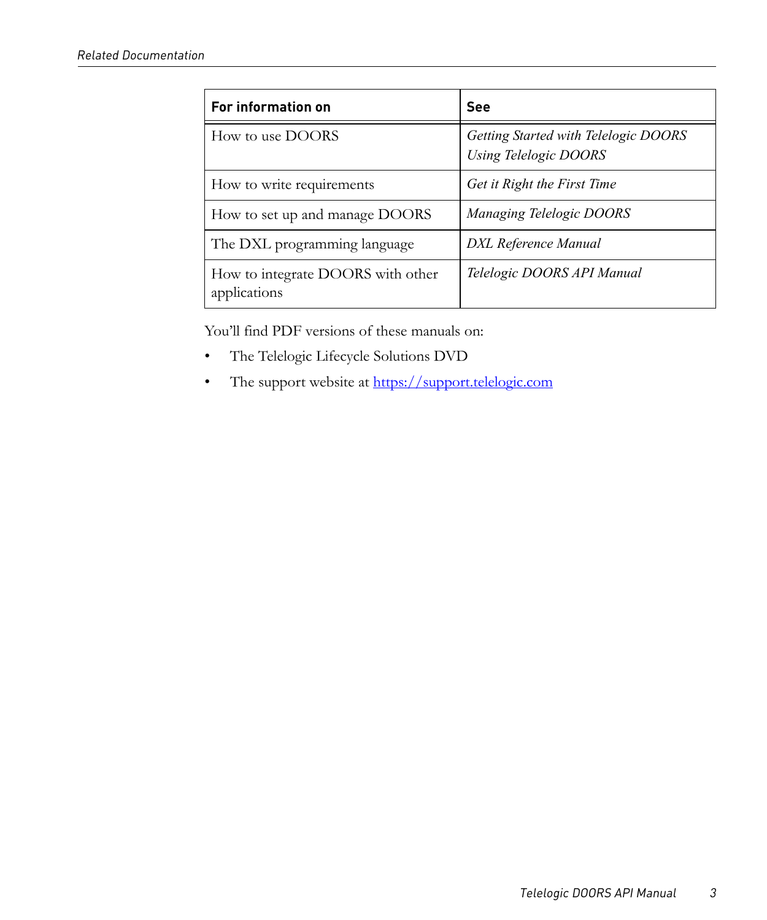| For information on | See |
| --- | --- |
| How to use DOORS | *Getting Started with Telelogic DOORS*<br>*Using Telelogic DOORS* |
| How to write requirements | *Get it Right the First Time* |
| How to set up and manage DOORS | *Managing Telelogic DOORS* |
| The DXL programming language | *DXL Reference Manual* |
| How to integrate DOORS with other applications | *Telelogic DOORS API Manual* |

You'll find PDF versions of these manuals on:

- The Telelogic Lifecycle Solutions DVD
- The support website at [https://support.telelogic.com](https://support.telelogic.com)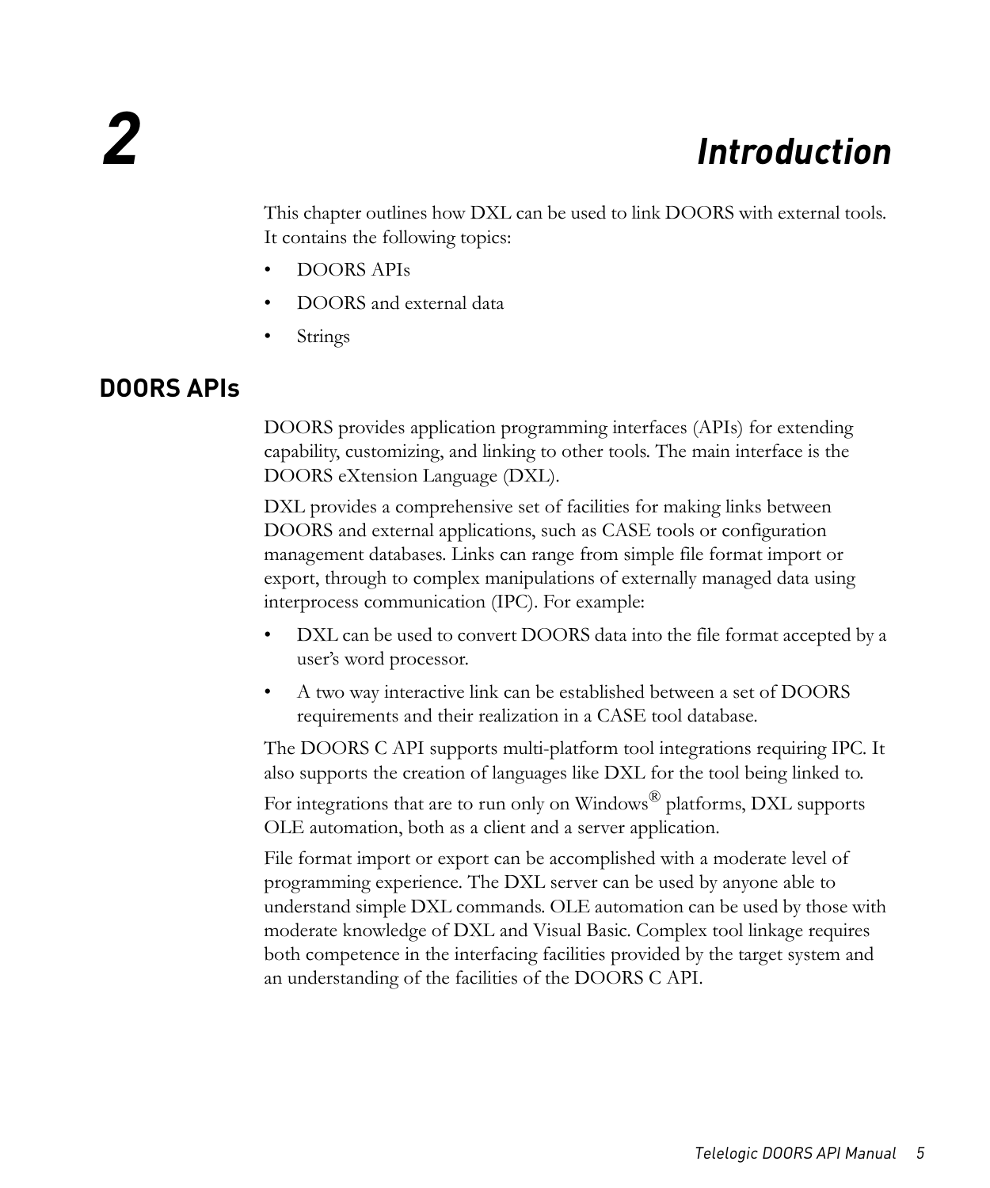# 2 Introduction

This chapter outlines how DXL can be used to link DOORS with external tools. It contains the following topics:

- DOORS APIs
- DOORS and external data
- Strings

## DOORS APIs

DOORS provides application programming interfaces (APIs) for extending capability, customizing, and linking to other tools. The main interface is the DOORS eXtension Language (DXL).

DXL provides a comprehensive set of facilities for making links between DOORS and external applications, such as CASE tools or configuration management databases. Links can range from simple file format import or export, through to complex manipulations of externally managed data using interprocess communication (IPC). For example:

- DXL can be used to convert DOORS data into the file format accepted by a user's word processor.
- A two way interactive link can be established between a set of DOORS requirements and their realization in a CASE tool database.

The DOORS C API supports multi-platform tool integrations requiring IPC. It also supports the creation of languages like DXL for the tool being linked to.

For integrations that are to run only on Windows® platforms, DXL supports OLE automation, both as a client and a server application.

File format import or export can be accomplished with a moderate level of programming experience. The DXL server can be used by anyone able to understand simple DXL commands. OLE automation can be used by those with moderate knowledge of DXL and Visual Basic. Complex tool linkage requires both competence in the interfacing facilities provided by the target system and an understanding of the facilities of the DOORS C API.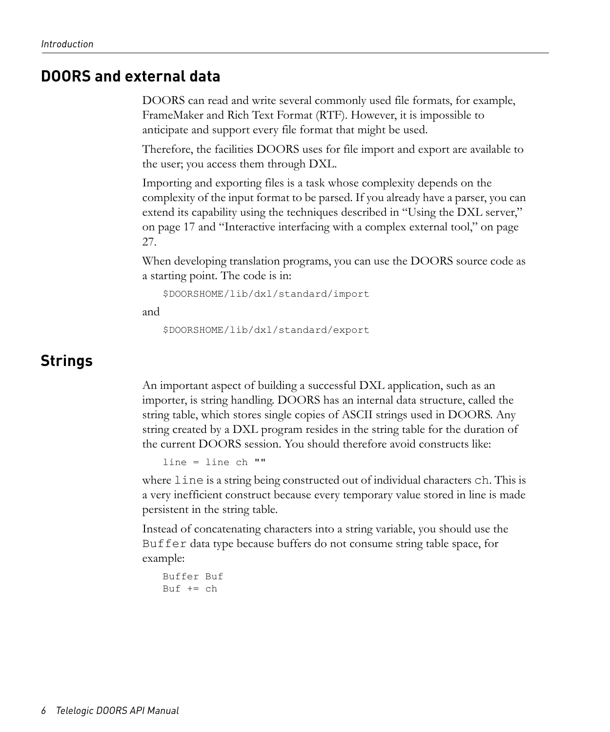## DOORS and external data

DOORS can read and write several commonly used file formats, for example, FrameMaker and Rich Text Format (RTF). However, it is impossible to anticipate and support every file format that might be used.

Therefore, the facilities DOORS uses for file import and export are available to the user; you access them through DXL.

Importing and exporting files is a task whose complexity depends on the complexity of the input format to be parsed. If you already have a parser, you can extend its capability using the techniques described in "Using the DXL server," on page 17 and "Interactive interfacing with a complex external tool," on page 27.

When developing translation programs, you can use the DOORS source code as a starting point. The code is in:

```
$DOORSHOME/lib/dxl/standard/import
```

and

```
$DOORSHOME/lib/dxl/standard/export
```

## Strings

An important aspect of building a successful DXL application, such as an importer, is string handling. DOORS has an internal data structure, called the string table, which stores single copies of ASCII strings used in DOORS. Any string created by a DXL program resides in the string table for the duration of the current DOORS session. You should therefore avoid constructs like:

```
line = line ch ""
```

where `line` is a string being constructed out of individual characters `ch`. This is a very inefficient construct because every temporary value stored in line is made persistent in the string table.

Instead of concatenating characters into a string variable, you should use the `Buffer` data type because buffers do not consume string table space, for example:

```
Buffer Buf
Buf += ch
```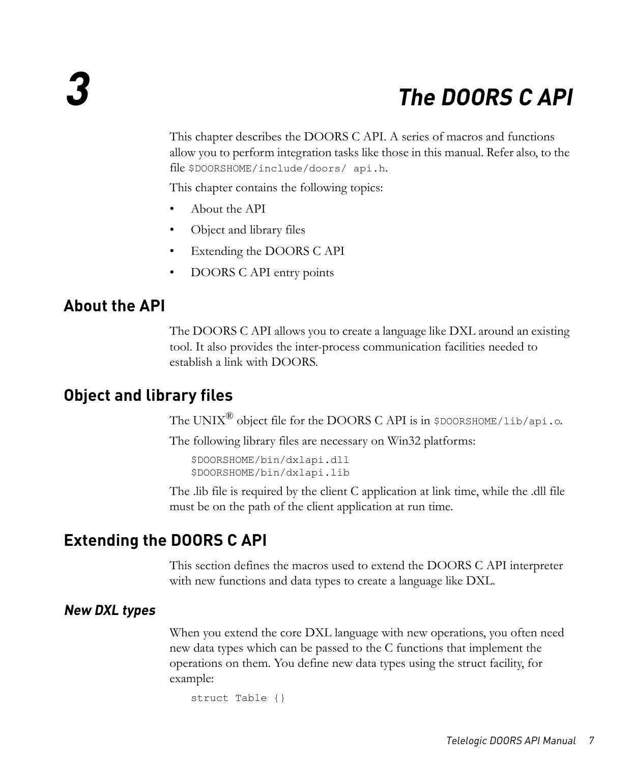# 3 The DOORS C API

This chapter describes the DOORS C API. A series of macros and functions allow you to perform integration tasks like those in this manual. Refer also, to the file `$DOORSHOME/include/doors/ api.h`.

This chapter contains the following topics:

- About the API
- Object and library files
- Extending the DOORS C API
- DOORS C API entry points

## About the API

The DOORS C API allows you to create a language like DXL around an existing tool. It also provides the inter-process communication facilities needed to establish a link with DOORS.

## Object and library files

The UNIX® object file for the DOORS C API is in `$DOORSHOME/lib/api.o`.

The following library files are necessary on Win32 platforms:

```
$DOORSHOME/bin/dxlapi.dll
$DOORSHOME/bin/dxlapi.lib
```

The .lib file is required by the client C application at link time, while the .dll file must be on the path of the client application at run time.

## Extending the DOORS C API

This section defines the macros used to extend the DOORS C API interpreter with new functions and data types to create a language like DXL.

### *New DXL types*

When you extend the core DXL language with new operations, you often need new data types which can be passed to the C functions that implement the operations on them. You define new data types using the struct facility, for example:

```
struct Table {}
```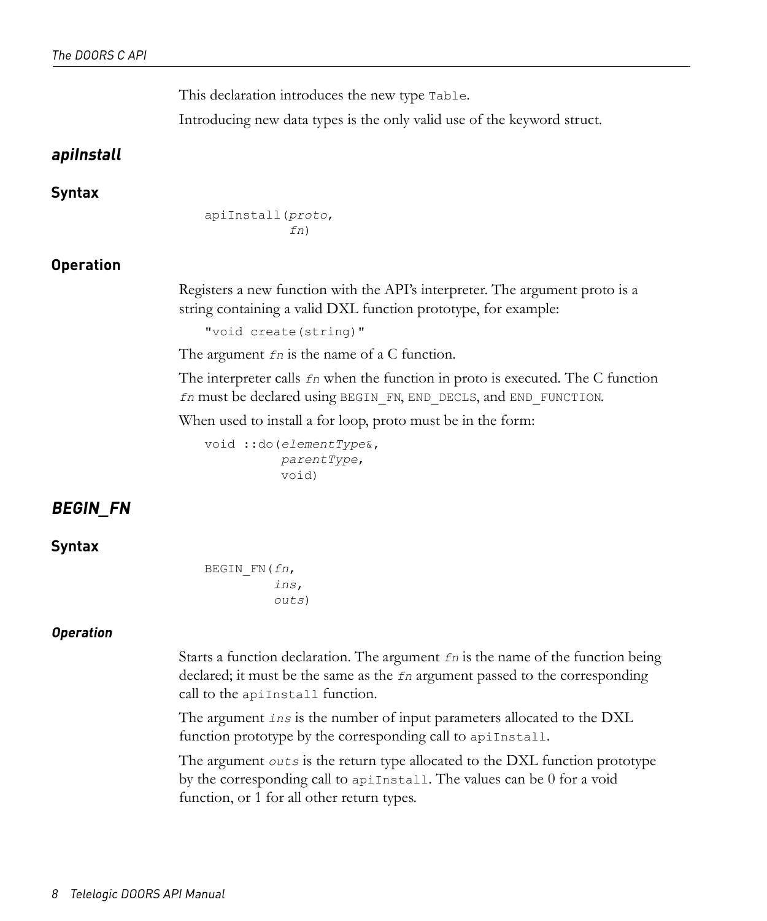This declaration introduces the new type `Table`.

Introducing new data types is the only valid use of the keyword struct.

## *apiInstall*

### Syntax

```
apiInstall(proto,
           fn)
```

### Operation

Registers a new function with the API's interpreter. The argument proto is a string containing a valid DXL function prototype, for example:

```
"void create(string)"
```

The argument *fn* is the name of a C function.

The interpreter calls *fn* when the function in proto is executed. The C function *fn* must be declared using `BEGIN_FN`, `END_DECLS`, and `END_FUNCTION`.

When used to install a for loop, proto must be in the form:

```
void ::do(elementType&,
          parentType,
          void)
```

## *BEGIN_FN*

### Syntax

```
BEGIN_FN(fn,
         ins,
         outs)
```

#### *Operation*

Starts a function declaration. The argument *fn* is the name of the function being declared; it must be the same as the *fn* argument passed to the corresponding call to the `apiInstall` function.

The argument *ins* is the number of input parameters allocated to the DXL function prototype by the corresponding call to `apiInstall`.

The argument *outs* is the return type allocated to the DXL function prototype by the corresponding call to `apiInstall`. The values can be 0 for a void function, or 1 for all other return types.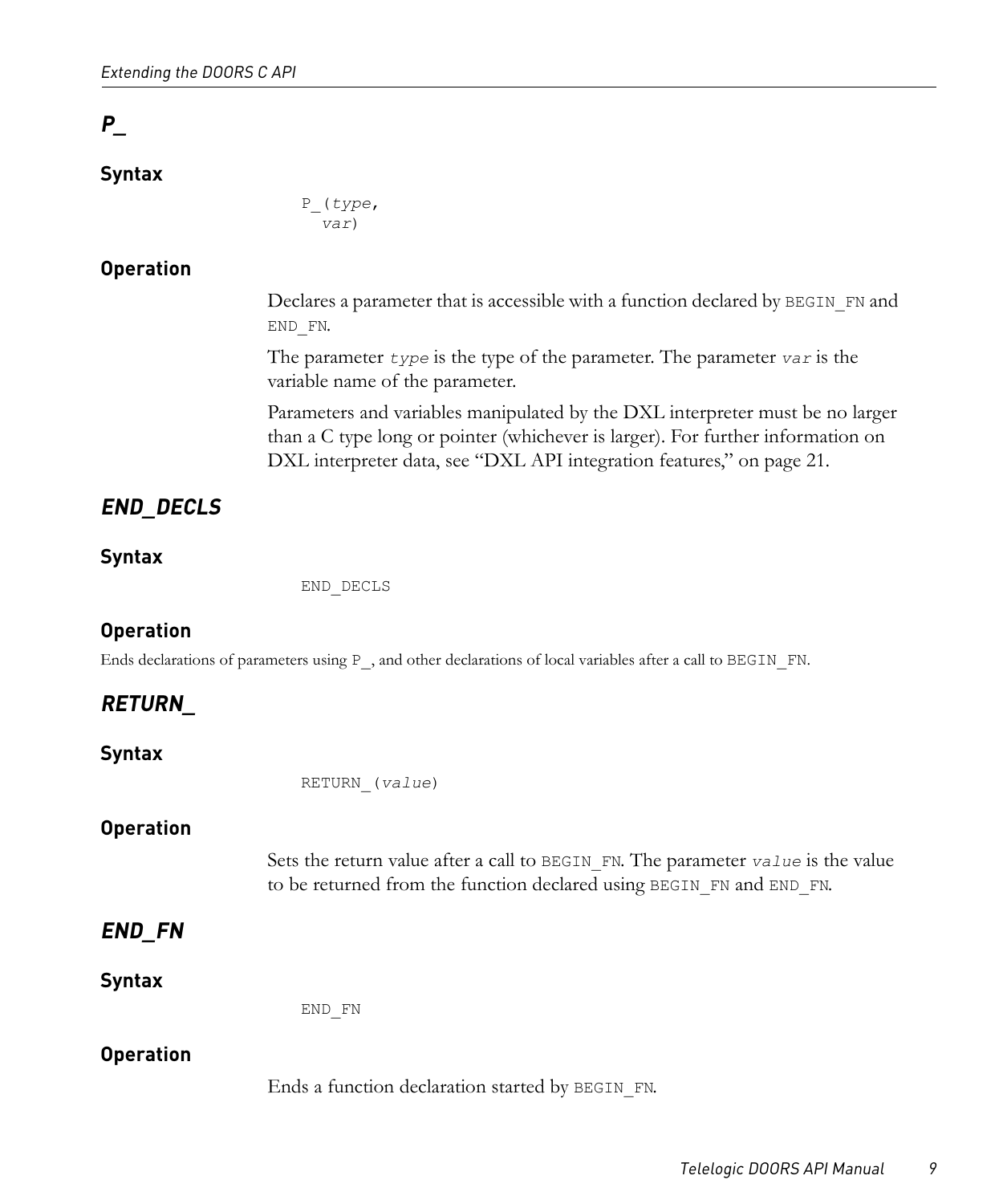## *P_*

### Syntax

```
P_(type,
  var)
```

### Operation

Declares a parameter that is accessible with a function declared by `BEGIN_FN` and `END_FN`.

The parameter *`type`* is the type of the parameter. The parameter *`var`* is the variable name of the parameter.

Parameters and variables manipulated by the DXL interpreter must be no larger than a C type long or pointer (whichever is larger). For further information on DXL interpreter data, see "DXL API integration features," on page 21.

## *END_DECLS*

### Syntax

```
END_DECLS
```

### Operation

Ends declarations of parameters using `P_`, and other declarations of local variables after a call to `BEGIN_FN`.

## *RETURN_*

### Syntax

```
RETURN_(value)
```

### Operation

Sets the return value after a call to `BEGIN_FN`. The parameter *`value`* is the value to be returned from the function declared using `BEGIN_FN` and `END_FN`.

## *END_FN*

### Syntax

```
END_FN
```

### Operation

Ends a function declaration started by `BEGIN_FN`.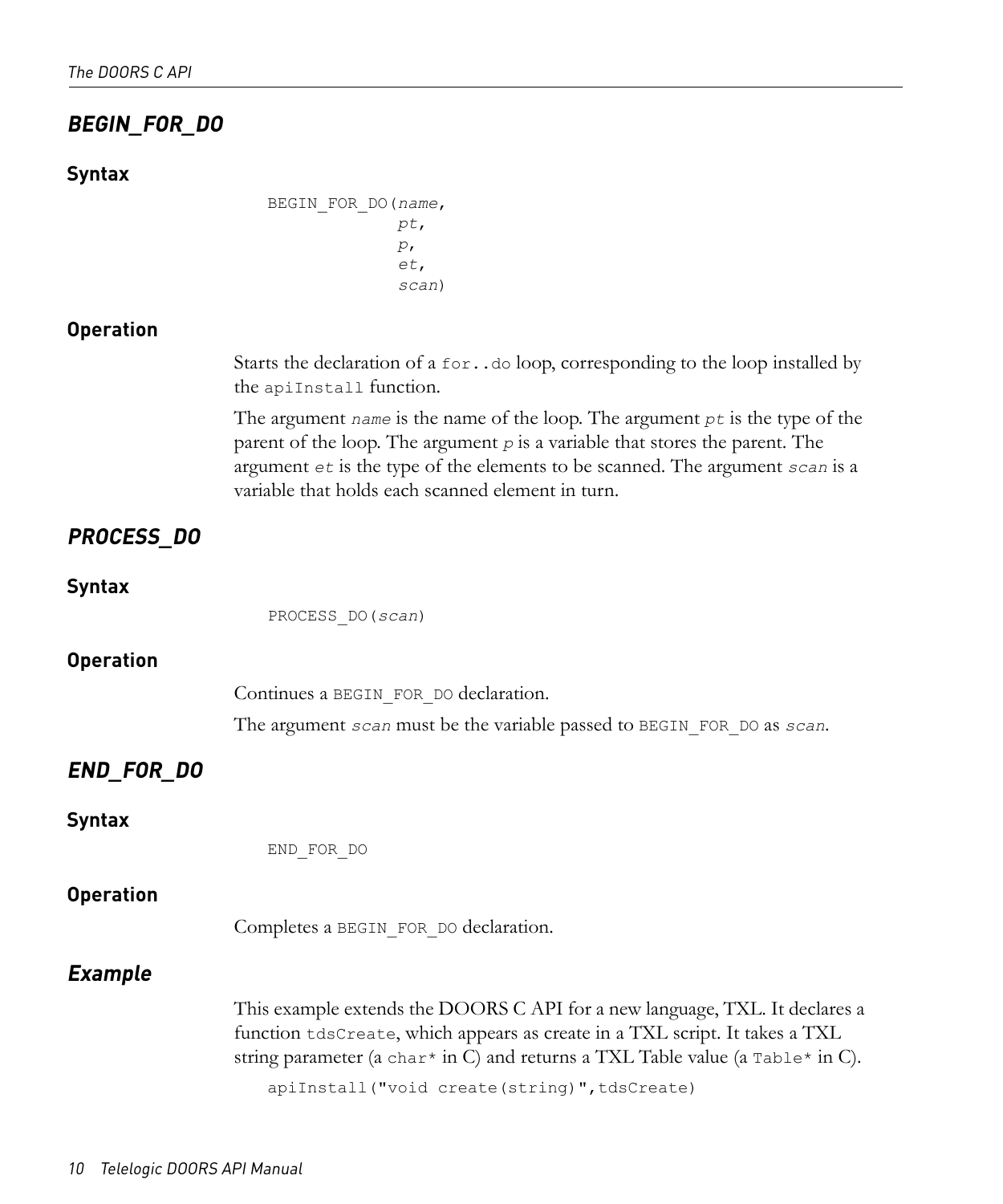## *BEGIN_FOR_DO*

### Syntax

```
BEGIN_FOR_DO(name,
             pt,
             p,
             et,
             scan)
```

### Operation

Starts the declaration of a `for..do` loop, corresponding to the loop installed by the `apiInstall` function.

The argument *`name`* is the name of the loop. The argument *`pt`* is the type of the parent of the loop. The argument *`p`* is a variable that stores the parent. The argument *`et`* is the type of the elements to be scanned. The argument *`scan`* is a variable that holds each scanned element in turn.

## *PROCESS_DO*

### Syntax

```
PROCESS_DO(scan)
```

### Operation

Continues a `BEGIN_FOR_DO` declaration.

The argument *`scan`* must be the variable passed to `BEGIN_FOR_DO` as *`scan`*.

## *END_FOR_DO*

### Syntax

```
END_FOR_DO
```

### Operation

Completes a `BEGIN_FOR_DO` declaration.

## *Example*

This example extends the DOORS C API for a new language, TXL. It declares a function `tdsCreate`, which appears as create in a TXL script. It takes a TXL string parameter (a `char*` in C) and returns a TXL Table value (a `Table*` in C).

```
apiInstall("void create(string)",tdsCreate)
```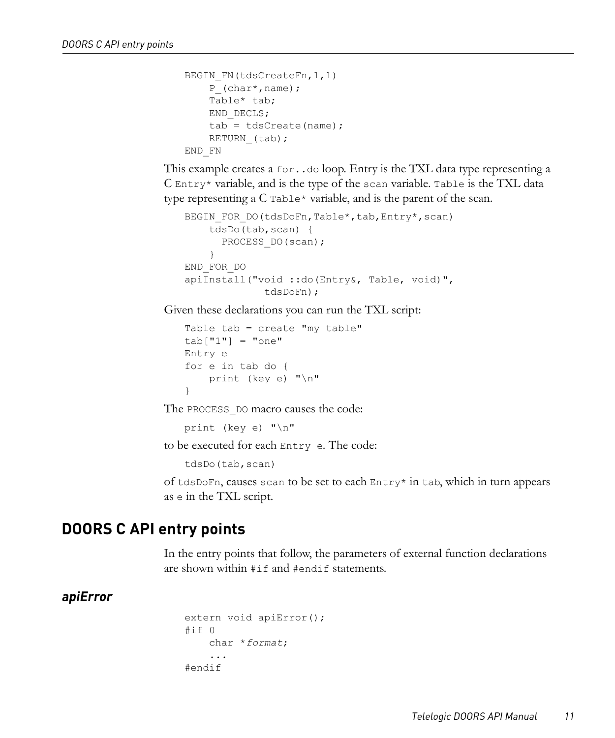```
BEGIN_FN(tdsCreateFn,1,1)
    P_(char*,name);
    Table* tab;
    END_DECLS;
    tab = tdsCreate(name);
    RETURN_(tab);
END_FN
```

This example creates a `for..do` loop. Entry is the TXL data type representing a C `Entry*` variable, and is the type of the `scan` variable. `Table` is the TXL data type representing a C `Table*` variable, and is the parent of the scan.

```
BEGIN_FOR_DO(tdsDoFn,Table*,tab,Entry*,scan)
    tdsDo(tab,scan) {
      PROCESS_DO(scan);
    }
END_FOR_DO
apiInstall("void ::do(Entry&, Table, void)",
             tdsDoFn);
```

Given these declarations you can run the TXL script:

```
Table tab = create "my table"
tab["1"] = "one"
Entry e
for e in tab do {
    print (key e) "\n"
}
```

The `PROCESS_DO` macro causes the code:

```
print (key e) "\n"
```

to be executed for each `Entry e`. The code:

```
tdsDo(tab,scan)
```

of `tdsDoFn`, causes `scan` to be set to each `Entry*` in `tab`, which in turn appears as `e` in the TXL script.

## DOORS C API entry points

In the entry points that follow, the parameters of external function declarations are shown within `#if` and `#endif` statements.

### *apiError*

```
extern void apiError();
#if 0
    char *format;
    ...
#endif
```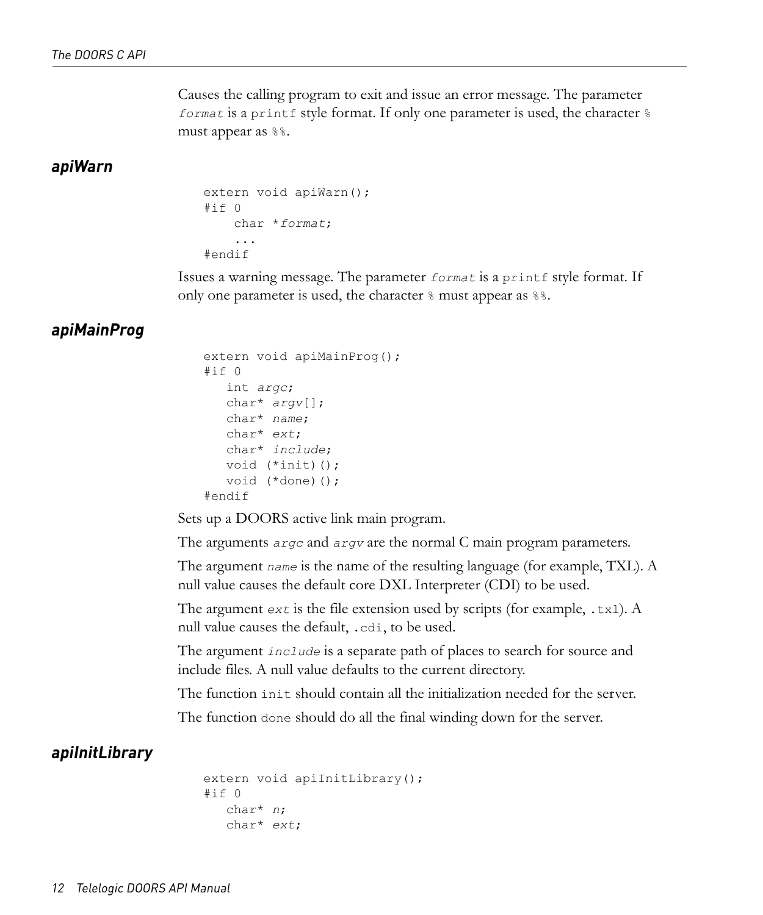Causes the calling program to exit and issue an error message. The parameter *format* is a `printf` style format. If only one parameter is used, the character `%` must appear as `%%`.

### apiWarn

```
extern void apiWarn();
#if 0
    char *format;
    ...
#endif
```

Issues a warning message. The parameter *format* is a `printf` style format. If only one parameter is used, the character `%` must appear as `%%`.

### apiMainProg

```
extern void apiMainProg();
#if 0
   int argc;
   char* argv[];
   char* name;
   char* ext;
   char* include;
   void (*init)();
   void (*done)();
#endif
```

Sets up a DOORS active link main program.

The arguments *argc* and *argv* are the normal C main program parameters.

The argument *name* is the name of the resulting language (for example, TXL). A null value causes the default core DXL Interpreter (CDI) to be used.

The argument *ext* is the file extension used by scripts (for example, `.txl`). A null value causes the default, `.cdi`, to be used.

The argument *include* is a separate path of places to search for source and include files. A null value defaults to the current directory.

The function `init` should contain all the initialization needed for the server.

The function `done` should do all the final winding down for the server.

### apiInitLibrary

```
extern void apiInitLibrary();
#if 0
   char* n;
   char* ext;
```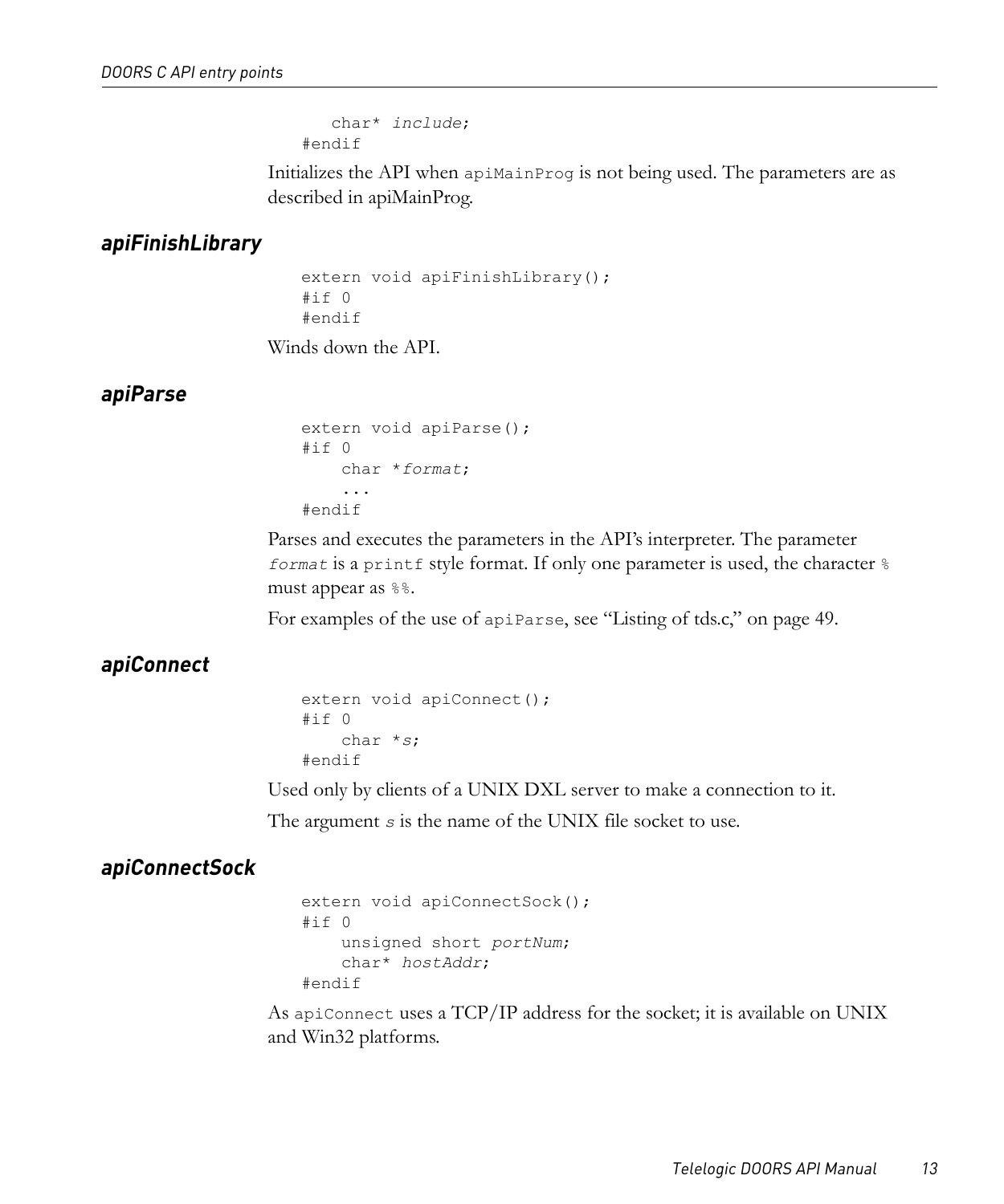```
    char* include;
#endif
```

Initializes the API when `apiMainProg` is not being used. The parameters are as described in apiMainProg.

### *apiFinishLibrary*

```
extern void apiFinishLibrary();
#if 0
#endif
```

Winds down the API.

### *apiParse*

```
extern void apiParse();
#if 0
    char *format;
    ...
#endif
```

Parses and executes the parameters in the API's interpreter. The parameter *`format`* is a `printf` style format. If only one parameter is used, the character `%` must appear as `%%`.

For examples of the use of `apiParse`, see "Listing of tds.c," on page 49.

### *apiConnect*

```
extern void apiConnect();
#if 0
    char *s;
#endif
```

Used only by clients of a UNIX DXL server to make a connection to it.

The argument *`s`* is the name of the UNIX file socket to use.

### *apiConnectSock*

```
extern void apiConnectSock();
#if 0
    unsigned short portNum;
    char* hostAddr;
#endif
```

As `apiConnect` uses a TCP/IP address for the socket; it is available on UNIX and Win32 platforms.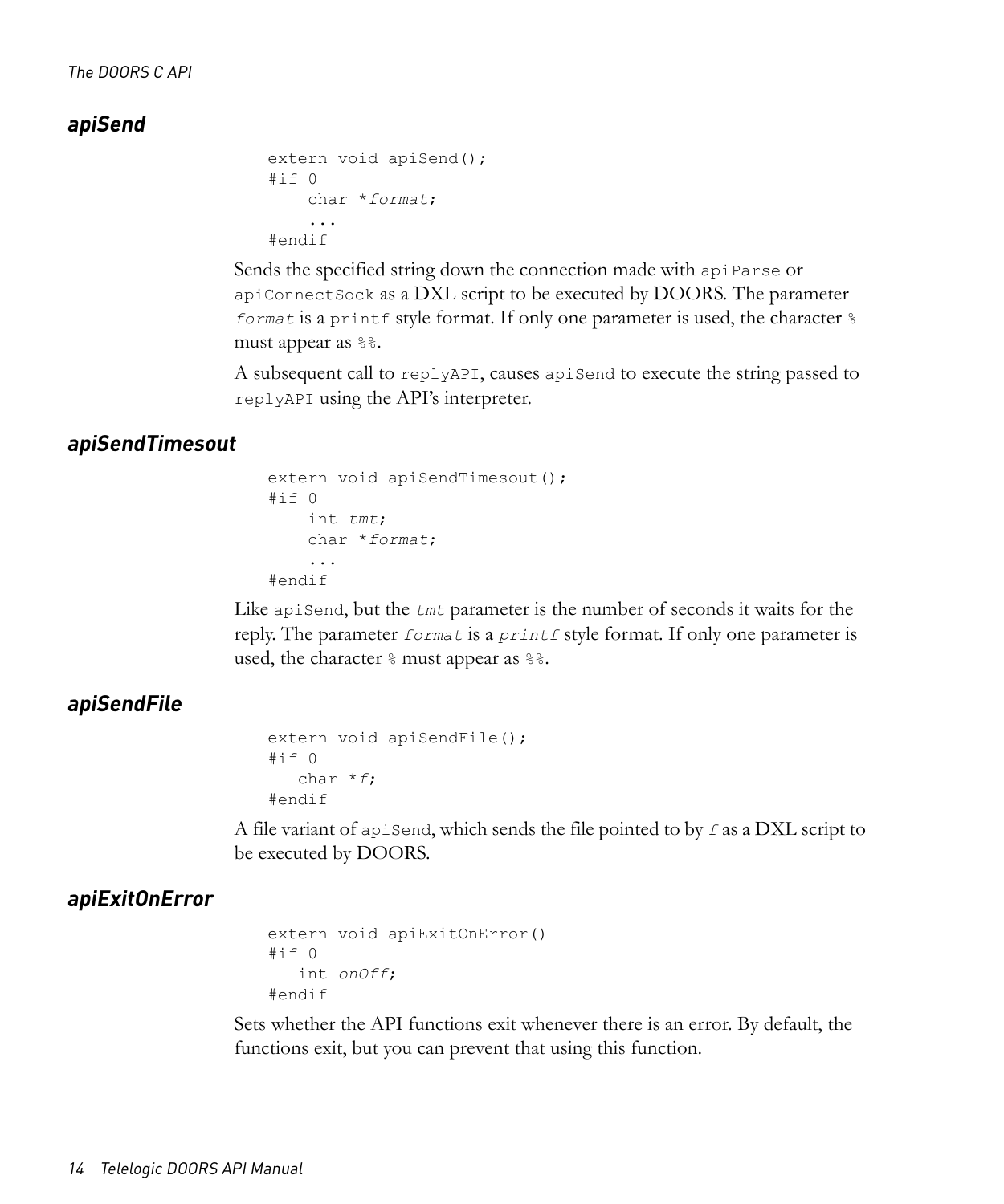### *apiSend*

```
extern void apiSend();
#if 0
    char *format;
    ...
#endif
```

Sends the specified string down the connection made with `apiParse` or `apiConnectSock` as a DXL script to be executed by DOORS. The parameter *`format`* is a `printf` style format. If only one parameter is used, the character `%` must appear as `%%`.

A subsequent call to `replyAPI`, causes `apiSend` to execute the string passed to `replyAPI` using the API's interpreter.

### *apiSendTimesout*

```
extern void apiSendTimesout();
#if 0
    int tmt;
    char *format;
    ...
#endif
```

Like `apiSend`, but the *`tmt`* parameter is the number of seconds it waits for the reply. The parameter *`format`* is a *`printf`* style format. If only one parameter is used, the character `%` must appear as `%%`.

### *apiSendFile*

```
extern void apiSendFile();
#if 0
   char *f;
#endif
```

A file variant of `apiSend`, which sends the file pointed to by *`f`* as a DXL script to be executed by DOORS.

### *apiExitOnError*

```
extern void apiExitOnError()
#if 0
   int onOff;
#endif
```

Sets whether the API functions exit whenever there is an error. By default, the functions exit, but you can prevent that using this function.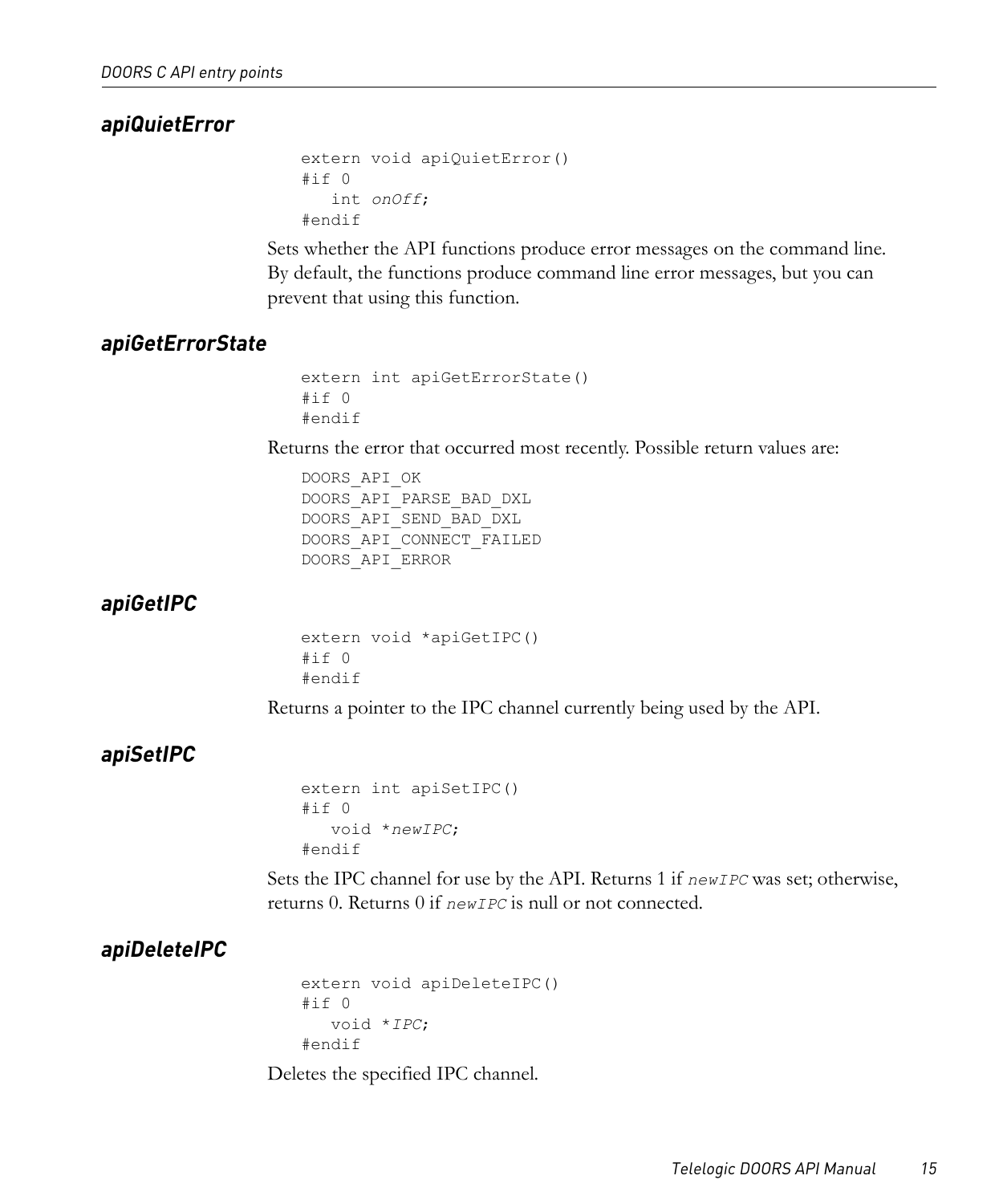### *apiQuietError*

```
extern void apiQuietError()
#if 0
   int onOff;
#endif
```

Sets whether the API functions produce error messages on the command line. By default, the functions produce command line error messages, but you can prevent that using this function.

### *apiGetErrorState*

```
extern int apiGetErrorState()
#if 0
#endif
```

Returns the error that occurred most recently. Possible return values are:

```
DOORS_API_OK
DOORS_API_PARSE_BAD_DXL
DOORS_API_SEND_BAD_DXL
DOORS_API_CONNECT_FAILED
DOORS_API_ERROR
```

### *apiGetIPC*

```
extern void *apiGetIPC()
#if 0
#endif
```

Returns a pointer to the IPC channel currently being used by the API.

### *apiSetIPC*

```
extern int apiSetIPC()
#if 0
   void *newIPC;
#endif
```

Sets the IPC channel for use by the API. Returns 1 if `newIPC` was set; otherwise, returns 0. Returns 0 if `newIPC` is null or not connected.

### *apiDeleteIPC*

```
extern void apiDeleteIPC()
#if 0
   void *IPC;
#endif
```

Deletes the specified IPC channel.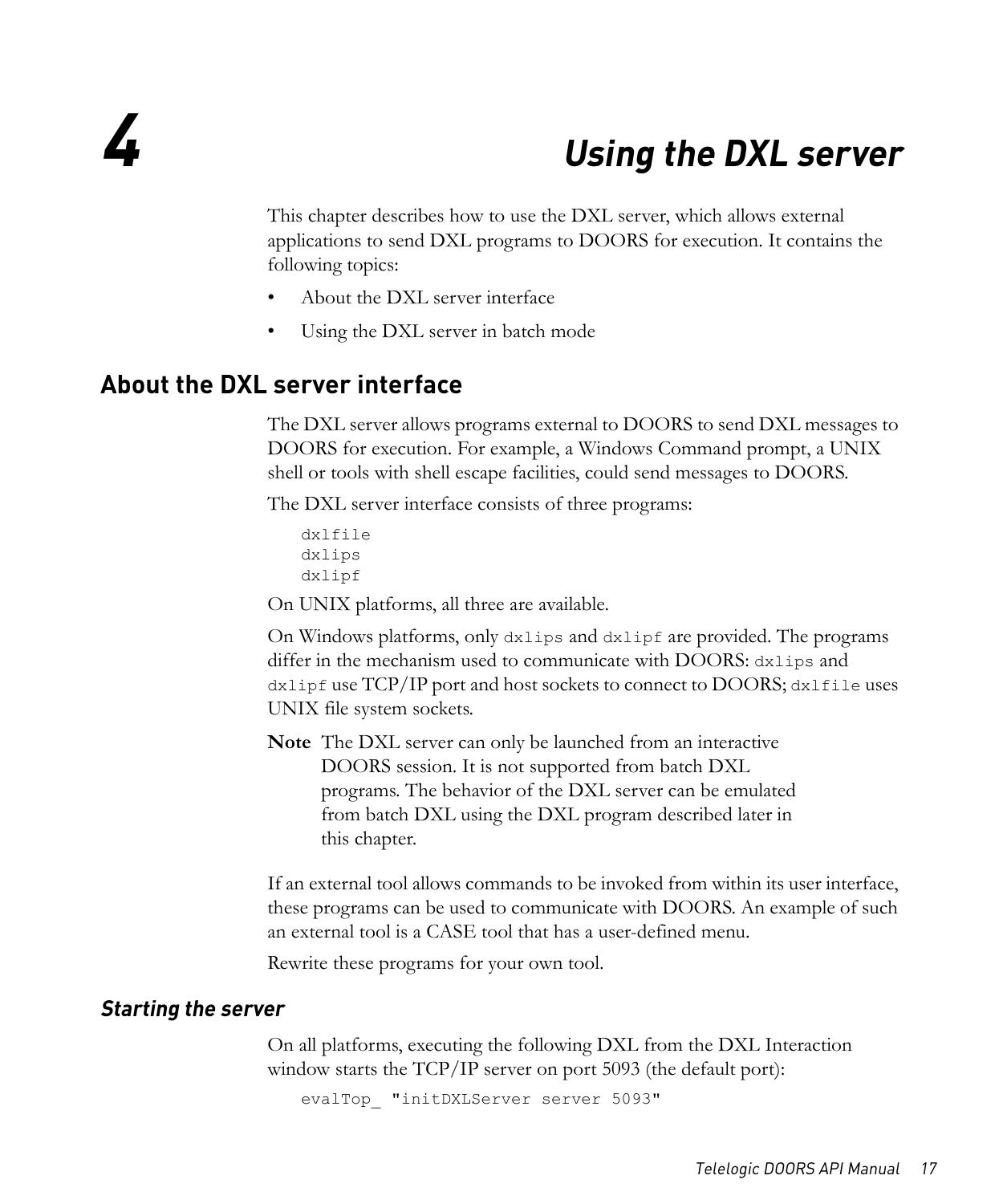# 4 Using the DXL server

This chapter describes how to use the DXL server, which allows external applications to send DXL programs to DOORS for execution. It contains the following topics:

- About the DXL server interface
- Using the DXL server in batch mode

## About the DXL server interface

The DXL server allows programs external to DOORS to send DXL messages to DOORS for execution. For example, a Windows Command prompt, a UNIX shell or tools with shell escape facilities, could send messages to DOORS.

The DXL server interface consists of three programs:

```
dxlfile
dxlips
dxlipf
```

On UNIX platforms, all three are available.

On Windows platforms, only `dxlips` and `dxlipf` are provided. The programs differ in the mechanism used to communicate with DOORS: `dxlips` and `dxlipf` use TCP/IP port and host sockets to connect to DOORS; `dxlfile` uses UNIX file system sockets.

**Note** The DXL server can only be launched from an interactive DOORS session. It is not supported from batch DXL programs. The behavior of the DXL server can be emulated from batch DXL using the DXL program described later in this chapter.

If an external tool allows commands to be invoked from within its user interface, these programs can be used to communicate with DOORS. An example of such an external tool is a CASE tool that has a user-defined menu.

Rewrite these programs for your own tool.

### *Starting the server*

On all platforms, executing the following DXL from the DXL Interaction window starts the TCP/IP server on port 5093 (the default port):

```
evalTop_ "initDXLServer server 5093"
```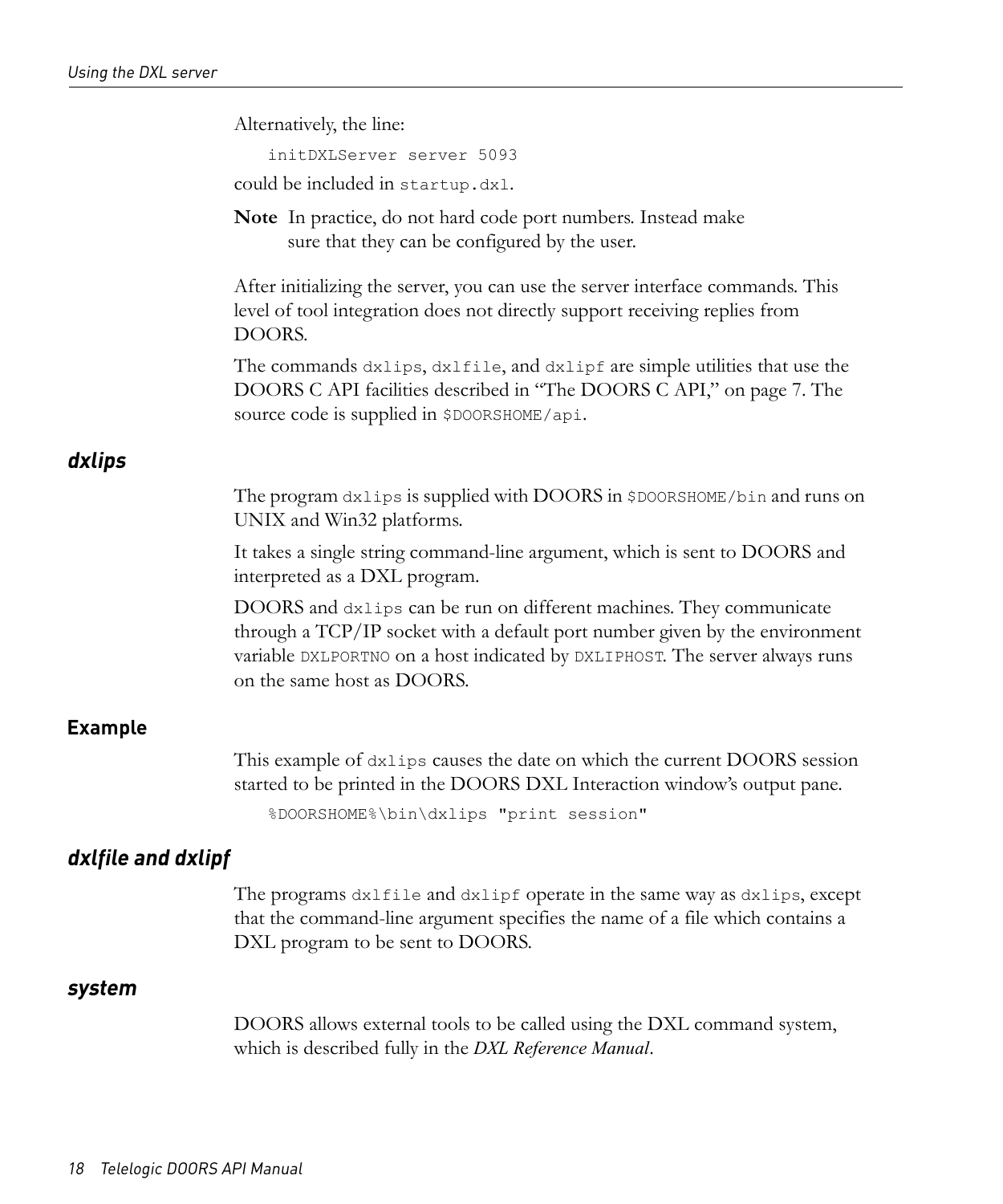Alternatively, the line:

```
initDXLServer server 5093
```

could be included in `startup.dxl`.

**Note** In practice, do not hard code port numbers. Instead make sure that they can be configured by the user.

After initializing the server, you can use the server interface commands. This level of tool integration does not directly support receiving replies from DOORS.

The commands `dxlips`, `dxlfile`, and `dxlipf` are simple utilities that use the DOORS C API facilities described in "The DOORS C API," on page 7. The source code is supplied in `$DOORSHOME/api`.

## *dxlips*

The program `dxlips` is supplied with DOORS in `$DOORSHOME/bin` and runs on UNIX and Win32 platforms.

It takes a single string command-line argument, which is sent to DOORS and interpreted as a DXL program.

DOORS and `dxlips` can be run on different machines. They communicate through a TCP/IP socket with a default port number given by the environment variable `DXLPORTNO` on a host indicated by `DXLIPHOST`. The server always runs on the same host as DOORS.

### Example

This example of `dxlips` causes the date on which the current DOORS session started to be printed in the DOORS DXL Interaction window's output pane.

```
%DOORSHOME%\bin\dxlips "print session"
```

## *dxlfile and dxlipf*

The programs `dxlfile` and `dxlipf` operate in the same way as `dxlips`, except that the command-line argument specifies the name of a file which contains a DXL program to be sent to DOORS.

## *system*

DOORS allows external tools to be called using the DXL command system, which is described fully in the *DXL Reference Manual*.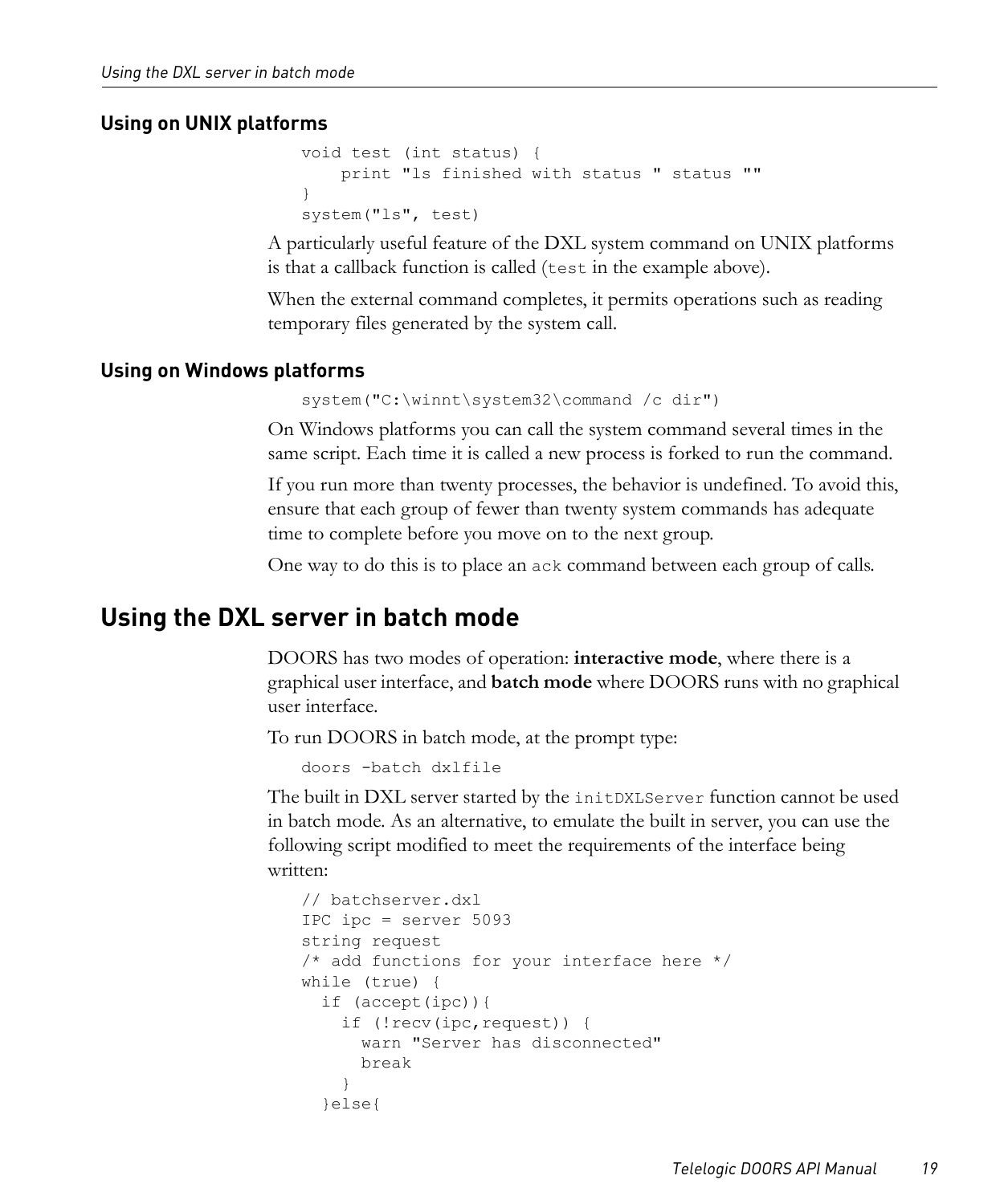### Using on UNIX platforms

```
void test (int status) {
    print "ls finished with status " status ""
}
system("ls", test)
```

A particularly useful feature of the DXL system command on UNIX platforms is that a callback function is called (`test` in the example above).

When the external command completes, it permits operations such as reading temporary files generated by the system call.

### Using on Windows platforms

```
system("C:\winnt\system32\command /c dir")
```

On Windows platforms you can call the system command several times in the same script. Each time it is called a new process is forked to run the command.

If you run more than twenty processes, the behavior is undefined. To avoid this, ensure that each group of fewer than twenty system commands has adequate time to complete before you move on to the next group.

One way to do this is to place an `ack` command between each group of calls.

## Using the DXL server in batch mode

DOORS has two modes of operation: **interactive mode**, where there is a graphical user interface, and **batch mode** where DOORS runs with no graphical user interface.

To run DOORS in batch mode, at the prompt type:

```
doors -batch dxlfile
```

The built in DXL server started by the `initDXLServer` function cannot be used in batch mode. As an alternative, to emulate the built in server, you can use the following script modified to meet the requirements of the interface being written:

```
// batchserver.dxl
IPC ipc = server 5093
string request
/* add functions for your interface here */
while (true) {
  if (accept(ipc)){
    if (!recv(ipc,request)) {
      warn "Server has disconnected"
      break
    }
  }else{
```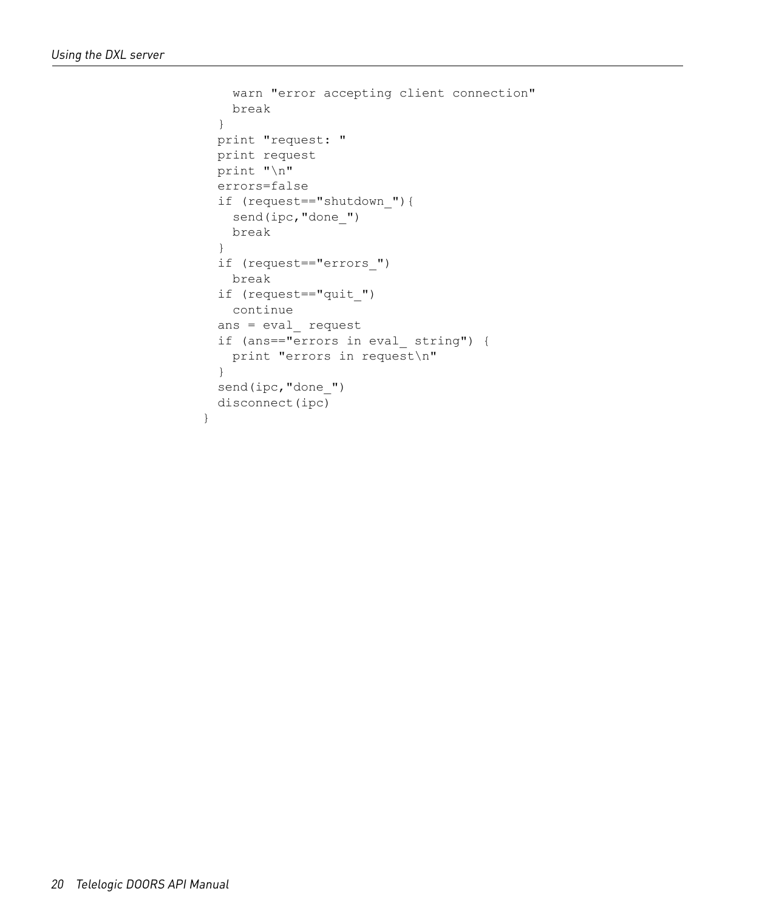```
    warn "error accepting client connection"
    break
  }
  print "request: "
  print request
  print "\n"
  errors=false
  if (request=="shutdown_"){
    send(ipc,"done_")
    break
  }
  if (request=="errors_")
    break
  if (request=="quit_")
    continue
  ans = eval_ request
  if (ans=="errors in eval_ string") {
    print "errors in request\n"
  }
  send(ipc,"done_")
  disconnect(ipc)
}
```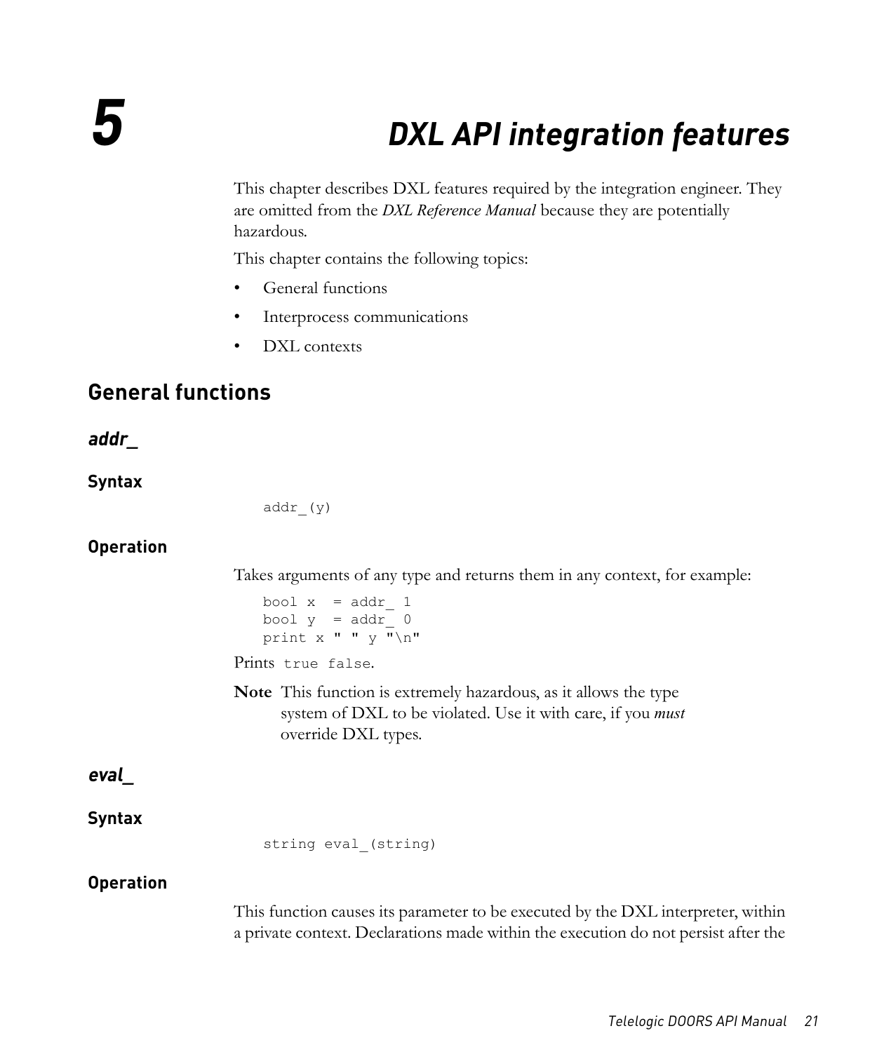# 5 DXL API integration features

This chapter describes DXL features required by the integration engineer. They are omitted from the *DXL Reference Manual* because they are potentially hazardous.

This chapter contains the following topics:

- General functions
- Interprocess communications
- DXL contexts

## General functions

### *addr_*

#### Syntax

```
addr_(y)
```

#### Operation

Takes arguments of any type and returns them in any context, for example:

```
bool x  = addr_ 1
bool y  = addr_ 0
print x " " y "\n"
```

Prints `true false`.

**Note** This function is extremely hazardous, as it allows the type system of DXL to be violated. Use it with care, if you *must* override DXL types.

### *eval_*

#### Syntax

```
string eval_(string)
```

#### Operation

This function causes its parameter to be executed by the DXL interpreter, within a private context. Declarations made within the execution do not persist after the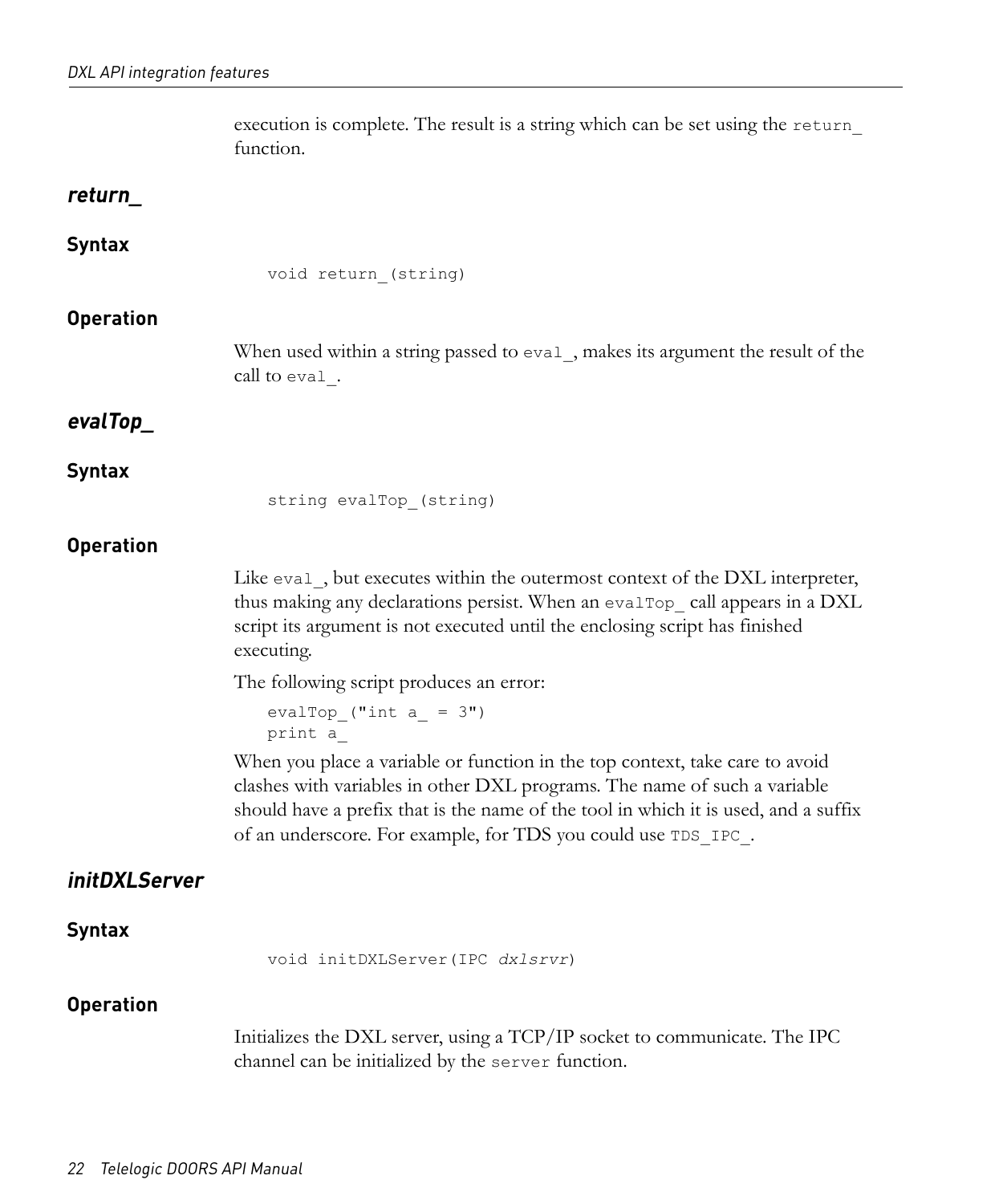execution is complete. The result is a string which can be set using the `return_` function.

## *return_*

### Syntax

```
void return_(string)
```

### Operation

When used within a string passed to `eval_`, makes its argument the result of the call to `eval_`.

## *evalTop_*

### Syntax

```
string evalTop_(string)
```

### Operation

Like `eval_`, but executes within the outermost context of the DXL interpreter, thus making any declarations persist. When an `evalTop_` call appears in a DXL script its argument is not executed until the enclosing script has finished executing.

The following script produces an error:

```
evalTop_("int a_ = 3")
print a_
```

When you place a variable or function in the top context, take care to avoid clashes with variables in other DXL programs. The name of such a variable should have a prefix that is the name of the tool in which it is used, and a suffix of an underscore. For example, for TDS you could use `TDS_IPC_`.

## *initDXLServer*

### Syntax

```
void initDXLServer(IPC dxlsrvr)
```

### Operation

Initializes the DXL server, using a TCP/IP socket to communicate. The IPC channel can be initialized by the `server` function.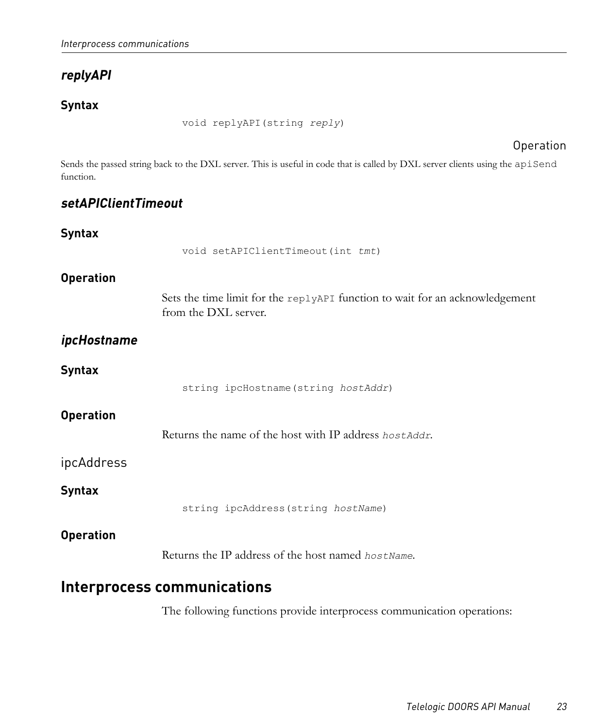### *replyAPI*

#### Syntax

```
void replyAPI(string reply)
```

#### Operation

Sends the passed string back to the DXL server. This is useful in code that is called by DXL server clients using the `apiSend` function.

### *setAPIClientTimeout*

#### Syntax

```
void setAPIClientTimeout(int tmt)
```

#### Operation

Sets the time limit for the `replyAPI` function to wait for an acknowledgement from the DXL server.

### *ipcHostname*

#### Syntax

```
string ipcHostname(string hostAddr)
```

#### Operation

Returns the name of the host with IP address *`hostAddr`*.

### ipcAddress

#### Syntax

```
string ipcAddress(string hostName)
```

#### Operation

Returns the IP address of the host named *`hostName`*.

## Interprocess communications

The following functions provide interprocess communication operations: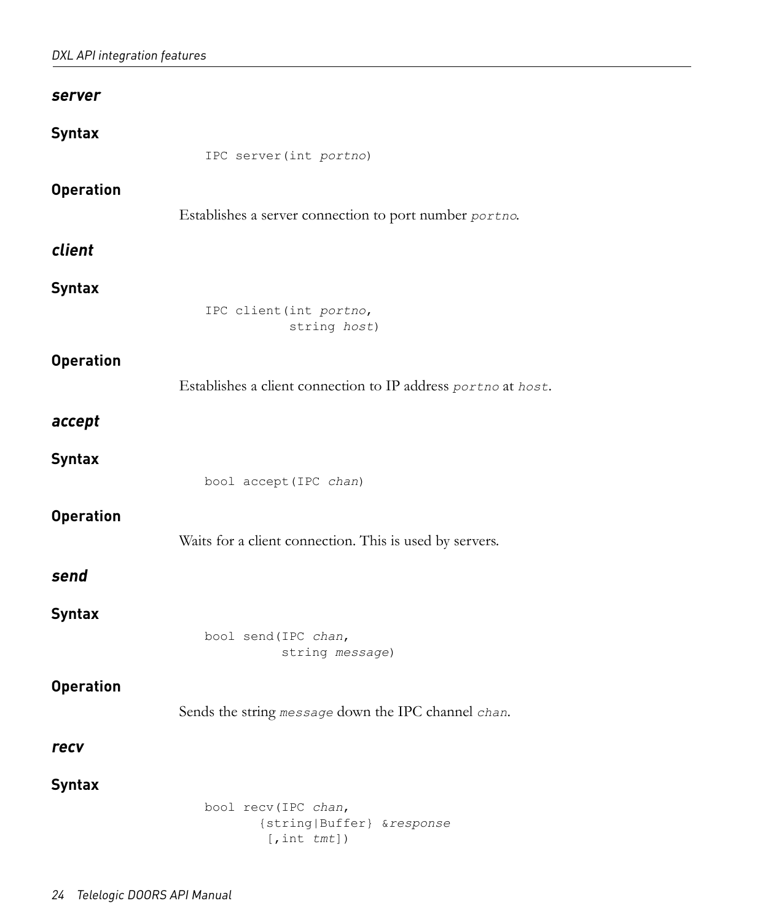### *server*

#### Syntax

```
IPC server(int portno)
```

#### Operation

Establishes a server connection to port number *portno*.

### *client*

#### Syntax

```
IPC client(int portno,
           string host)
```

#### Operation

Establishes a client connection to IP address *portno* at *host*.

### *accept*

#### Syntax

```
bool accept(IPC chan)
```

#### Operation

Waits for a client connection. This is used by servers.

### *send*

#### Syntax

```
bool send(IPC chan,
          string message)
```

#### Operation

Sends the string *message* down the IPC channel *chan*.

### *recv*

#### Syntax

```
bool recv(IPC chan,
       {string|Buffer} &response
        [,int tmt])
```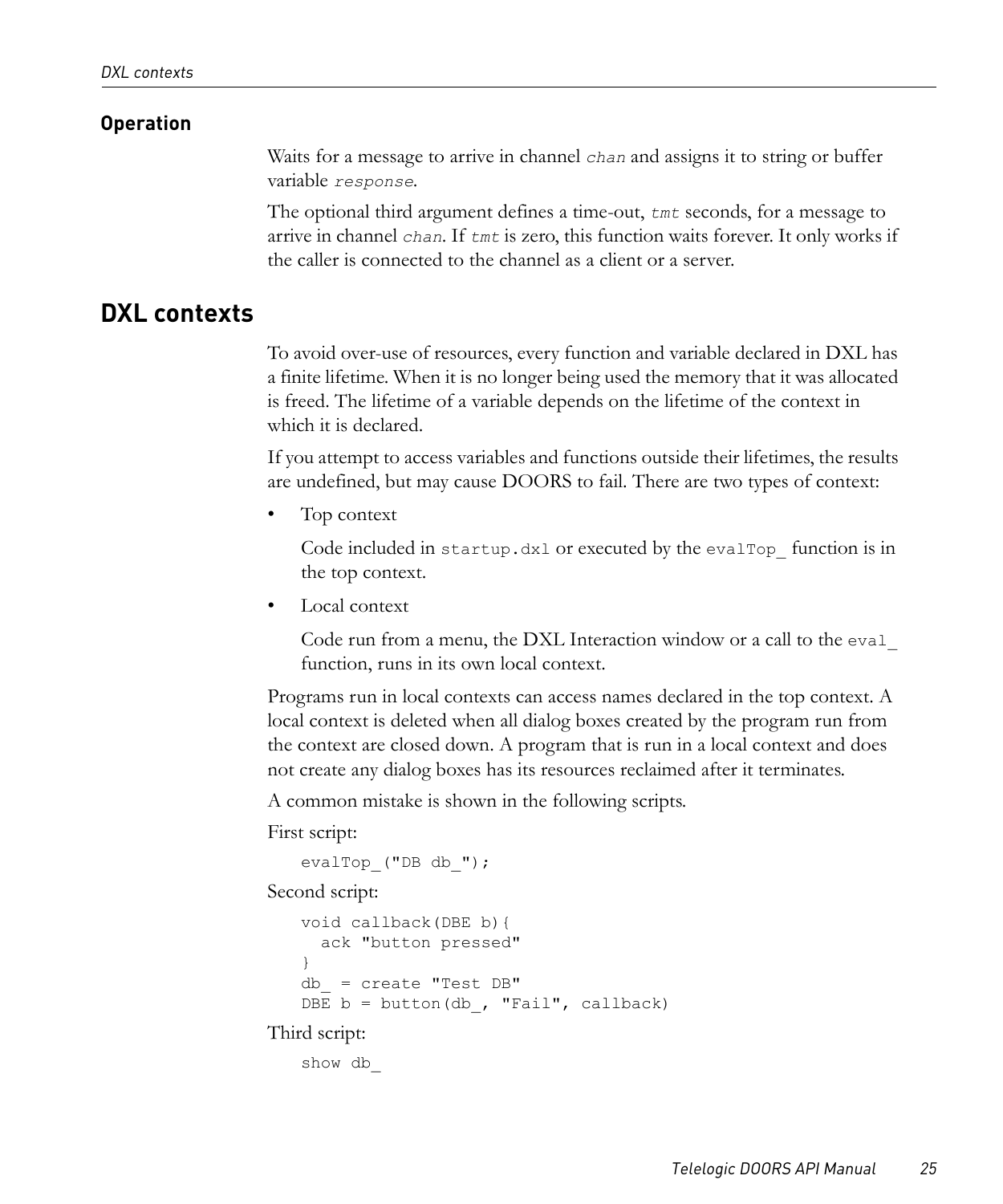#### Operation

Waits for a message to arrive in channel *chan* and assigns it to string or buffer variable *response*.

The optional third argument defines a time-out, *tmt* seconds, for a message to arrive in channel *chan*. If *tmt* is zero, this function waits forever. It only works if the caller is connected to the channel as a client or a server.

## DXL contexts

To avoid over-use of resources, every function and variable declared in DXL has a finite lifetime. When it is no longer being used the memory that it was allocated is freed. The lifetime of a variable depends on the lifetime of the context in which it is declared.

If you attempt to access variables and functions outside their lifetimes, the results are undefined, but may cause DOORS to fail. There are two types of context:

- Top context

  Code included in `startup.dxl` or executed by the `evalTop_` function is in the top context.

- Local context

  Code run from a menu, the DXL Interaction window or a call to the `eval_` function, runs in its own local context.

Programs run in local contexts can access names declared in the top context. A local context is deleted when all dialog boxes created by the program run from the context are closed down. A program that is run in a local context and does not create any dialog boxes has its resources reclaimed after it terminates.

A common mistake is shown in the following scripts.

First script:

```
evalTop_("DB db_");
```

Second script:

```
void callback(DBE b){
  ack "button pressed"
}
db_ = create "Test DB"
DBE b = button(db_, "Fail", callback)
```

Third script:

```
show db_
```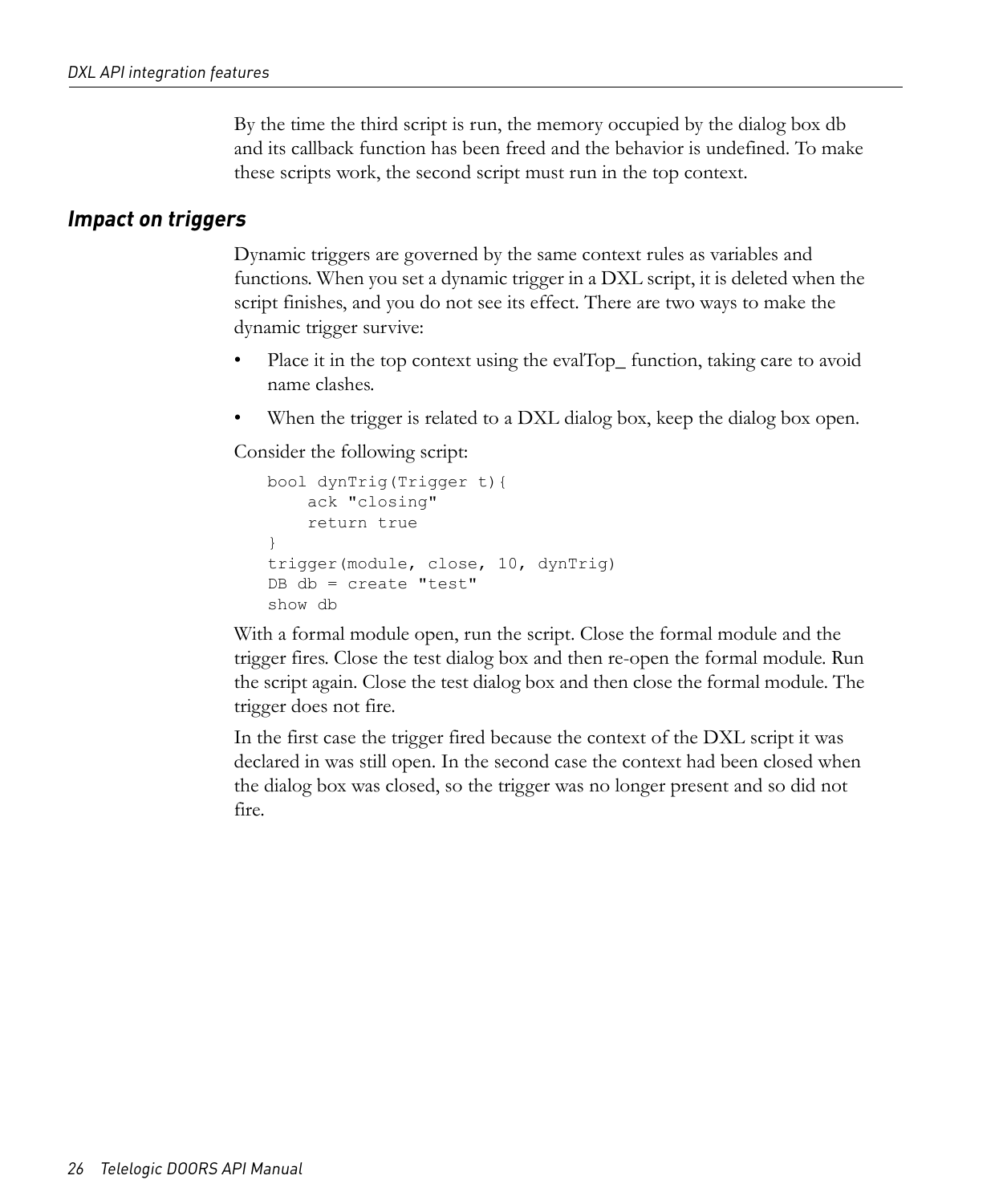By the time the third script is run, the memory occupied by the dialog box db and its callback function has been freed and the behavior is undefined. To make these scripts work, the second script must run in the top context.

### *Impact on triggers*

Dynamic triggers are governed by the same context rules as variables and functions. When you set a dynamic trigger in a DXL script, it is deleted when the script finishes, and you do not see its effect. There are two ways to make the dynamic trigger survive:

- Place it in the top context using the evalTop_ function, taking care to avoid name clashes.
- When the trigger is related to a DXL dialog box, keep the dialog box open.

Consider the following script:

```
bool dynTrig(Trigger t){
    ack "closing"
    return true
}
trigger(module, close, 10, dynTrig)
DB db = create "test"
show db
```

With a formal module open, run the script. Close the formal module and the trigger fires. Close the test dialog box and then re-open the formal module. Run the script again. Close the test dialog box and then close the formal module. The trigger does not fire.

In the first case the trigger fired because the context of the DXL script it was declared in was still open. In the second case the context had been closed when the dialog box was closed, so the trigger was no longer present and so did not fire.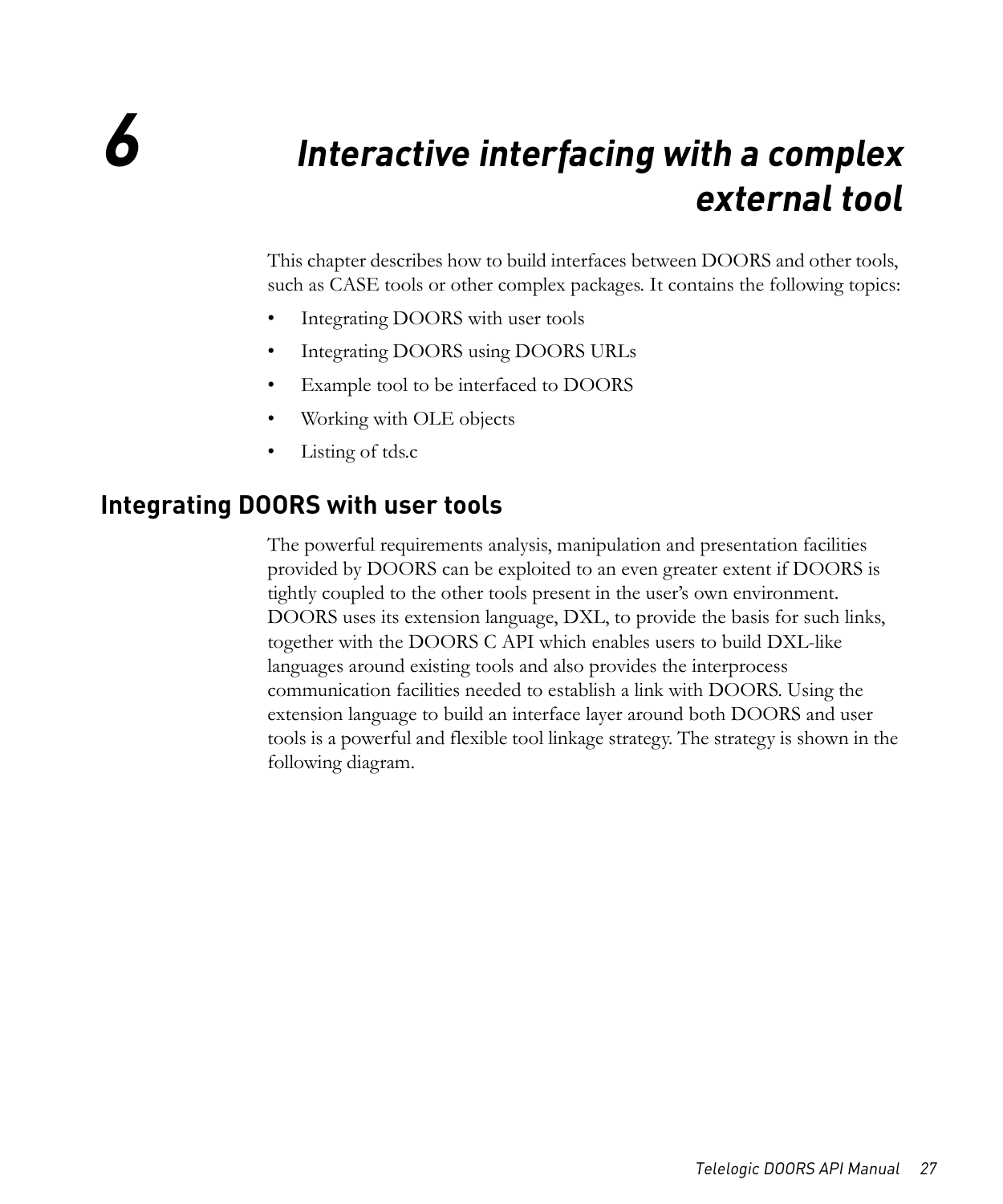# 6 Interactive interfacing with a complex external tool

This chapter describes how to build interfaces between DOORS and other tools, such as CASE tools or other complex packages. It contains the following topics:

- Integrating DOORS with user tools
- Integrating DOORS using DOORS URLs
- Example tool to be interfaced to DOORS
- Working with OLE objects
- Listing of tds.c

## Integrating DOORS with user tools

The powerful requirements analysis, manipulation and presentation facilities provided by DOORS can be exploited to an even greater extent if DOORS is tightly coupled to the other tools present in the user's own environment. DOORS uses its extension language, DXL, to provide the basis for such links, together with the DOORS C API which enables users to build DXL-like languages around existing tools and also provides the interprocess communication facilities needed to establish a link with DOORS. Using the extension language to build an interface layer around both DOORS and user tools is a powerful and flexible tool linkage strategy. The strategy is shown in the following diagram.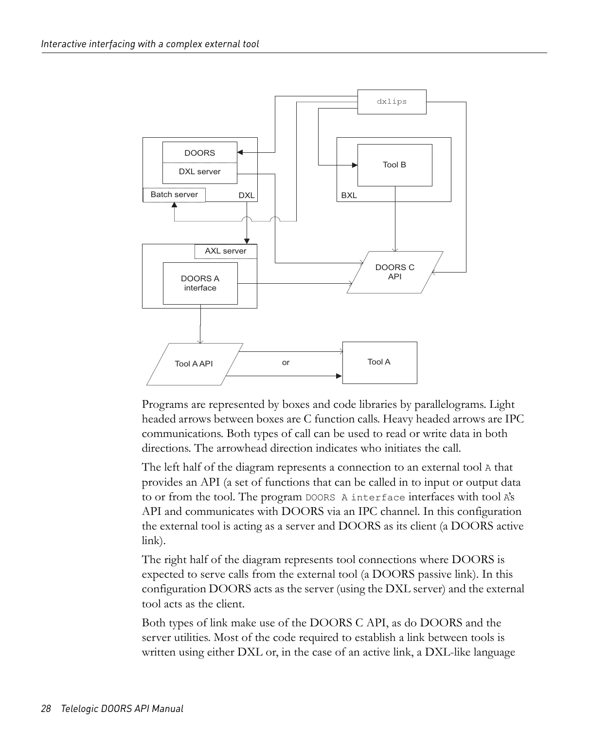Programs are represented by boxes and code libraries by parallelograms. Light headed arrows between boxes are C function calls. Heavy headed arrows are IPC communications. Both types of call can be used to read or write data in both directions. The arrowhead direction indicates who initiates the call.

The left half of the diagram represents a connection to an external tool `A` that provides an API (a set of functions that can be called in to input or output data to or from the tool. The program `DOORS A interface` interfaces with tool `A`'s API and communicates with DOORS via an IPC channel. In this configuration the external tool is acting as a server and DOORS as its client (a DOORS active link).

The right half of the diagram represents tool connections where DOORS is expected to serve calls from the external tool (a DOORS passive link). In this configuration DOORS acts as the server (using the DXL server) and the external tool acts as the client.

Both types of link make use of the DOORS C API, as do DOORS and the server utilities. Most of the code required to establish a link between tools is written using either DXL or, in the case of an active link, a DXL-like language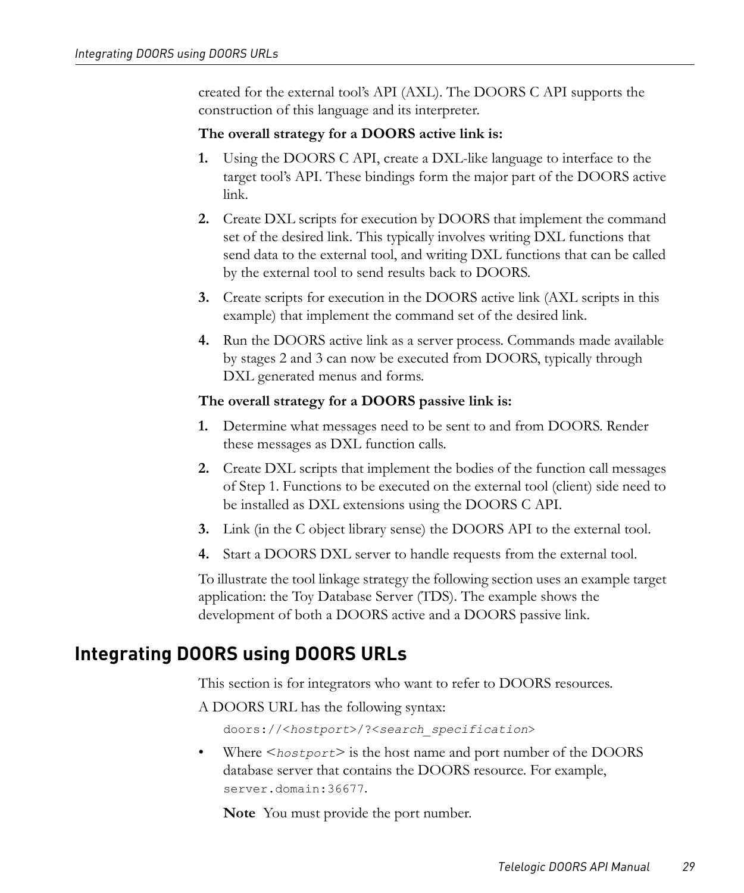created for the external tool's API (AXL). The DOORS C API supports the construction of this language and its interpreter.

**The overall strategy for a DOORS active link is:**

1. Using the DOORS C API, create a DXL-like language to interface to the target tool's API. These bindings form the major part of the DOORS active link.
2. Create DXL scripts for execution by DOORS that implement the command set of the desired link. This typically involves writing DXL functions that send data to the external tool, and writing DXL functions that can be called by the external tool to send results back to DOORS.
3. Create scripts for execution in the DOORS active link (AXL scripts in this example) that implement the command set of the desired link.
4. Run the DOORS active link as a server process. Commands made available by stages 2 and 3 can now be executed from DOORS, typically through DXL generated menus and forms.

**The overall strategy for a DOORS passive link is:**

1. Determine what messages need to be sent to and from DOORS. Render these messages as DXL function calls.
2. Create DXL scripts that implement the bodies of the function call messages of Step 1. Functions to be executed on the external tool (client) side need to be installed as DXL extensions using the DOORS C API.
3. Link (in the C object library sense) the DOORS API to the external tool.
4. Start a DOORS DXL server to handle requests from the external tool.

To illustrate the tool linkage strategy the following section uses an example target application: the Toy Database Server (TDS). The example shows the development of both a DOORS active and a DOORS passive link.

## Integrating DOORS using DOORS URLs

This section is for integrators who want to refer to DOORS resources.

A DOORS URL has the following syntax:

```
doors://<hostport>/?<search_specification>
```

- Where <*hostport*> is the host name and port number of the DOORS database server that contains the DOORS resource. For example, `server.domain:36677`.

  **Note** You must provide the port number.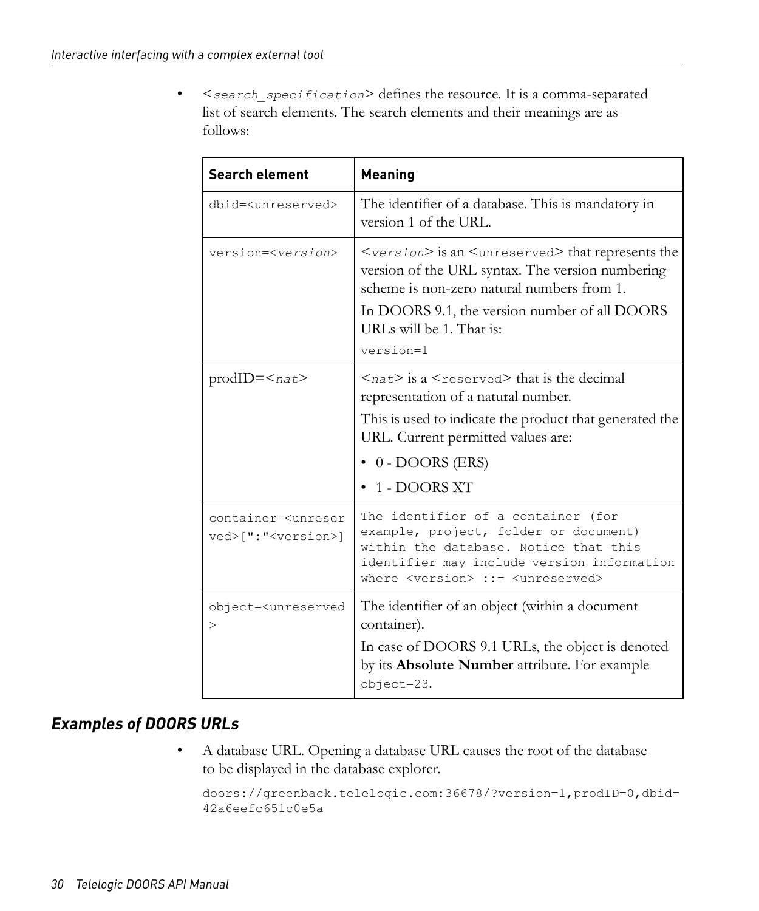- `<search_specification>` defines the resource. It is a comma-separated list of search elements. The search elements and their meanings are as follows:

| Search element | Meaning |
|---|---|
| `dbid=<unreserved>` | The identifier of a database. This is mandatory in version 1 of the URL. |
| `version=<version>` | `<version>` is an `<unreserved>` that represents the version of the URL syntax. The version numbering scheme is non-zero natural numbers from 1.<br>In DOORS 9.1, the version number of all DOORS URLs will be 1. That is:<br>`version=1` |
| prodID=`<nat>` | `<nat>` is a `<reserved>` that is the decimal representation of a natural number.<br>This is used to indicate the product that generated the URL. Current permitted values are:<br>• 0 - DOORS (ERS)<br>• 1 - DOORS XT |
| `container=<unreserved>[":"<version>]` | `The identifier of a container (for example, project, folder or document) within the database. Notice that this identifier may include version information where <version> ::= <unreserved>` |
| `object=<unreserved>` | The identifier of an object (within a document container).<br>In case of DOORS 9.1 URLs, the object is denoted by its **Absolute Number** attribute. For example `object=23`. |

### *Examples of DOORS URLs*

- A database URL. Opening a database URL causes the root of the database to be displayed in the database explorer.

```
doors://greenback.telelogic.com:36678/?version=1,prodID=0,dbid=
42a6eefc651c0e5a
```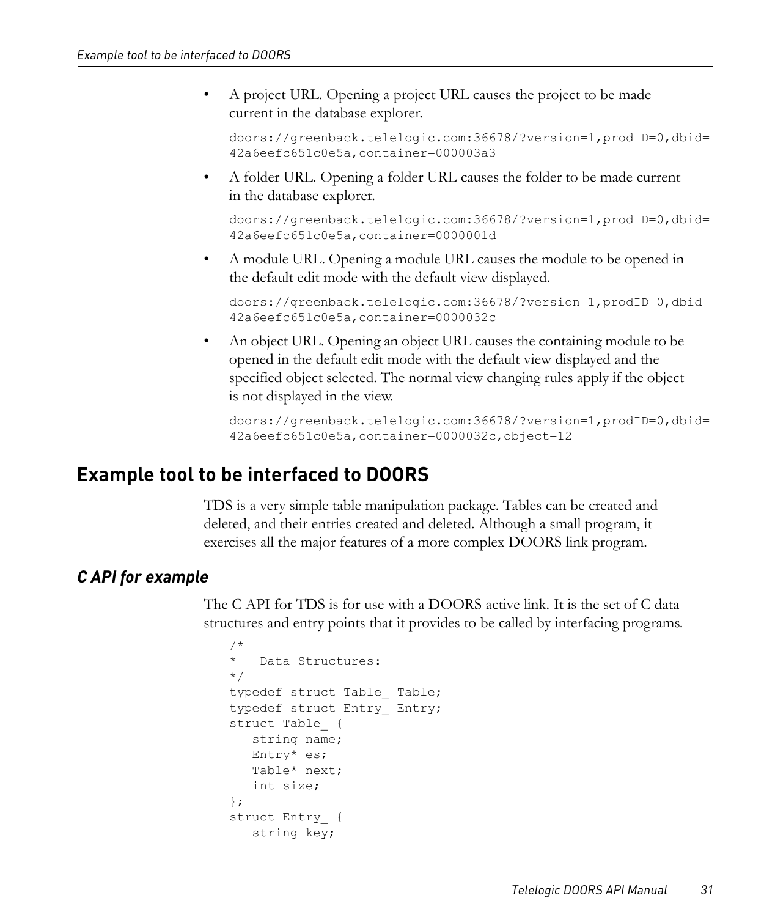- A project URL. Opening a project URL causes the project to be made current in the database explorer.

  ```
  doors://greenback.telelogic.com:36678/?version=1,prodID=0,dbid=
  42a6eefc651c0e5a,container=000003a3
  ```

- A folder URL. Opening a folder URL causes the folder to be made current in the database explorer.

  ```
  doors://greenback.telelogic.com:36678/?version=1,prodID=0,dbid=
  42a6eefc651c0e5a,container=0000001d
  ```

- A module URL. Opening a module URL causes the module to be opened in the default edit mode with the default view displayed.

  ```
  doors://greenback.telelogic.com:36678/?version=1,prodID=0,dbid=
  42a6eefc651c0e5a,container=0000032c
  ```

- An object URL. Opening an object URL causes the containing module to be opened in the default edit mode with the default view displayed and the specified object selected. The normal view changing rules apply if the object is not displayed in the view.

  ```
  doors://greenback.telelogic.com:36678/?version=1,prodID=0,dbid=
  42a6eefc651c0e5a,container=0000032c,object=12
  ```

## Example tool to be interfaced to DOORS

TDS is a very simple table manipulation package. Tables can be created and deleted, and their entries created and deleted. Although a small program, it exercises all the major features of a more complex DOORS link program.

### *C API for example*

The C API for TDS is for use with a DOORS active link. It is the set of C data structures and entry points that it provides to be called by interfacing programs.

```
/*
*   Data Structures:
*/
typedef struct Table_ Table;
typedef struct Entry_ Entry;
struct Table_ {
   string name;
   Entry* es;
   Table* next;
   int size;
};
struct Entry_ {
   string key;
```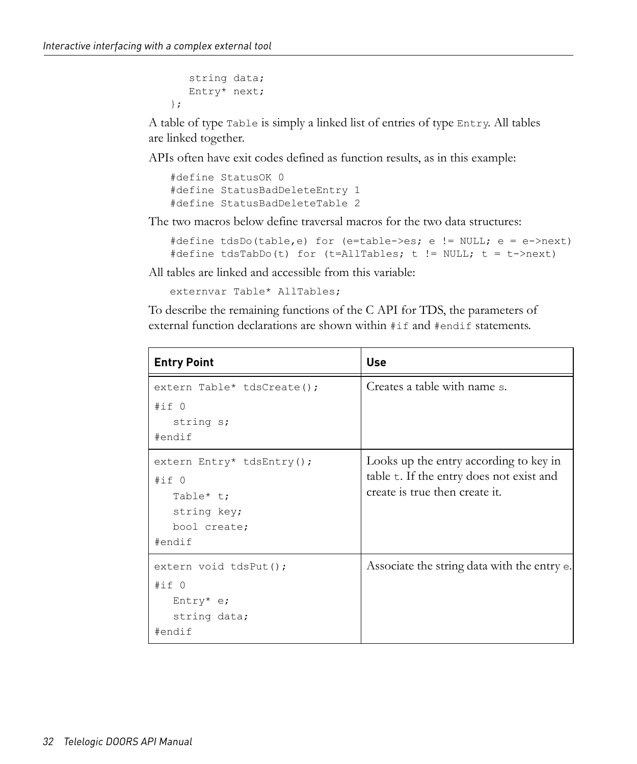```
    string data;
    Entry* next;
};
```

A table of type `Table` is simply a linked list of entries of type `Entry`. All tables are linked together.

APIs often have exit codes defined as function results, as in this example:

```
#define StatusOK 0
#define StatusBadDeleteEntry 1
#define StatusBadDeleteTable 2
```

The two macros below define traversal macros for the two data structures:

```
#define tdsDo(table,e) for (e=table->es; e != NULL; e = e->next)
#define tdsTabDo(t) for (t=AllTables; t != NULL; t = t->next)
```

All tables are linked and accessible from this variable:

```
externvar Table* AllTables;
```

To describe the remaining functions of the C API for TDS, the parameters of external function declarations are shown within `#if` and `#endif` statements.

| **Entry Point** | **Use** |
|---|---|
| `extern Table* tdsCreate();`<br>`#if 0`<br>`   string s;`<br>`#endif` | Creates a table with name `s`. |
| `extern Entry* tdsEntry();`<br>`#if 0`<br>`   Table* t;`<br>`   string key;`<br>`   bool create;`<br>`#endif` | Looks up the entry according to key in table `t`. If the entry does not exist and create is true then create it. |
| `extern void tdsPut();`<br>`#if 0`<br>`   Entry* e;`<br>`   string data;`<br>`#endif` | Associate the string data with the entry `e`. |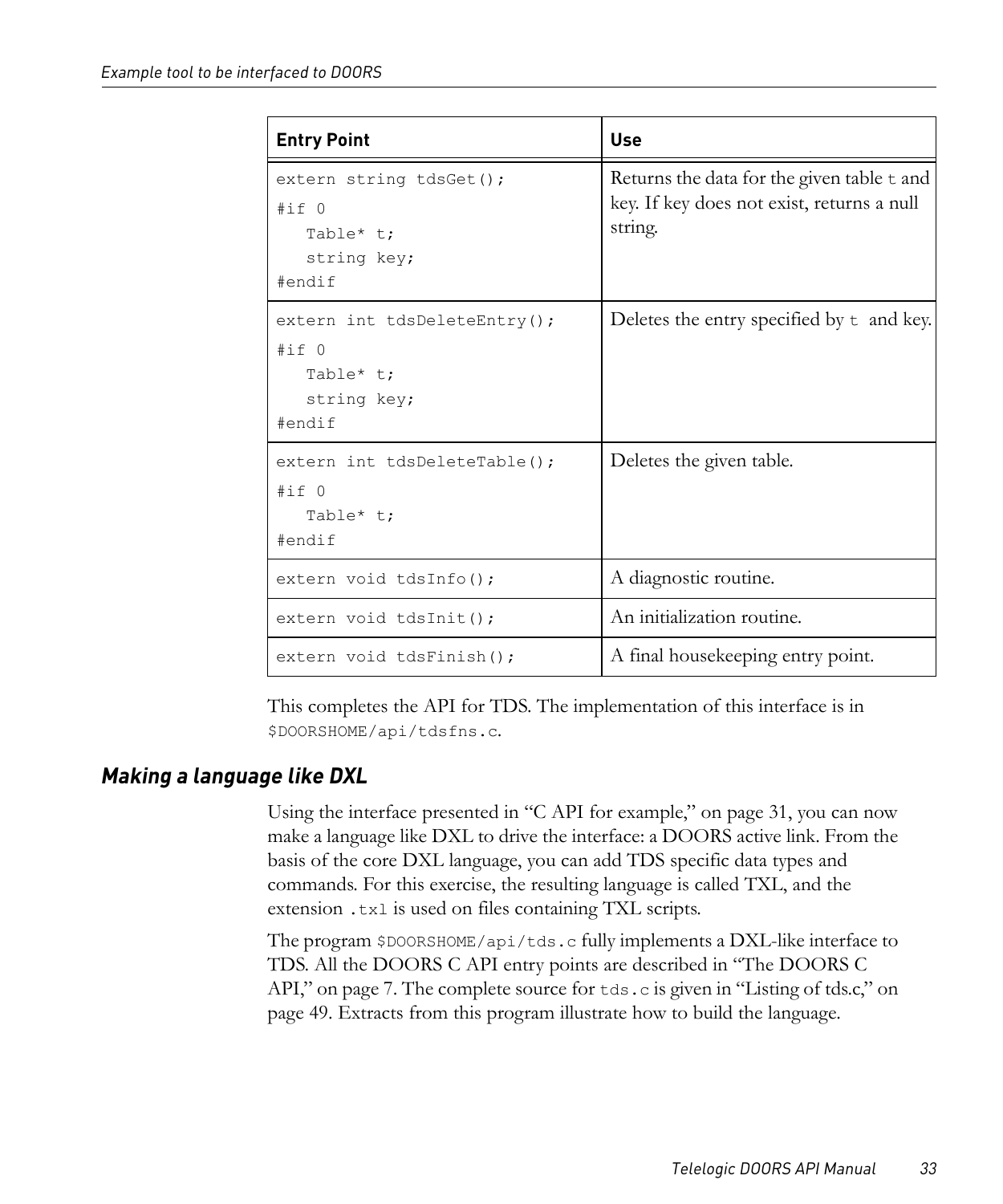| Entry Point | Use |
|---|---|
| `extern string tdsGet();`<br>`#if 0`<br>`   Table* t;`<br>`   string key;`<br>`#endif` | Returns the data for the given table `t` and key. If key does not exist, returns a null string. |
| `extern int tdsDeleteEntry();`<br>`#if 0`<br>`   Table* t;`<br>`   string key;`<br>`#endif` | Deletes the entry specified by `t` and key. |
| `extern int tdsDeleteTable();`<br>`#if 0`<br>`   Table* t;`<br>`#endif` | Deletes the given table. |
| `extern void tdsInfo();` | A diagnostic routine. |
| `extern void tdsInit();` | An initialization routine. |
| `extern void tdsFinish();` | A final housekeeping entry point. |

This completes the API for TDS. The implementation of this interface is in `$DOORSHOME/api/tdsfns.c`.

## Making a language like DXL

Using the interface presented in “C API for example,” on page 31, you can now make a language like DXL to drive the interface: a DOORS active link. From the basis of the core DXL language, you can add TDS specific data types and commands. For this exercise, the resulting language is called TXL, and the extension `.txl` is used on files containing TXL scripts.

The program `$DOORSHOME/api/tds.c` fully implements a DXL-like interface to TDS. All the DOORS C API entry points are described in “The DOORS C API,” on page 7. The complete source for `tds.c` is given in “Listing of tds.c,” on page 49. Extracts from this program illustrate how to build the language.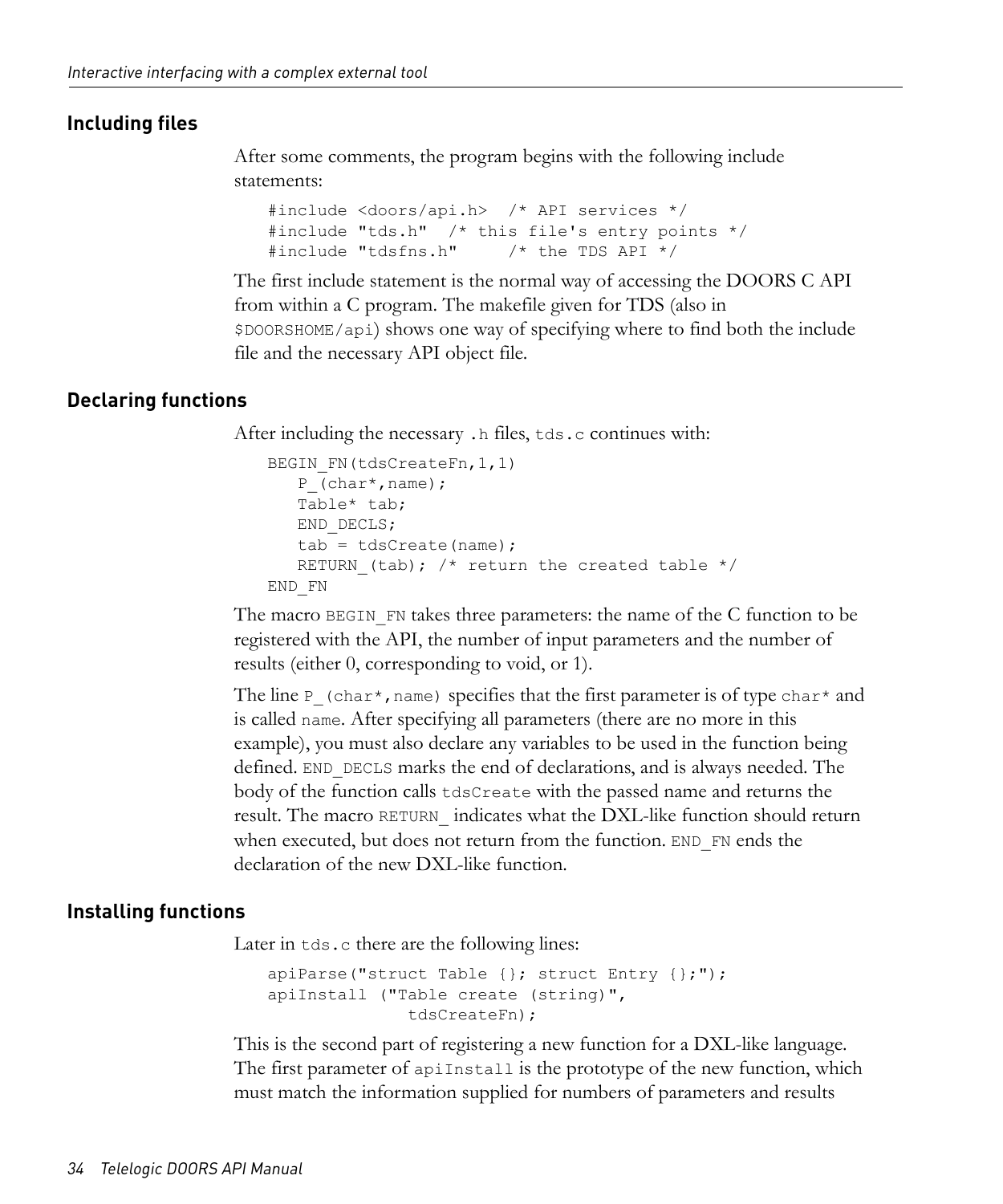## Including files

After some comments, the program begins with the following include statements:

```
#include <doors/api.h>  /* API services */
#include "tds.h"  /* this file's entry points */
#include "tdsfns.h"     /* the TDS API */
```

The first include statement is the normal way of accessing the DOORS C API from within a C program. The makefile given for TDS (also in `$DOORSHOME/api`) shows one way of specifying where to find both the include file and the necessary API object file.

## Declaring functions

After including the necessary `.h` files, `tds.c` continues with:

```
BEGIN_FN(tdsCreateFn,1,1)
   P_(char*,name);
   Table* tab;
   END_DECLS;
   tab = tdsCreate(name);
   RETURN_(tab); /* return the created table */
END_FN
```

The macro `BEGIN_FN` takes three parameters: the name of the C function to be registered with the API, the number of input parameters and the number of results (either 0, corresponding to void, or 1).

The line `P_(char*,name)` specifies that the first parameter is of type `char*` and is called `name`. After specifying all parameters (there are no more in this example), you must also declare any variables to be used in the function being defined. `END_DECLS` marks the end of declarations, and is always needed. The body of the function calls `tdsCreate` with the passed name and returns the result. The macro `RETURN_` indicates what the DXL-like function should return when executed, but does not return from the function. `END_FN` ends the declaration of the new DXL-like function.

## Installing functions

Later in `tds.c` there are the following lines:

```
apiParse("struct Table {}; struct Entry {};");
apiInstall ("Table create (string)",
              tdsCreateFn);
```

This is the second part of registering a new function for a DXL-like language. The first parameter of `apiInstall` is the prototype of the new function, which must match the information supplied for numbers of parameters and results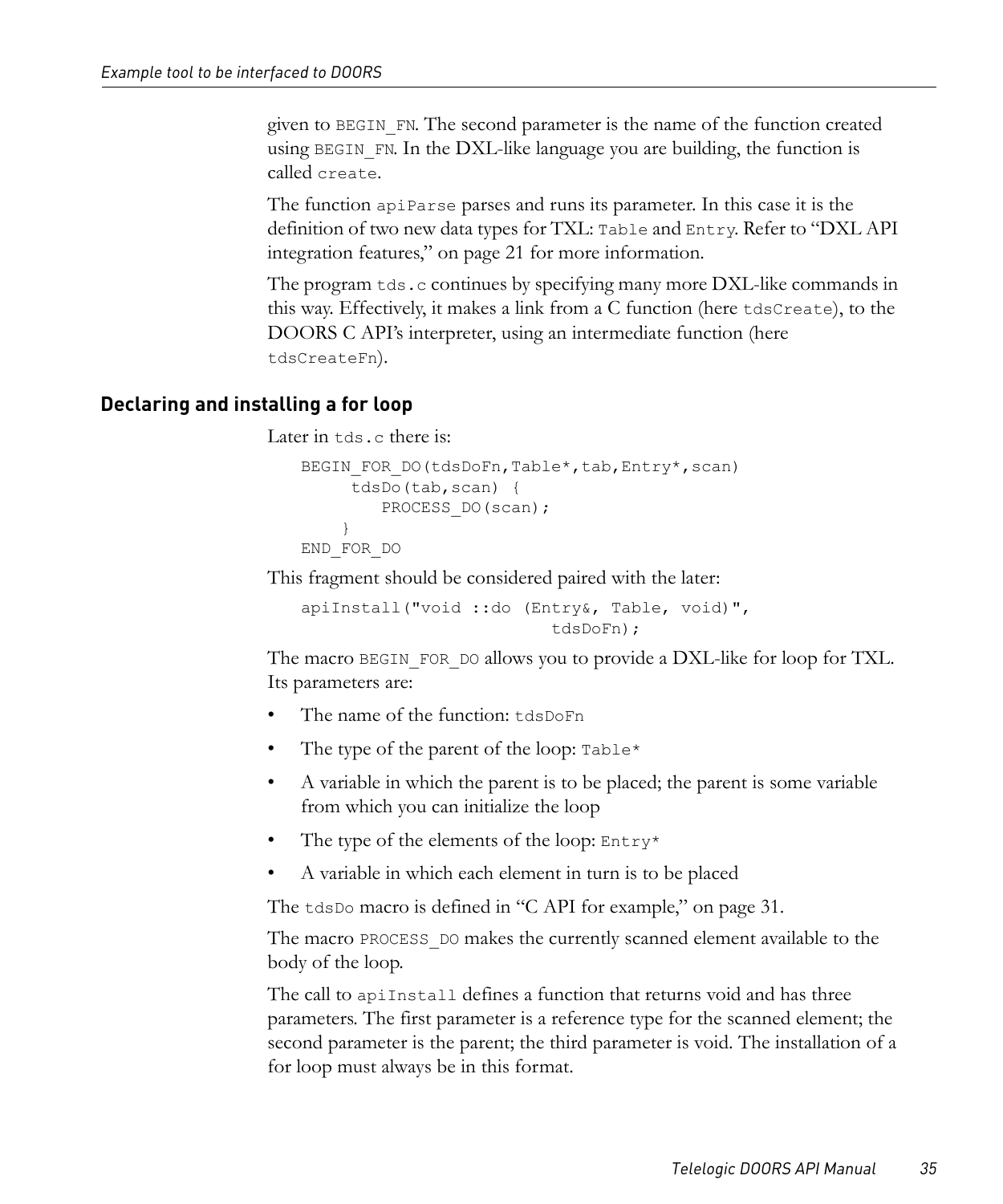given to `BEGIN_FN`. The second parameter is the name of the function created using `BEGIN_FN`. In the DXL-like language you are building, the function is called `create`.

The function `apiParse` parses and runs its parameter. In this case it is the definition of two new data types for TXL: `Table` and `Entry`. Refer to "DXL API integration features," on page 21 for more information.

The program `tds.c` continues by specifying many more DXL-like commands in this way. Effectively, it makes a link from a C function (here `tdsCreate`), to the DOORS C API's interpreter, using an intermediate function (here `tdsCreateFn`).

## Declaring and installing a for loop

Later in `tds.c` there is:

```
BEGIN_FOR_DO(tdsDoFn,Table*,tab,Entry*,scan)
     tdsDo(tab,scan) {
        PROCESS_DO(scan);
    }
END_FOR_DO
```

This fragment should be considered paired with the later:

```
apiInstall("void ::do (Entry&, Table, void)",
                         tdsDoFn);
```

The macro `BEGIN_FOR_DO` allows you to provide a DXL-like for loop for TXL. Its parameters are:

- The name of the function: `tdsDoFn`
- The type of the parent of the loop: `Table*`
- A variable in which the parent is to be placed; the parent is some variable from which you can initialize the loop
- The type of the elements of the loop: `Entry*`
- A variable in which each element in turn is to be placed

The `tdsDo` macro is defined in "C API for example," on page 31.

The macro `PROCESS_DO` makes the currently scanned element available to the body of the loop.

The call to `apiInstall` defines a function that returns void and has three parameters. The first parameter is a reference type for the scanned element; the second parameter is the parent; the third parameter is void. The installation of a for loop must always be in this format.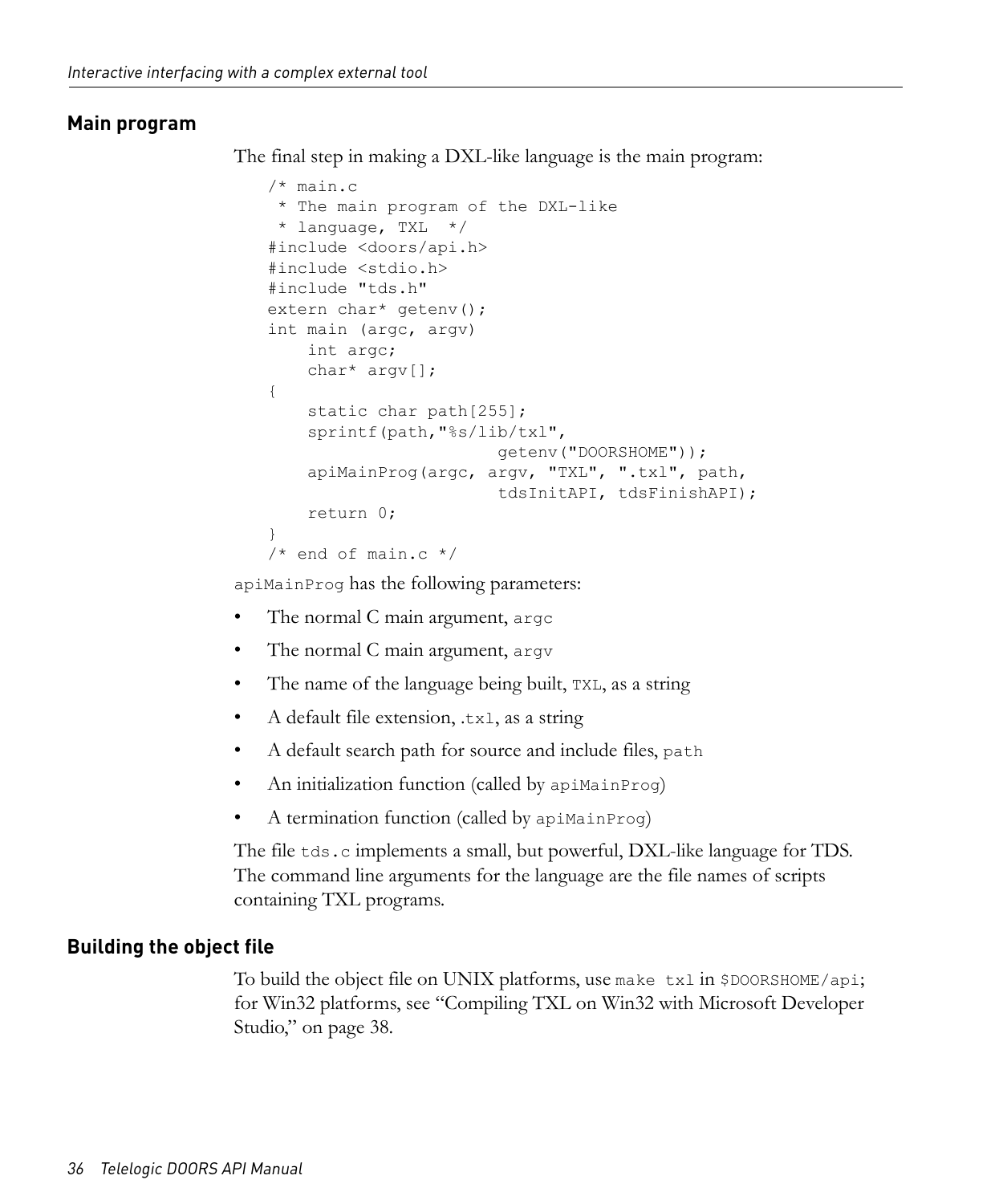## Main program

The final step in making a DXL-like language is the main program:

```
/* main.c
 * The main program of the DXL-like
 * language, TXL  */
#include <doors/api.h>
#include <stdio.h>
#include "tds.h"
extern char* getenv();
int main (argc, argv)
    int argc;
    char* argv[];
{
    static char path[255];
    sprintf(path,"%s/lib/txl",
                       getenv("DOORSHOME"));
    apiMainProg(argc, argv, "TXL", ".txl", path,
                       tdsInitAPI, tdsFinishAPI);
    return 0;
}
/* end of main.c */
```

`apiMainProg` has the following parameters:

- The normal C main argument, `argc`
- The normal C main argument, `argv`
- The name of the language being built, `TXL`, as a string
- A default file extension, `.txl`, as a string
- A default search path for source and include files, `path`
- An initialization function (called by `apiMainProg`)
- A termination function (called by `apiMainProg`)

The file `tds.c` implements a small, but powerful, DXL-like language for TDS. The command line arguments for the language are the file names of scripts containing TXL programs.

## Building the object file

To build the object file on UNIX platforms, use `make txl` in `$DOORSHOME/api`; for Win32 platforms, see "Compiling TXL on Win32 with Microsoft Developer Studio," on page 38.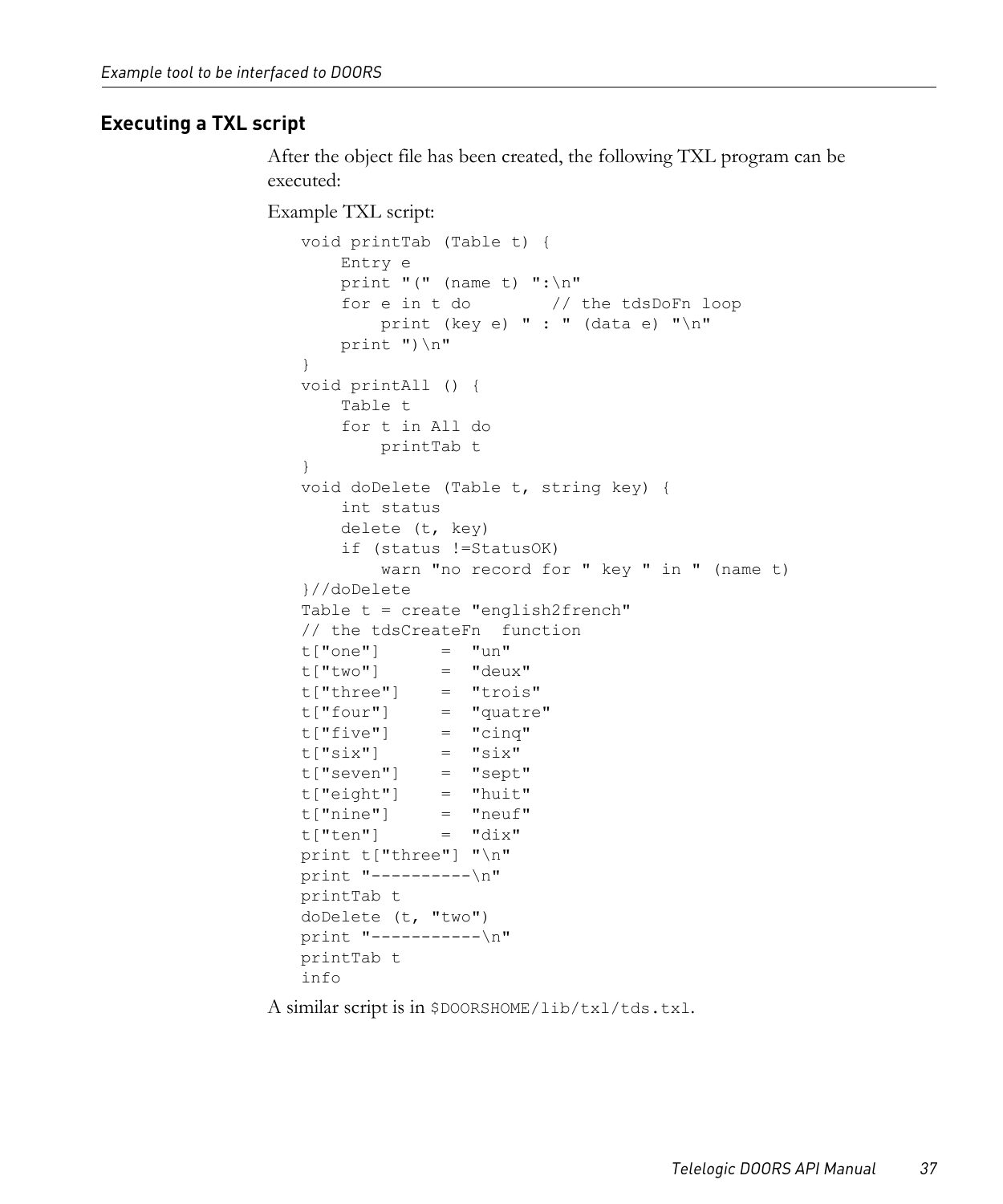## Executing a TXL script

After the object file has been created, the following TXL program can be executed:

Example TXL script:

```
void printTab (Table t) {
    Entry e
    print "(" (name t) ":\n"
    for e in t do        // the tdsDoFn loop
        print (key e) " : " (data e) "\n"
    print ")\n"
}
void printAll () {
    Table t
    for t in All do
        printTab t
}
void doDelete (Table t, string key) {
    int status
    delete (t, key)
    if (status !=StatusOK)
        warn "no record for " key " in " (name t)
}//doDelete
Table t = create "english2french"
// the tdsCreateFn  function
t["one"]      =  "un"
t["two"]      =  "deux"
t["three"]    =  "trois"
t["four"]     =  "quatre"
t["five"]     =  "cinq"
t["six"]      =  "six"
t["seven"]    =  "sept"
t["eight"]    =  "huit"
t["nine"]     =  "neuf"
t["ten"]      =  "dix"
print t["three"] "\n"
print "----------\n"
printTab t
doDelete (t, "two")
print "-----------\n"
printTab t
info
```

A similar script is in `$DOORSHOME/lib/txl/tds.txl`.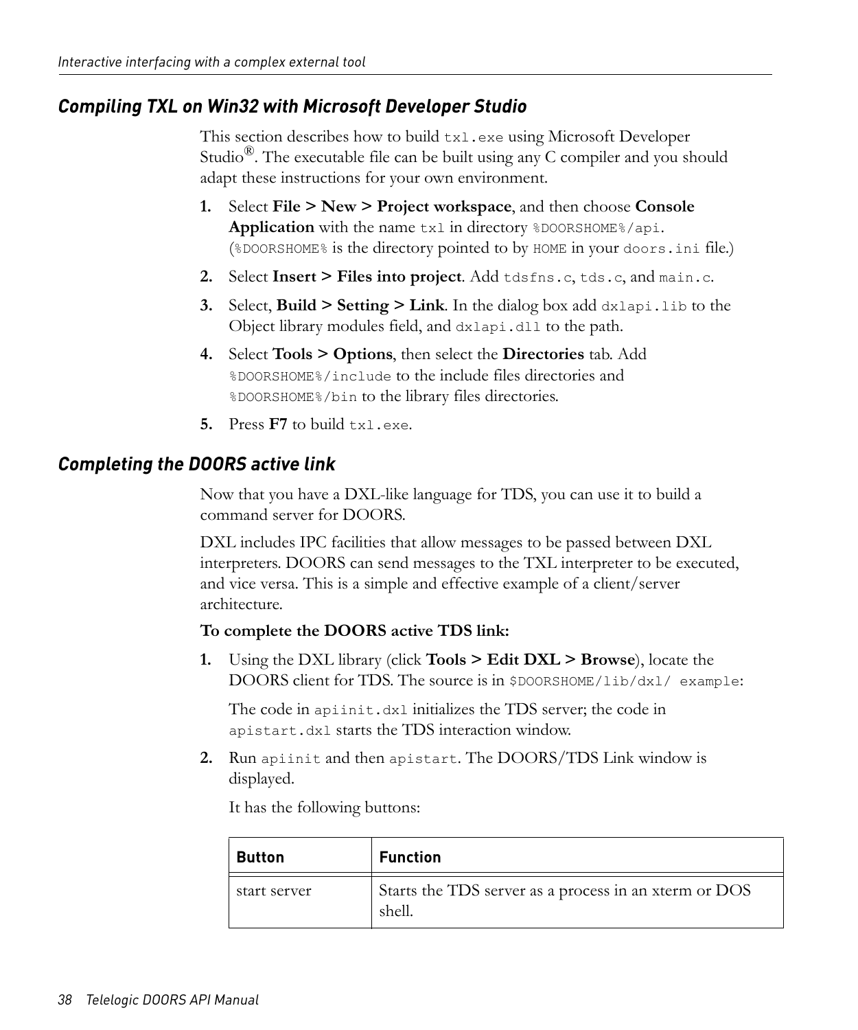## Compiling TXL on Win32 with Microsoft Developer Studio

This section describes how to build `txl.exe` using Microsoft Developer Studio®. The executable file can be built using any C compiler and you should adapt these instructions for your own environment.

1. Select **File > New > Project workspace**, and then choose **Console Application** with the name `txl` in directory `%DOORSHOME%/api`. (`%DOORSHOME%` is the directory pointed to by `HOME` in your `doors.ini` file.)
2. Select **Insert > Files into project**. Add `tdsfns.c`, `tds.c`, and `main.c`.
3. Select, **Build > Setting > Link**. In the dialog box add `dxlapi.lib` to the Object library modules field, and `dxlapi.dll` to the path.
4. Select **Tools > Options**, then select the **Directories** tab. Add `%DOORSHOME%/include` to the include files directories and `%DOORSHOME%/bin` to the library files directories.
5. Press **F7** to build `txl.exe`.

## Completing the DOORS active link

Now that you have a DXL-like language for TDS, you can use it to build a command server for DOORS.

DXL includes IPC facilities that allow messages to be passed between DXL interpreters. DOORS can send messages to the TXL interpreter to be executed, and vice versa. This is a simple and effective example of a client/server architecture.

**To complete the DOORS active TDS link:**

1. Using the DXL library (click **Tools > Edit DXL > Browse**), locate the DOORS client for TDS. The source is in `$DOORSHOME/lib/dxl/ example`:

   The code in `apiinit.dxl` initializes the TDS server; the code in `apistart.dxl` starts the TDS interaction window.

2. Run `apiinit` and then `apistart`. The DOORS/TDS Link window is displayed.

   It has the following buttons:

| Button | Function |
|---|---|
| start server | Starts the TDS server as a process in an xterm or DOS shell. |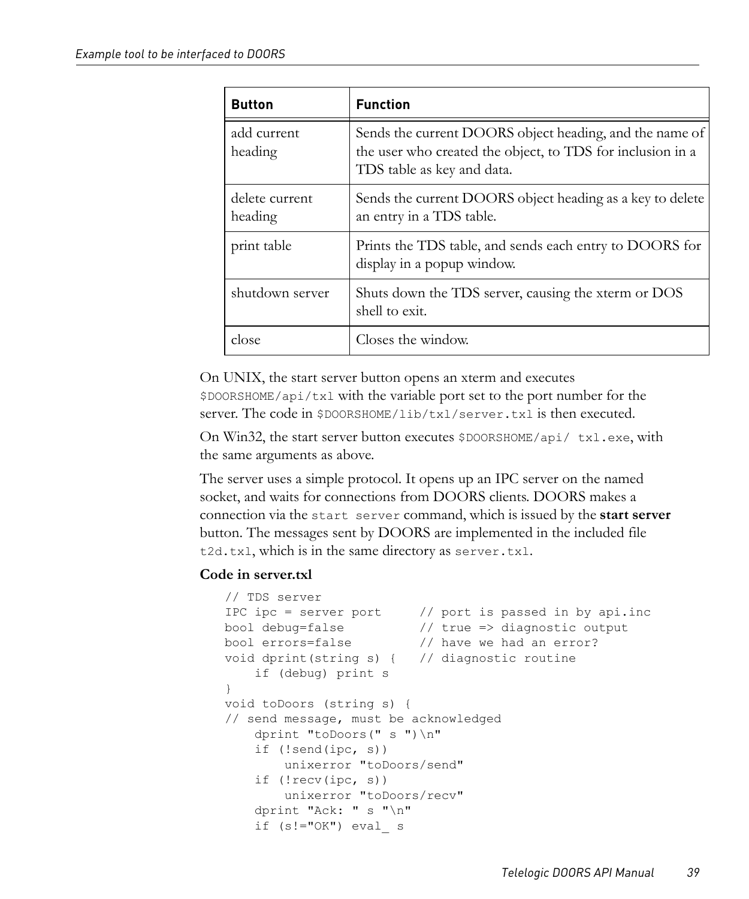| Button | Function |
| --- | --- |
| add current heading | Sends the current DOORS object heading, and the name of the user who created the object, to TDS for inclusion in a TDS table as key and data. |
| delete current heading | Sends the current DOORS object heading as a key to delete an entry in a TDS table. |
| print table | Prints the TDS table, and sends each entry to DOORS for display in a popup window. |
| shutdown server | Shuts down the TDS server, causing the xterm or DOS shell to exit. |
| close | Closes the window. |

On UNIX, the start server button opens an xterm and executes `$DOORSHOME/api/txl` with the variable port set to the port number for the server. The code in `$DOORSHOME/lib/txl/server.txl` is then executed.

On Win32, the start server button executes `$DOORSHOME/api/ txl.exe`, with the same arguments as above.

The server uses a simple protocol. It opens up an IPC server on the named socket, and waits for connections from DOORS clients. DOORS makes a connection via the `start server` command, which is issued by the **start server** button. The messages sent by DOORS are implemented in the included file `t2d.txl`, which is in the same directory as `server.txl`.

**Code in server.txl**

```
// TDS server
IPC ipc = server port     // port is passed in by api.inc
bool debug=false          // true => diagnostic output
bool errors=false         // have we had an error?
void dprint(string s) {   // diagnostic routine
    if (debug) print s
}
void toDoors (string s) {
// send message, must be acknowledged
    dprint "toDoors(" s ")\n"
    if (!send(ipc, s))
        unixerror "toDoors/send"
    if (!recv(ipc, s))
        unixerror "toDoors/recv"
    dprint "Ack: " s "\n"
    if (s!="OK") eval_ s
```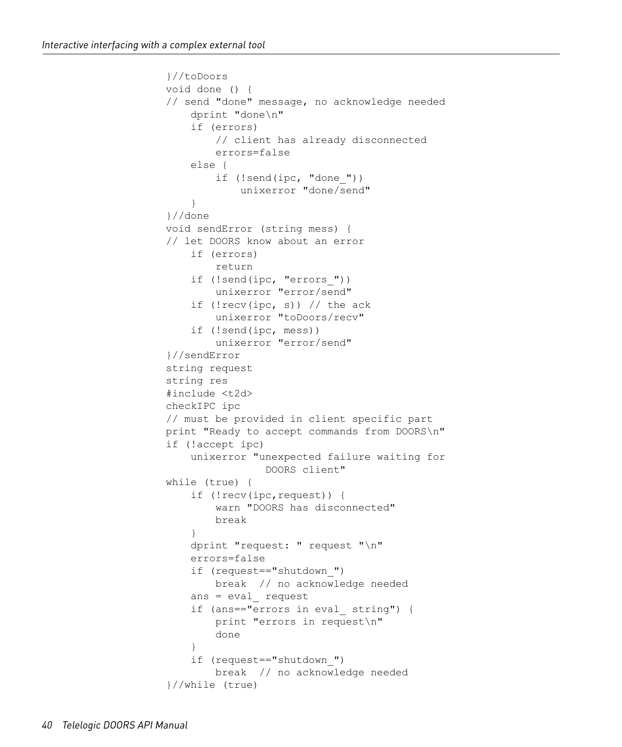```
}//toDoors
void done () {
// send "done" message, no acknowledge needed
    dprint "done\n"
    if (errors)
        // client has already disconnected
        errors=false
    else {
        if (!send(ipc, "done_"))
            unixerror "done/send"
    }
}//done
void sendError (string mess) {
// let DOORS know about an error
    if (errors)
        return
    if (!send(ipc, "errors_"))
        unixerror "error/send"
    if (!recv(ipc, s)) // the ack
        unixerror "toDoors/recv"
    if (!send(ipc, mess))
        unixerror "error/send"
}//sendError
string request
string res
#include <t2d>
checkIPC ipc
// must be provided in client specific part
print "Ready to accept commands from DOORS\n"
if (!accept ipc)
    unixerror "unexpected failure waiting for
                DOORS client"
while (true) {
    if (!recv(ipc,request)) {
        warn "DOORS has disconnected"
        break
    }
    dprint "request: " request "\n"
    errors=false
    if (request=="shutdown_")
        break  // no acknowledge needed
    ans = eval_ request
    if (ans=="errors in eval_ string") {
        print "errors in request\n"
        done
    }
    if (request=="shutdown_")
        break  // no acknowledge needed
}//while (true)
```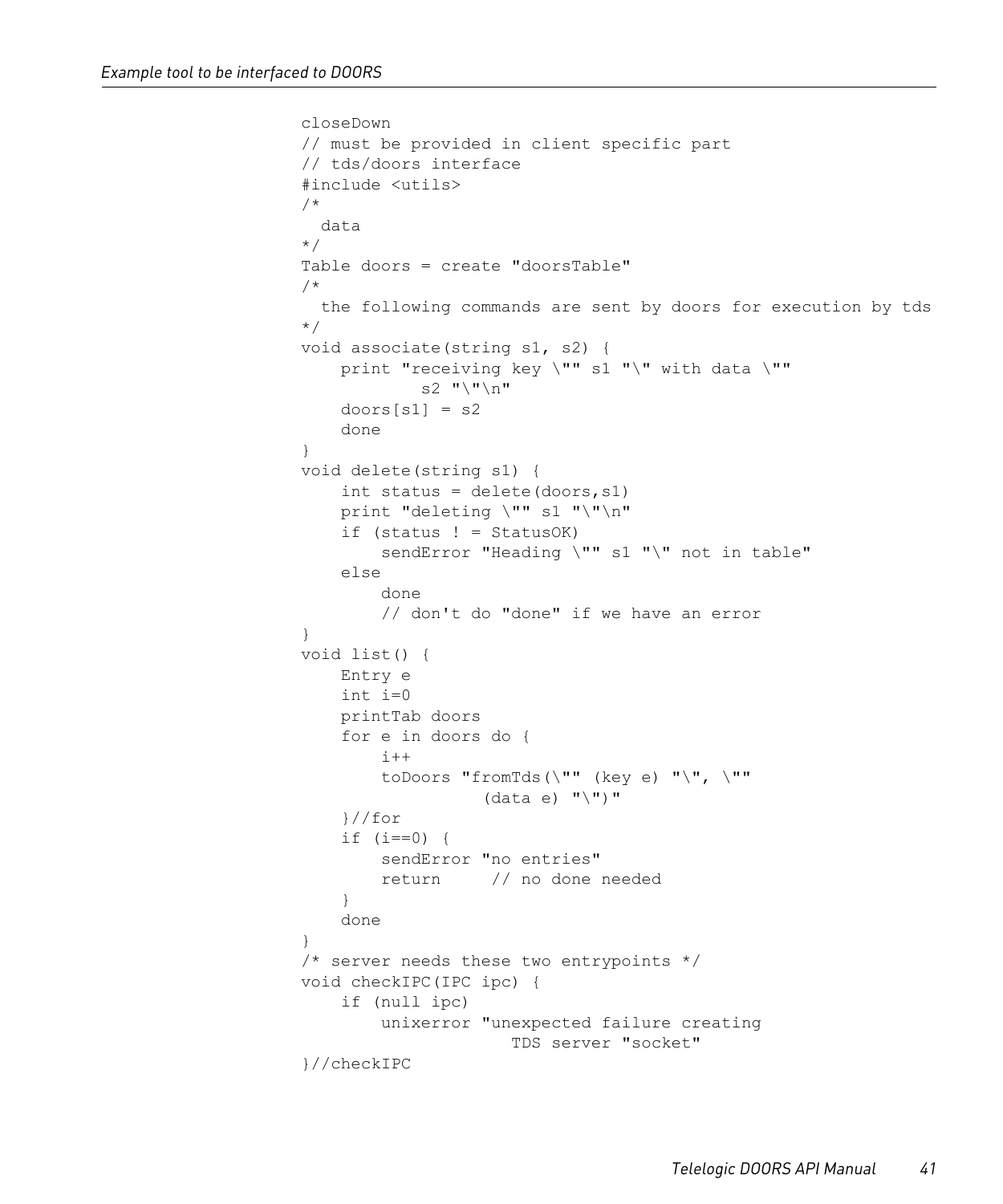```
closeDown
// must be provided in client specific part
// tds/doors interface
#include <utils>
/*
  data
*/
Table doors = create "doorsTable"
/*
  the following commands are sent by doors for execution by tds
*/
void associate(string s1, s2) {
    print "receiving key \"" s1 "\" with data \""
            s2 "\"\n"
    doors[s1] = s2
    done
}
void delete(string s1) {
    int status = delete(doors,s1)
    print "deleting \"" s1 "\"\n"
    if (status ! = StatusOK)
        sendError "Heading \"" s1 "\" not in table"
    else
        done
        // don't do "done" if we have an error
}
void list() {
    Entry e
    int i=0
    printTab doors
    for e in doors do {
        i++
        toDoors "fromTds(\"" (key e) "\", \""
                  (data e) "\")"
    }//for
    if (i==0) {
        sendError "no entries"
        return     // no done needed
    }
    done
}
/* server needs these two entrypoints */
void checkIPC(IPC ipc) {
    if (null ipc)
        unixerror "unexpected failure creating
                    TDS server "socket"
}//checkIPC
```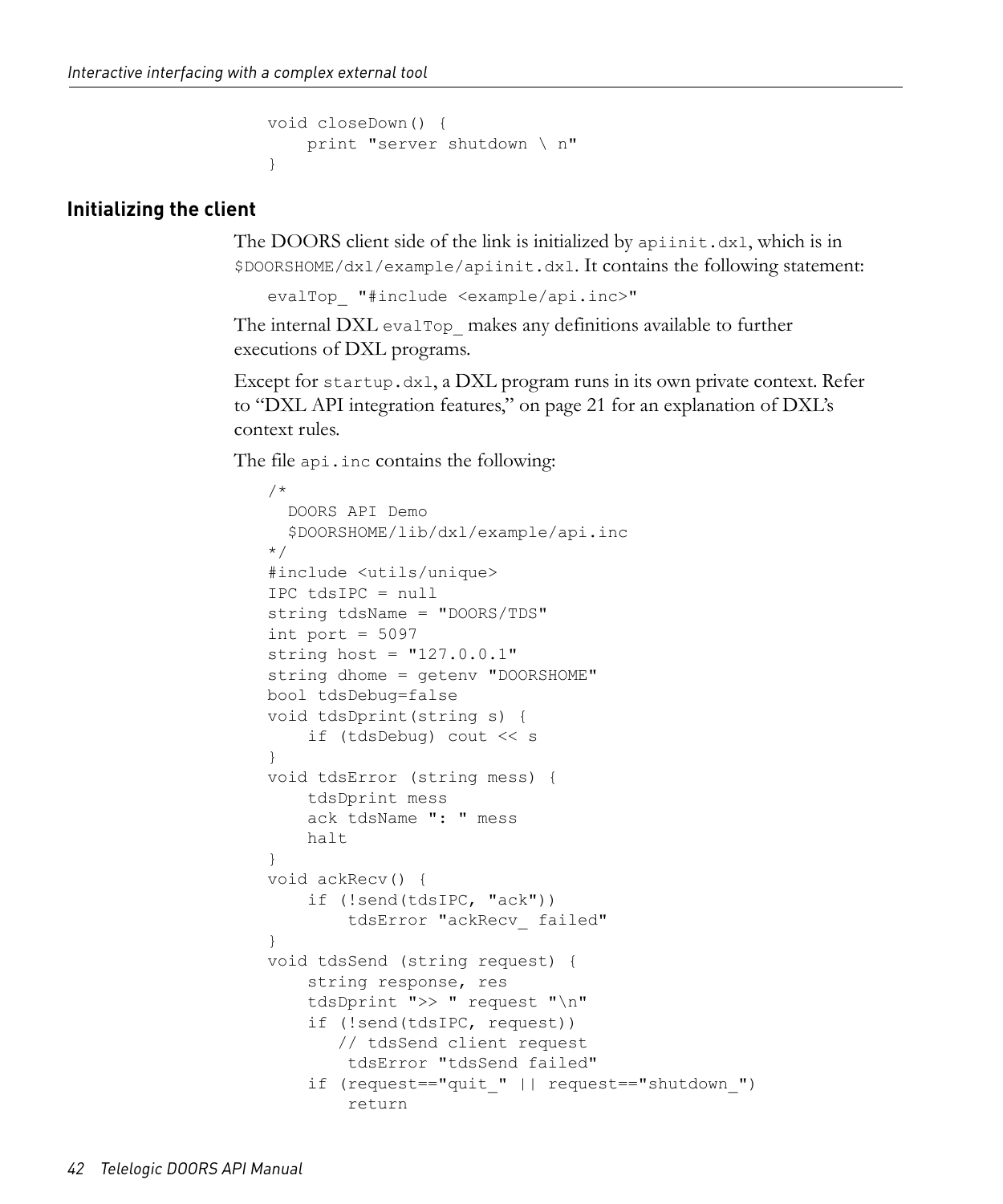```
void closeDown() {
    print "server shutdown \ n"
}
```

## Initializing the client

The DOORS client side of the link is initialized by `apiinit.dxl`, which is in `$DOORSHOME/dxl/example/apiinit.dxl`. It contains the following statement:

```
evalTop_ "#include <example/api.inc>"
```

The internal DXL `evalTop_` makes any definitions available to further executions of DXL programs.

Except for `startup.dxl`, a DXL program runs in its own private context. Refer to “DXL API integration features,” on page 21 for an explanation of DXL’s context rules.

The file `api.inc` contains the following:

```
/*
  DOORS API Demo
  $DOORSHOME/lib/dxl/example/api.inc
*/
#include <utils/unique>
IPC tdsIPC = null
string tdsName = "DOORS/TDS"
int port = 5097
string host = "127.0.0.1"
string dhome = getenv "DOORSHOME"
bool tdsDebug=false
void tdsDprint(string s) {
    if (tdsDebug) cout << s
}
void tdsError (string mess) {
    tdsDprint mess
    ack tdsName ": " mess
    halt
}
void ackRecv() {
    if (!send(tdsIPC, "ack"))
        tdsError "ackRecv_ failed"
}
void tdsSend (string request) {
    string response, res
    tdsDprint ">> " request "\n"
    if (!send(tdsIPC, request))
       // tdsSend client request
        tdsError "tdsSend failed"
    if (request=="quit_" || request=="shutdown_")
        return
```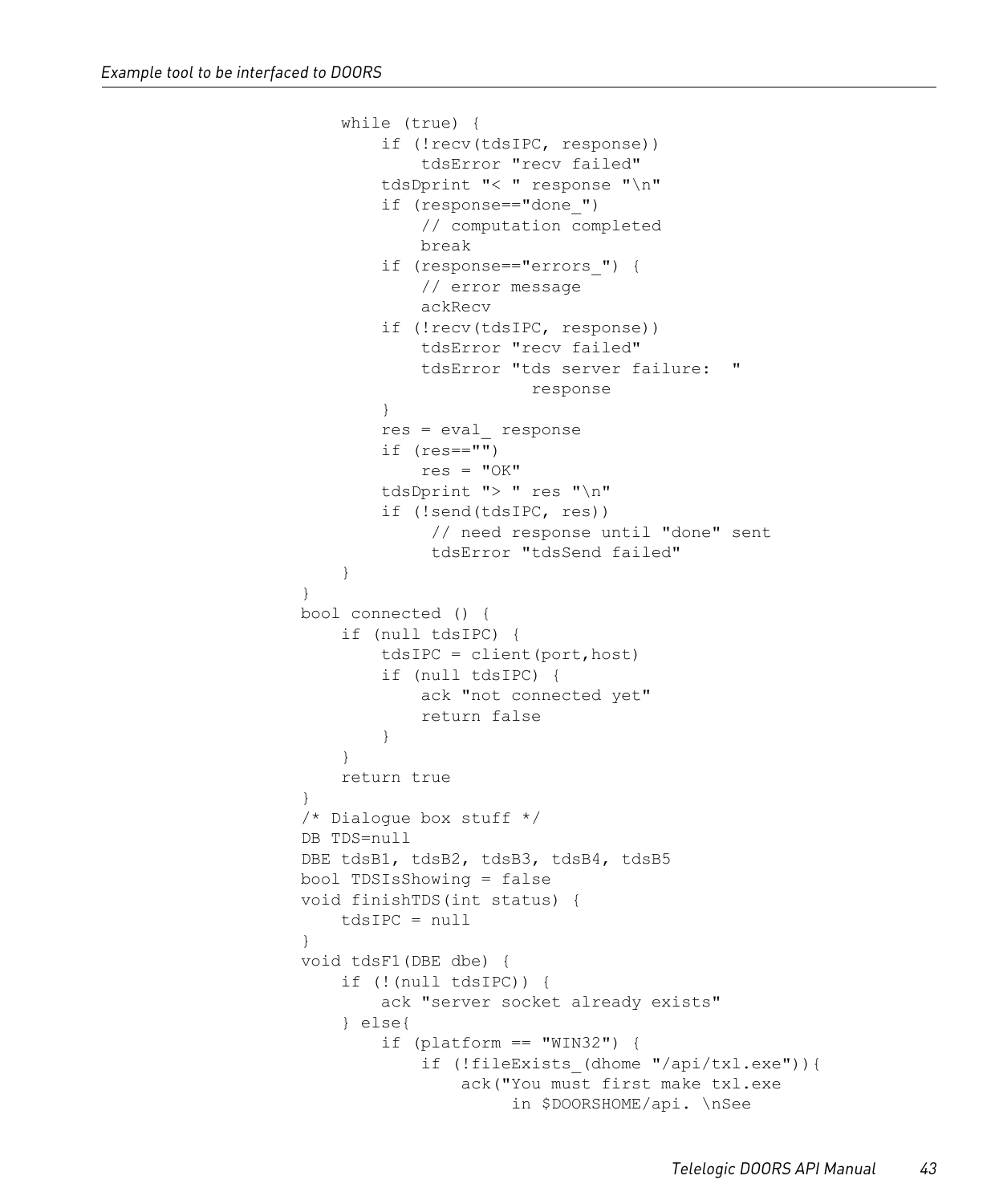```
        while (true) {
            if (!recv(tdsIPC, response))
                tdsError "recv failed"
            tdsDprint "< " response "\n"
            if (response=="done_")
                // computation completed
                break
            if (response=="errors_") {
                // error message
                ackRecv
            if (!recv(tdsIPC, response))
                tdsError "recv failed"
                tdsError "tds server failure:  "
                           response
            }
            res = eval_ response
            if (res=="")
                res = "OK"
            tdsDprint "> " res "\n"
            if (!send(tdsIPC, res))
                 // need response until "done" sent
                 tdsError "tdsSend failed"
        }
    }
    bool connected () {
        if (null tdsIPC) {
            tdsIPC = client(port,host)
            if (null tdsIPC) {
                ack "not connected yet"
                return false
            }
        }
        return true
    }
    /* Dialogue box stuff */
    DB TDS=null
    DBE tdsB1, tdsB2, tdsB3, tdsB4, tdsB5
    bool TDSIsShowing = false
    void finishTDS(int status) {
        tdsIPC = null
    }
    void tdsF1(DBE dbe) {
        if (!(null tdsIPC)) {
            ack "server socket already exists"
        } else{
            if (platform == "WIN32") {
                if (!fileExists_(dhome "/api/txl.exe")){
                    ack("You must first make txl.exe
                         in $DOORSHOME/api. \nSee
```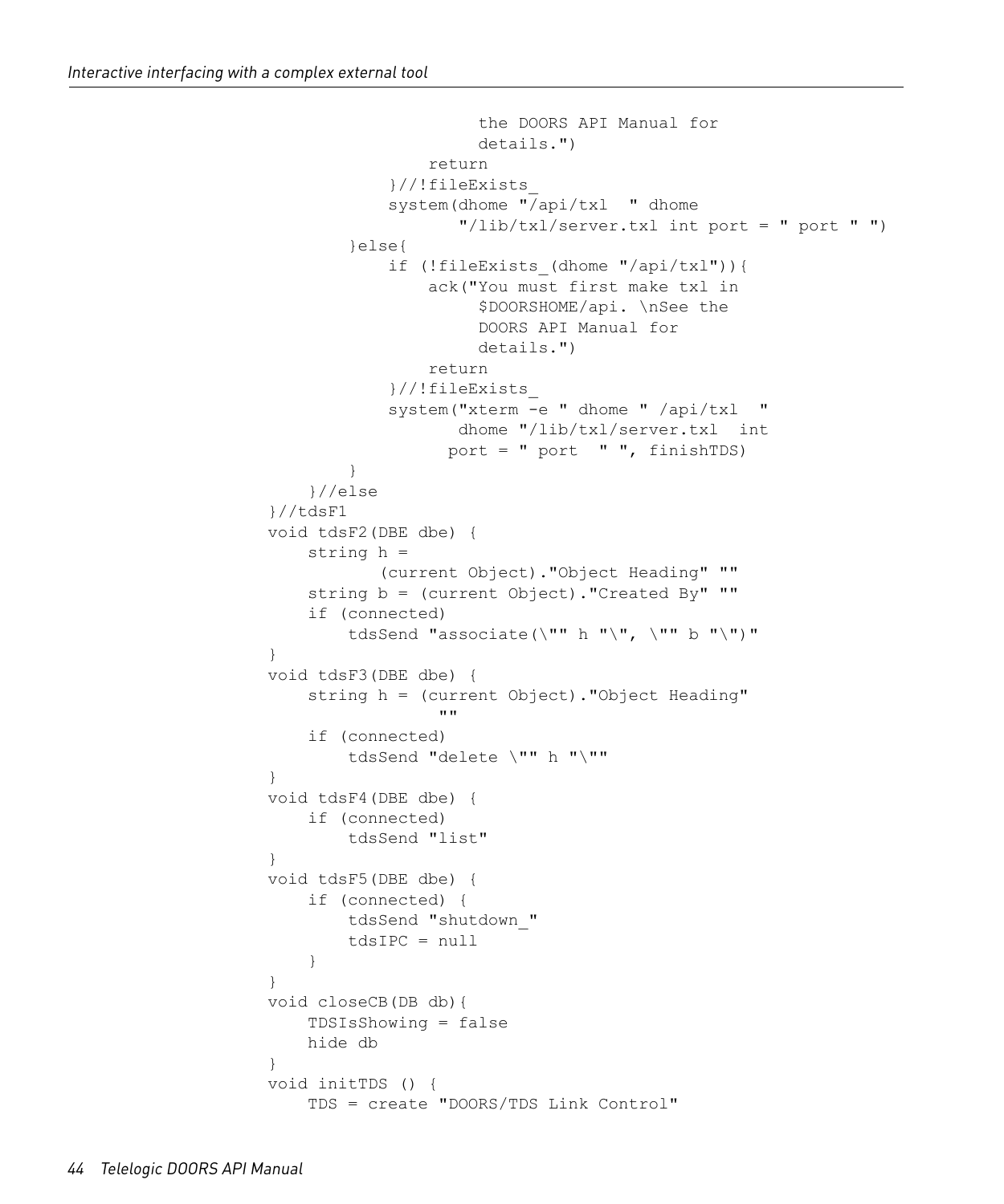```
                        the DOORS API Manual for
                        details.")
                    return
                }//!fileExists_
                system(dhome "/api/txl  " dhome
                       "/lib/txl/server.txl int port = " port " ")
            }else{
                if (!fileExists_(dhome "/api/txl")){
                    ack("You must first make txl in
                         $DOORSHOME/api. \nSee the
                         DOORS API Manual for
                         details.")
                    return
                }//!fileExists_
                system("xterm -e " dhome " /api/txl  "
                       dhome "/lib/txl/server.txl  int
                      port = " port  " ", finishTDS)
            }
        }//else
}//tdsF1
void tdsF2(DBE dbe) {
    string h =
           (current Object)."Object Heading" ""
    string b = (current Object)."Created By" ""
    if (connected)
        tdsSend "associate(\"" h "\", \"" b "\")"
}
void tdsF3(DBE dbe) {
    string h = (current Object)."Object Heading"
                 ""
    if (connected)
        tdsSend "delete \"" h "\""
}
void tdsF4(DBE dbe) {
    if (connected)
        tdsSend "list"
}
void tdsF5(DBE dbe) {
    if (connected) {
        tdsSend "shutdown_"
        tdsIPC = null
    }
}
void closeCB(DB db){
    TDSIsShowing = false
    hide db
}
void initTDS () {
    TDS = create "DOORS/TDS Link Control"
```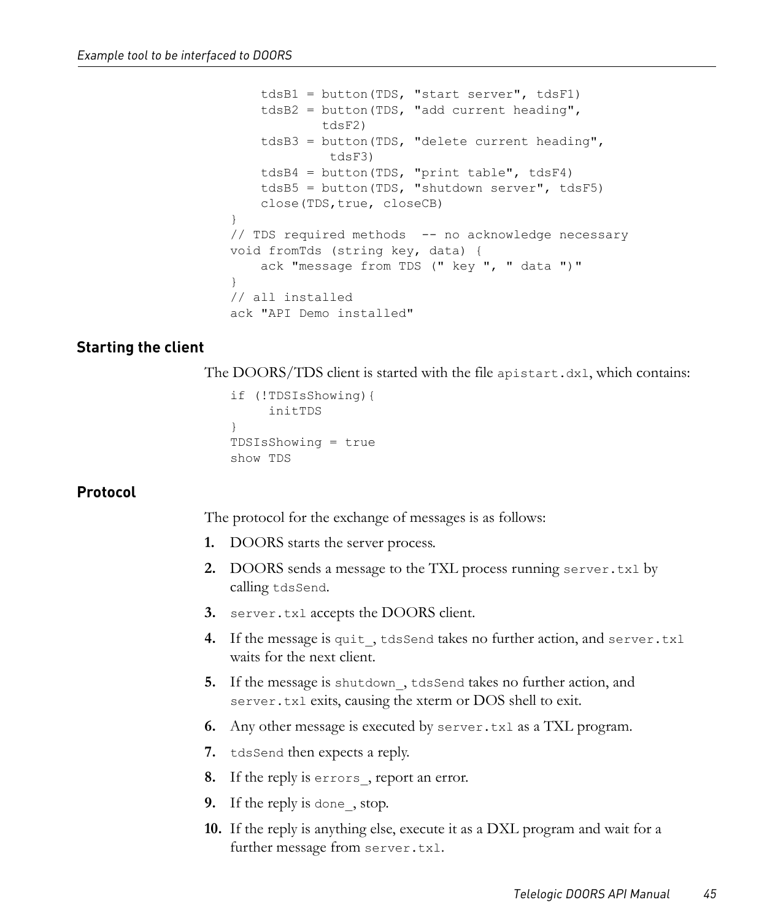```
    tdsB1 = button(TDS, "start server", tdsF1)
    tdsB2 = button(TDS, "add current heading",
            tdsF2)
    tdsB3 = button(TDS, "delete current heading",
             tdsF3)
    tdsB4 = button(TDS, "print table", tdsF4)
    tdsB5 = button(TDS, "shutdown server", tdsF5)
    close(TDS,true, closeCB)
}
// TDS required methods  -- no acknowledge necessary
void fromTds (string key, data) {
    ack "message from TDS (" key ", " data ")"
}
// all installed
ack "API Demo installed"
```

## Starting the client

The DOORS/TDS client is started with the file `apistart.dxl`, which contains:

```
if (!TDSIsShowing){
     initTDS
}
TDSIsShowing = true
show TDS
```

## Protocol

The protocol for the exchange of messages is as follows:

1. DOORS starts the server process.
2. DOORS sends a message to the TXL process running `server.txl` by calling `tdsSend`.
3. `server.txl` accepts the DOORS client.
4. If the message is `quit_`, `tdsSend` takes no further action, and `server.txl` waits for the next client.
5. If the message is `shutdown_`, `tdsSend` takes no further action, and `server.txl` exits, causing the xterm or DOS shell to exit.
6. Any other message is executed by `server.txl` as a TXL program.
7. `tdsSend` then expects a reply.
8. If the reply is `errors_`, report an error.
9. If the reply is `done_`, stop.
10. If the reply is anything else, execute it as a DXL program and wait for a further message from `server.txl`.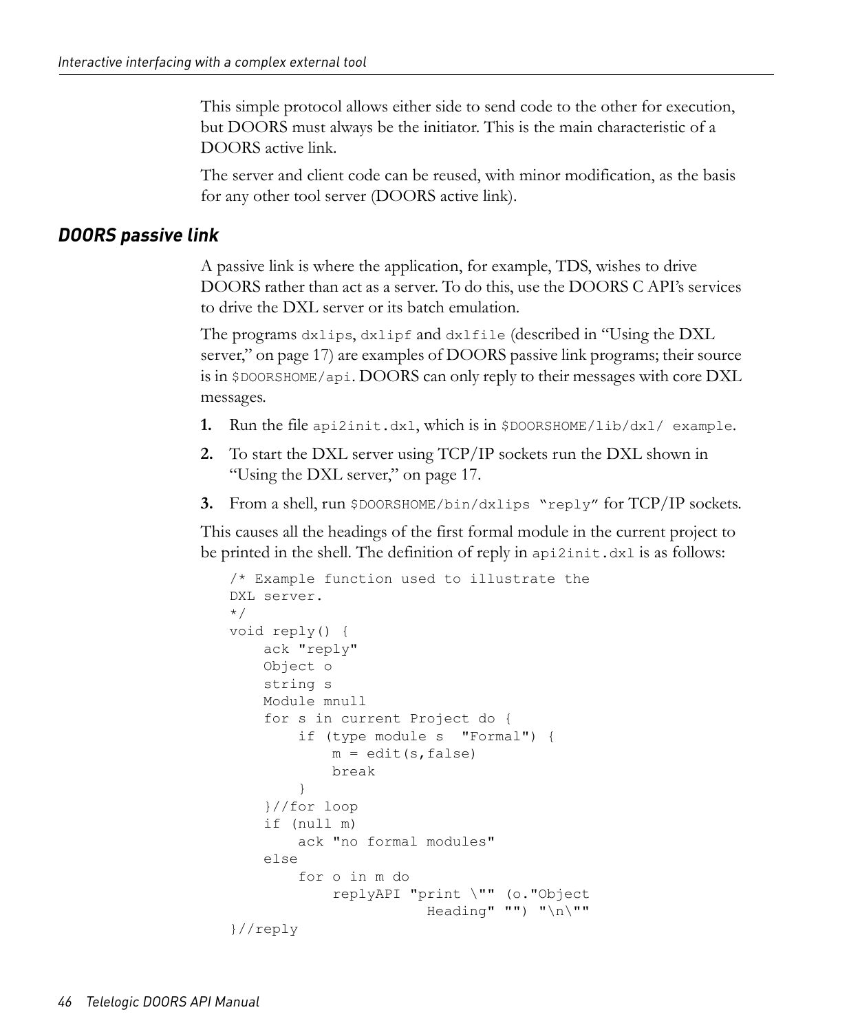This simple protocol allows either side to send code to the other for execution, but DOORS must always be the initiator. This is the main characteristic of a DOORS active link.

The server and client code can be reused, with minor modification, as the basis for any other tool server (DOORS active link).

## DOORS passive link

A passive link is where the application, for example, TDS, wishes to drive DOORS rather than act as a server. To do this, use the DOORS C API's services to drive the DXL server or its batch emulation.

The programs `dxlips`, `dxlipf` and `dxlfile` (described in "Using the DXL server," on page 17) are examples of DOORS passive link programs; their source is in `$DOORSHOME/api`. DOORS can only reply to their messages with core DXL messages.

1. Run the file `api2init.dxl`, which is in `$DOORSHOME/lib/dxl/ example`.
2. To start the DXL server using TCP/IP sockets run the DXL shown in "Using the DXL server," on page 17.
3. From a shell, run `$DOORSHOME/bin/dxlips "reply"` for TCP/IP sockets.

This causes all the headings of the first formal module in the current project to be printed in the shell. The definition of reply in `api2init.dxl` is as follows:

```
/* Example function used to illustrate the
DXL server.
*/
void reply() {
    ack "reply"
    Object o
    string s
    Module mnull
    for s in current Project do {
        if (type module s  "Formal") {
            m = edit(s,false)
            break
        }
    }//for loop
    if (null m)
        ack "no formal modules"
    else
        for o in m do
            replyAPI "print \"" (o."Object
                         Heading" "") "\n\""
}//reply
```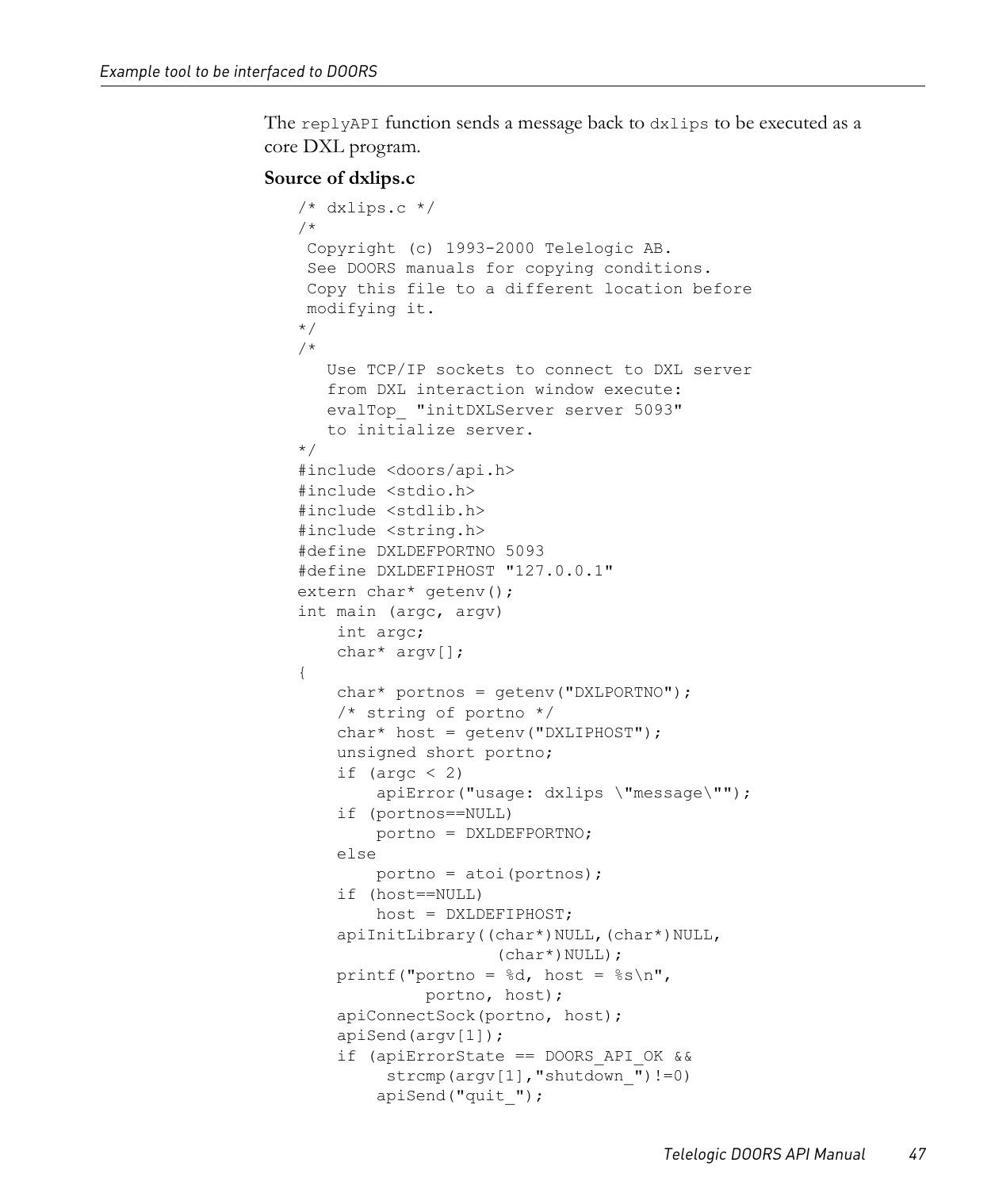The `replyAPI` function sends a message back to `dxlips` to be executed as a core DXL program.

**Source of dxlips.c**

```
/* dxlips.c */
/*
 Copyright (c) 1993-2000 Telelogic AB.
 See DOORS manuals for copying conditions.
 Copy this file to a different location before
 modifying it.
*/
/*
   Use TCP/IP sockets to connect to DXL server
   from DXL interaction window execute:
   evalTop_ "initDXLServer server 5093"
   to initialize server.
*/
#include <doors/api.h>
#include <stdio.h>
#include <stdlib.h>
#include <string.h>
#define DXLDEFPORTNO 5093
#define DXLDEFIPHOST "127.0.0.1"
extern char* getenv();
int main (argc, argv)
    int argc;
    char* argv[];
{
    char* portnos = getenv("DXLPORTNO");
    /* string of portno */
    char* host = getenv("DXLIPHOST");
    unsigned short portno;
    if (argc < 2)
        apiError("usage: dxlips \"message\"");
    if (portnos==NULL)
        portno = DXLDEFPORTNO;
    else
        portno = atoi(portnos);
    if (host==NULL)
        host = DXLDEFIPHOST;
    apiInitLibrary((char*)NULL,(char*)NULL,
                    (char*)NULL);
    printf("portno = %d, host = %s\n",
             portno, host);
    apiConnectSock(portno, host);
    apiSend(argv[1]);
    if (apiErrorState == DOORS_API_OK &&
         strcmp(argv[1],"shutdown_")!=0)
        apiSend("quit_");
```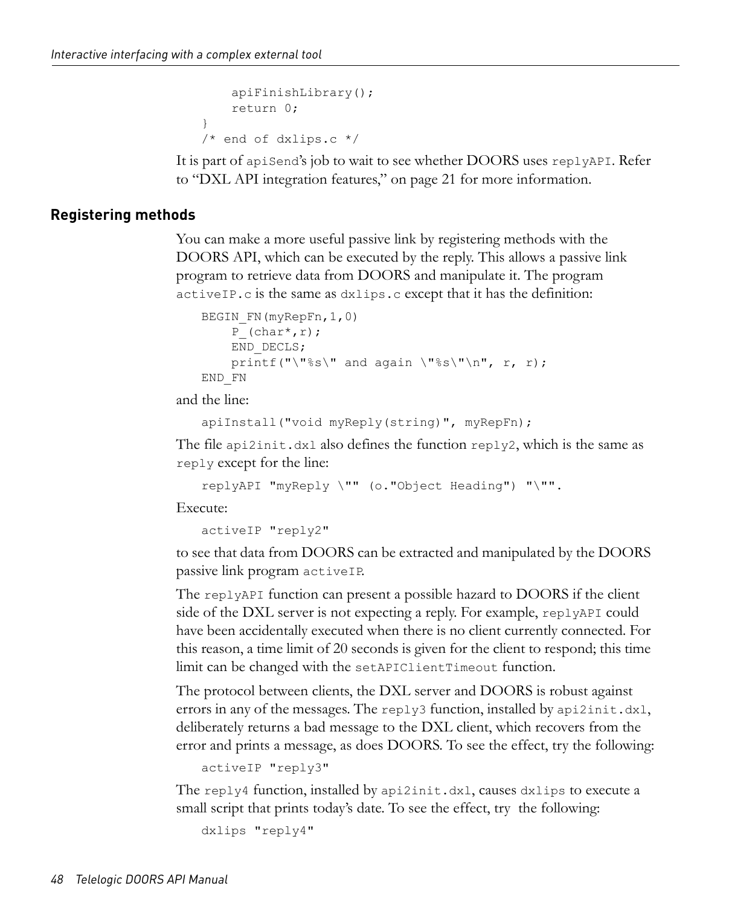```
        apiFinishLibrary();
        return 0;
    }
    /* end of dxlips.c */
```

It is part of `apiSend`'s job to wait to see whether DOORS uses `replyAPI`. Refer to "DXL API integration features," on page 21 for more information.

## Registering methods

You can make a more useful passive link by registering methods with the DOORS API, which can be executed by the reply. This allows a passive link program to retrieve data from DOORS and manipulate it. The program `activeIP.c` is the same as `dxlips.c` except that it has the definition:

```
BEGIN_FN(myRepFn,1,0)
    P_(char*,r);
    END_DECLS;
    printf("\"%s\" and again \"%s\"\n", r, r);
END_FN
```

and the line:

```
apiInstall("void myReply(string)", myRepFn);
```

The file `api2init.dxl` also defines the function `reply2`, which is the same as `reply` except for the line:

```
replyAPI "myReply \"" (o."Object Heading") "\"".
```

Execute:

```
activeIP "reply2"
```

to see that data from DOORS can be extracted and manipulated by the DOORS passive link program `activeIP`.

The `replyAPI` function can present a possible hazard to DOORS if the client side of the DXL server is not expecting a reply. For example, `replyAPI` could have been accidentally executed when there is no client currently connected. For this reason, a time limit of 20 seconds is given for the client to respond; this time limit can be changed with the `setAPIClientTimeout` function.

The protocol between clients, the DXL server and DOORS is robust against errors in any of the messages. The `reply3` function, installed by `api2init.dxl`, deliberately returns a bad message to the DXL client, which recovers from the error and prints a message, as does DOORS. To see the effect, try the following:

```
activeIP "reply3"
```

The `reply4` function, installed by `api2init.dxl`, causes `dxlips` to execute a small script that prints today's date. To see the effect, try the following:

```
dxlips "reply4"
```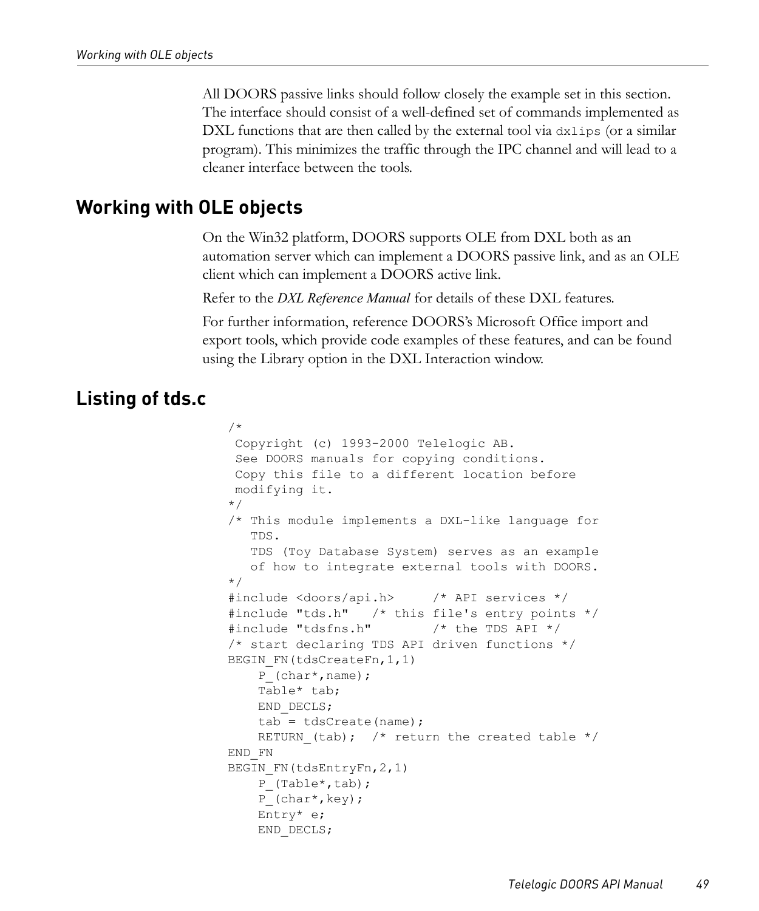All DOORS passive links should follow closely the example set in this section. The interface should consist of a well-defined set of commands implemented as DXL functions that are then called by the external tool via `dxlips` (or a similar program). This minimizes the traffic through the IPC channel and will lead to a cleaner interface between the tools.

## Working with OLE objects

On the Win32 platform, DOORS supports OLE from DXL both as an automation server which can implement a DOORS passive link, and as an OLE client which can implement a DOORS active link.

Refer to the *DXL Reference Manual* for details of these DXL features.

For further information, reference DOORS's Microsoft Office import and export tools, which provide code examples of these features, and can be found using the Library option in the DXL Interaction window.

## Listing of tds.c

```
/*
 Copyright (c) 1993-2000 Telelogic AB.
 See DOORS manuals for copying conditions.
 Copy this file to a different location before
 modifying it.
*/
/* This module implements a DXL-like language for
   TDS.
   TDS (Toy Database System) serves as an example
   of how to integrate external tools with DOORS.
*/
#include <doors/api.h>     /* API services */
#include "tds.h"   /* this file's entry points */
#include "tdsfns.h"        /* the TDS API */
/* start declaring TDS API driven functions */
BEGIN_FN(tdsCreateFn,1,1)
    P_(char*,name);
    Table* tab;
    END_DECLS;
    tab = tdsCreate(name);
    RETURN_(tab);  /* return the created table */
END_FN
BEGIN_FN(tdsEntryFn,2,1)
    P_(Table*,tab);
    P_(char*,key);
    Entry* e;
    END_DECLS;
```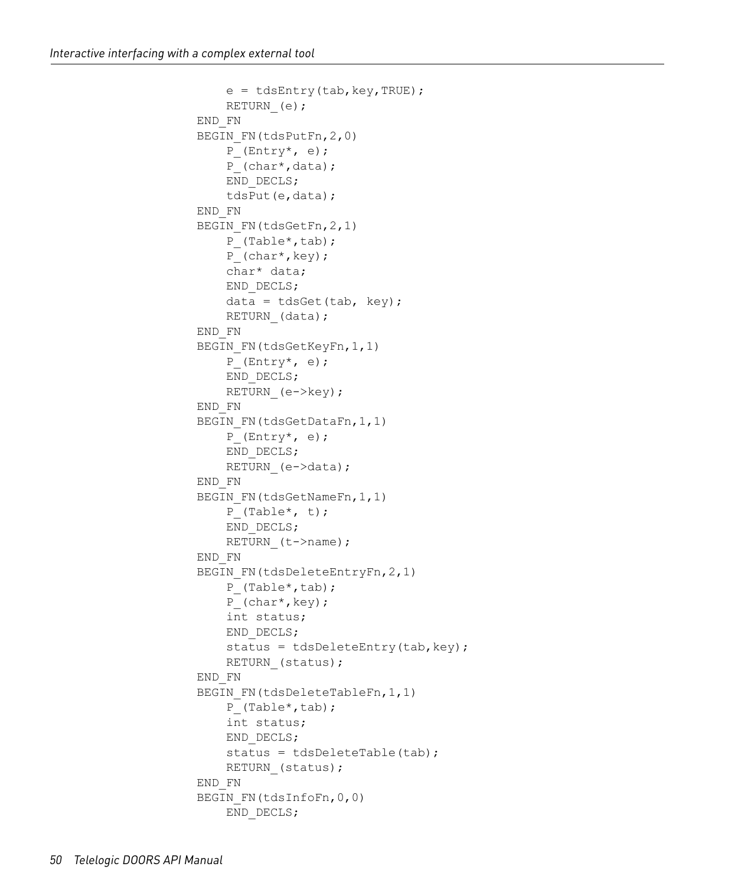```
    e = tdsEntry(tab,key,TRUE);
    RETURN_(e);
END_FN
BEGIN_FN(tdsPutFn,2,0)
    P_(Entry*, e);
    P_(char*,data);
    END_DECLS;
    tdsPut(e,data);
END_FN
BEGIN_FN(tdsGetFn,2,1)
    P_(Table*,tab);
    P_(char*,key);
    char* data;
    END_DECLS;
    data = tdsGet(tab, key);
    RETURN_(data);
END_FN
BEGIN_FN(tdsGetKeyFn,1,1)
    P_(Entry*, e);
    END_DECLS;
    RETURN_(e->key);
END_FN
BEGIN_FN(tdsGetDataFn,1,1)
    P_(Entry*, e);
    END_DECLS;
    RETURN_(e->data);
END_FN
BEGIN_FN(tdsGetNameFn,1,1)
    P_(Table*, t);
    END_DECLS;
    RETURN_(t->name);
END_FN
BEGIN_FN(tdsDeleteEntryFn,2,1)
    P_(Table*,tab);
    P_(char*,key);
    int status;
    END_DECLS;
    status = tdsDeleteEntry(tab,key);
    RETURN_(status);
END_FN
BEGIN_FN(tdsDeleteTableFn,1,1)
    P_(Table*,tab);
    int status;
    END_DECLS;
    status = tdsDeleteTable(tab);
    RETURN_(status);
END_FN
BEGIN_FN(tdsInfoFn,0,0)
    END_DECLS;
```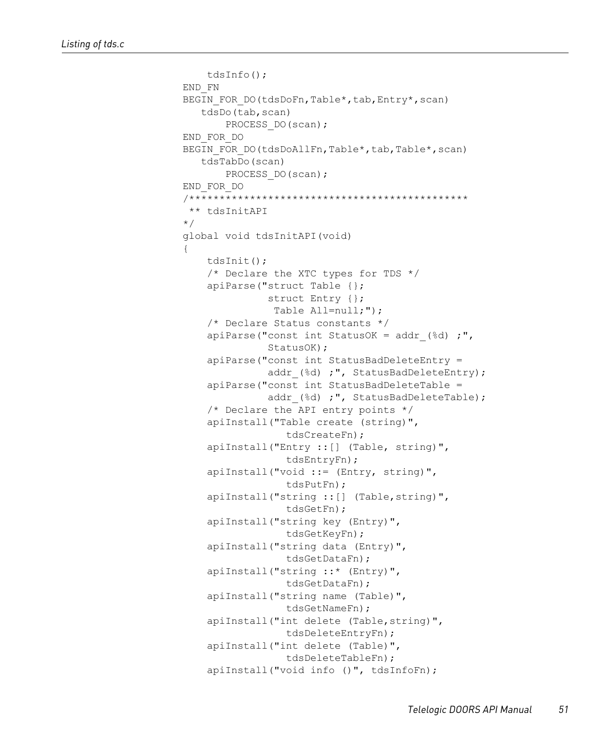```
    tdsInfo();
END_FN
BEGIN_FOR_DO(tdsDoFn,Table*,tab,Entry*,scan)
   tdsDo(tab,scan)
       PROCESS_DO(scan);
END_FOR_DO
BEGIN_FOR_DO(tdsDoAllFn,Table*,tab,Table*,scan)
   tdsTabDo(scan)
       PROCESS_DO(scan);
END_FOR_DO
/**********************************************
 ** tdsInitAPI
*/
global void tdsInitAPI(void)
{
    tdsInit();
    /* Declare the XTC types for TDS */
    apiParse("struct Table {};
              struct Entry {};
               Table All=null;");
    /* Declare Status constants */
    apiParse("const int StatusOK = addr_(%d) ;",
              StatusOK);
    apiParse("const int StatusBadDeleteEntry =
              addr_(%d) ;", StatusBadDeleteEntry);
    apiParse("const int StatusBadDeleteTable =
              addr_(%d) ;", StatusBadDeleteTable);
    /* Declare the API entry points */
    apiInstall("Table create (string)",
                 tdsCreateFn);
    apiInstall("Entry ::[] (Table, string)",
                 tdsEntryFn);
    apiInstall("void ::= (Entry, string)",
                 tdsPutFn);
    apiInstall("string ::[] (Table,string)",
                 tdsGetFn);
    apiInstall("string key (Entry)",
                 tdsGetKeyFn);
    apiInstall("string data (Entry)",
                 tdsGetDataFn);
    apiInstall("string ::* (Entry)",
                 tdsGetDataFn);
    apiInstall("string name (Table)",
                 tdsGetNameFn);
    apiInstall("int delete (Table,string)",
                 tdsDeleteEntryFn);
    apiInstall("int delete (Table)",
                 tdsDeleteTableFn);
    apiInstall("void info ()", tdsInfoFn);
```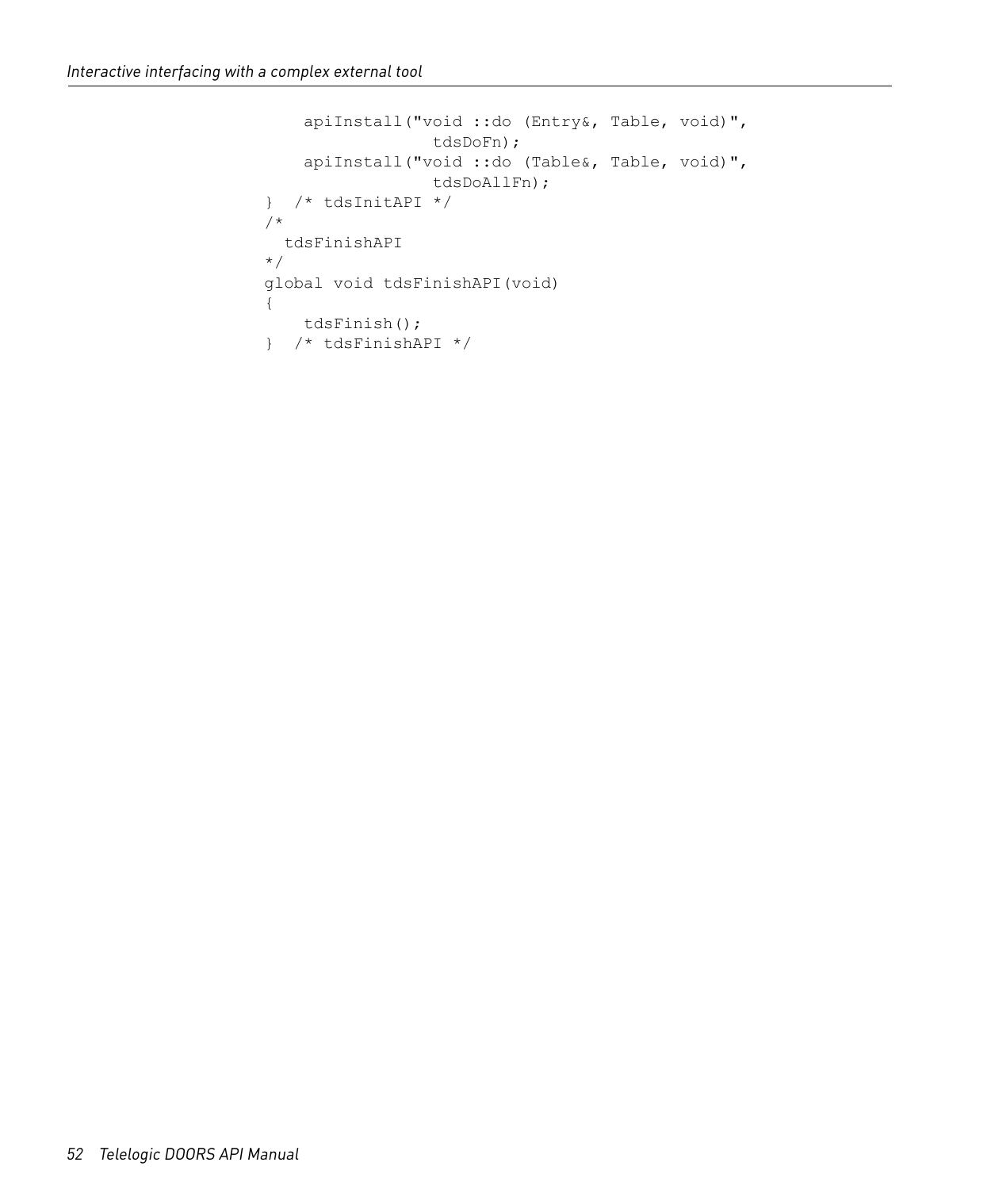```
    apiInstall("void ::do (Entry&, Table, void)",
                 tdsDoFn);
    apiInstall("void ::do (Table&, Table, void)",
                 tdsDoAllFn);
}  /* tdsInitAPI */
/*
  tdsFinishAPI
*/
global void tdsFinishAPI(void)
{
    tdsFinish();
}  /* tdsFinishAPI */
```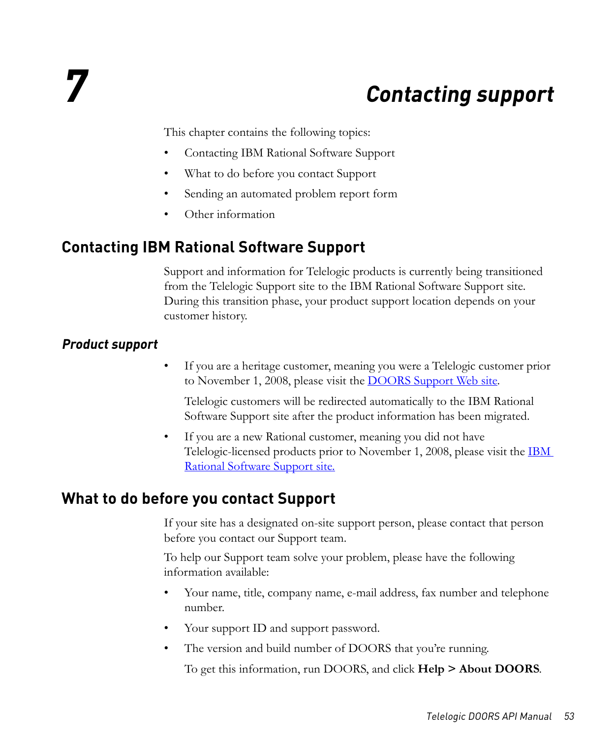# 7 Contacting support

This chapter contains the following topics:

- Contacting IBM Rational Software Support
- What to do before you contact Support
- Sending an automated problem report form
- Other information

## Contacting IBM Rational Software Support

Support and information for Telelogic products is currently being transitioned from the Telelogic Support site to the IBM Rational Software Support site. During this transition phase, your product support location depends on your customer history.

### Product support

- If you are a heritage customer, meaning you were a Telelogic customer prior to November 1, 2008, please visit the DOORS Support Web site.

  Telelogic customers will be redirected automatically to the IBM Rational Software Support site after the product information has been migrated.

- If you are a new Rational customer, meaning you did not have Telelogic-licensed products prior to November 1, 2008, please visit the IBM Rational Software Support site.

## What to do before you contact Support

If your site has a designated on-site support person, please contact that person before you contact our Support team.

To help our Support team solve your problem, please have the following information available:

- Your name, title, company name, e-mail address, fax number and telephone number.
- Your support ID and support password.
- The version and build number of DOORS that you're running.

  To get this information, run DOORS, and click **Help > About DOORS**.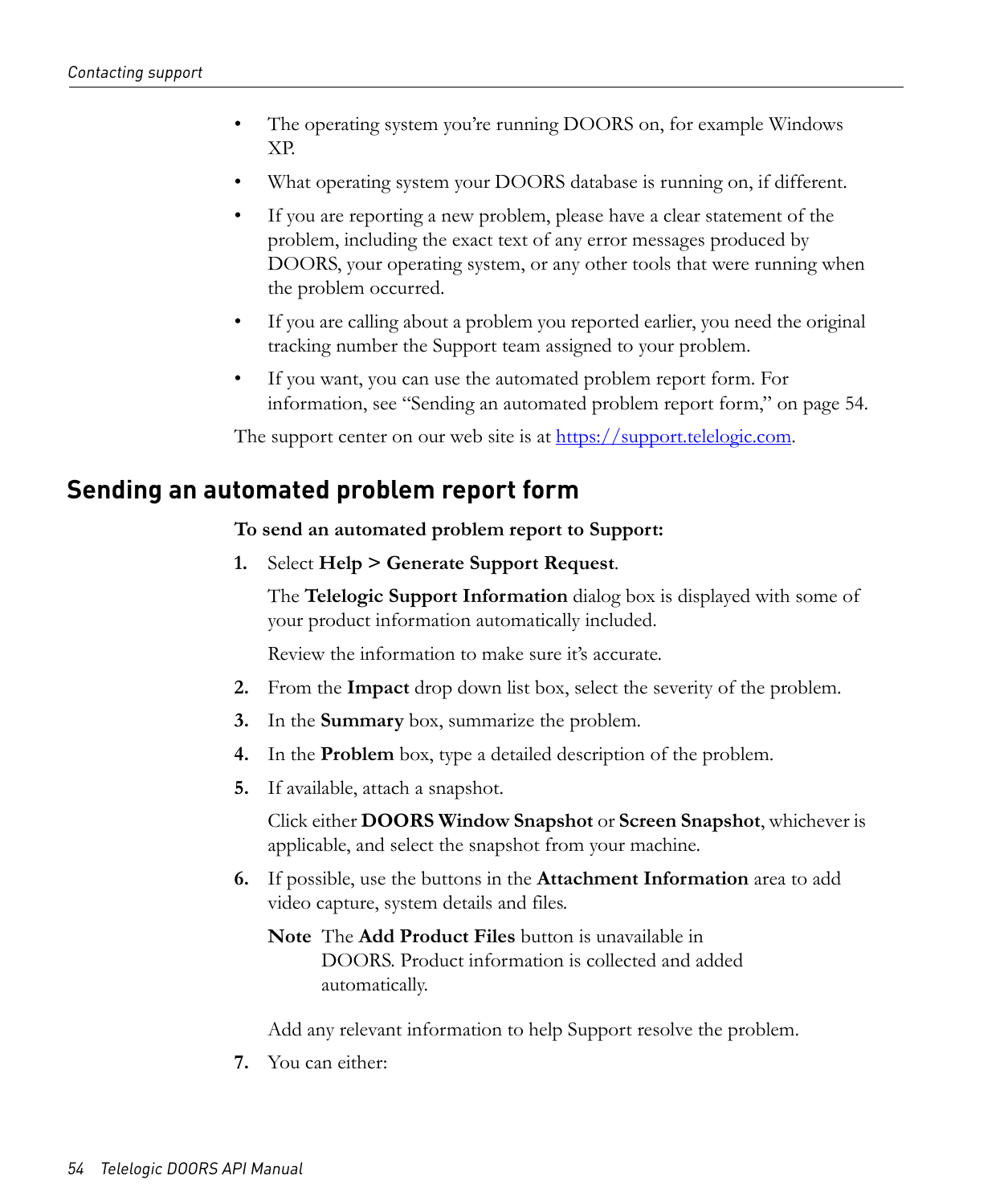- The operating system you're running DOORS on, for example Windows XP.
- What operating system your DOORS database is running on, if different.
- If you are reporting a new problem, please have a clear statement of the problem, including the exact text of any error messages produced by DOORS, your operating system, or any other tools that were running when the problem occurred.
- If you are calling about a problem you reported earlier, you need the original tracking number the Support team assigned to your problem.
- If you want, you can use the automated problem report form. For information, see "Sending an automated problem report form," on page 54.

The support center on our web site is at https://support.telelogic.com.

## Sending an automated problem report form

**To send an automated problem report to Support:**

1. Select **Help > Generate Support Request**.

   The **Telelogic Support Information** dialog box is displayed with some of your product information automatically included.

   Review the information to make sure it's accurate.

2. From the **Impact** drop down list box, select the severity of the problem.
3. In the **Summary** box, summarize the problem.
4. In the **Problem** box, type a detailed description of the problem.
5. If available, attach a snapshot.

   Click either **DOORS Window Snapshot** or **Screen Snapshot**, whichever is applicable, and select the snapshot from your machine.

6. If possible, use the buttons in the **Attachment Information** area to add video capture, system details and files.

   **Note** The **Add Product Files** button is unavailable in DOORS. Product information is collected and added automatically.

   Add any relevant information to help Support resolve the problem.

7. You can either: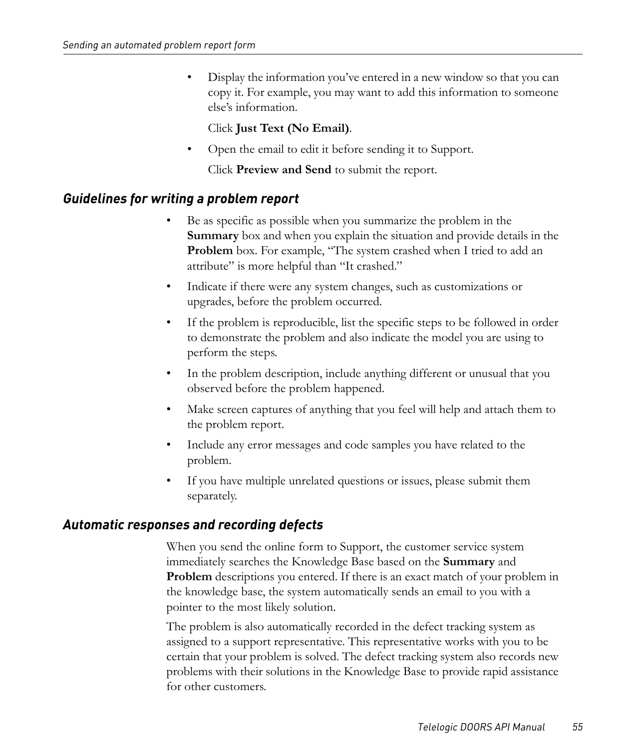- Display the information you've entered in a new window so that you can copy it. For example, you may want to add this information to someone else's information.

  Click **Just Text (No Email)**.

- Open the email to edit it before sending it to Support.

  Click **Preview and Send** to submit the report.

### *Guidelines for writing a problem report*

- Be as specific as possible when you summarize the problem in the **Summary** box and when you explain the situation and provide details in the **Problem** box. For example, "The system crashed when I tried to add an attribute" is more helpful than "It crashed."
- Indicate if there were any system changes, such as customizations or upgrades, before the problem occurred.
- If the problem is reproducible, list the specific steps to be followed in order to demonstrate the problem and also indicate the model you are using to perform the steps.
- In the problem description, include anything different or unusual that you observed before the problem happened.
- Make screen captures of anything that you feel will help and attach them to the problem report.
- Include any error messages and code samples you have related to the problem.
- If you have multiple unrelated questions or issues, please submit them separately.

### *Automatic responses and recording defects*

When you send the online form to Support, the customer service system immediately searches the Knowledge Base based on the **Summary** and **Problem** descriptions you entered. If there is an exact match of your problem in the knowledge base, the system automatically sends an email to you with a pointer to the most likely solution.

The problem is also automatically recorded in the defect tracking system as assigned to a support representative. This representative works with you to be certain that your problem is solved. The defect tracking system also records new problems with their solutions in the Knowledge Base to provide rapid assistance for other customers.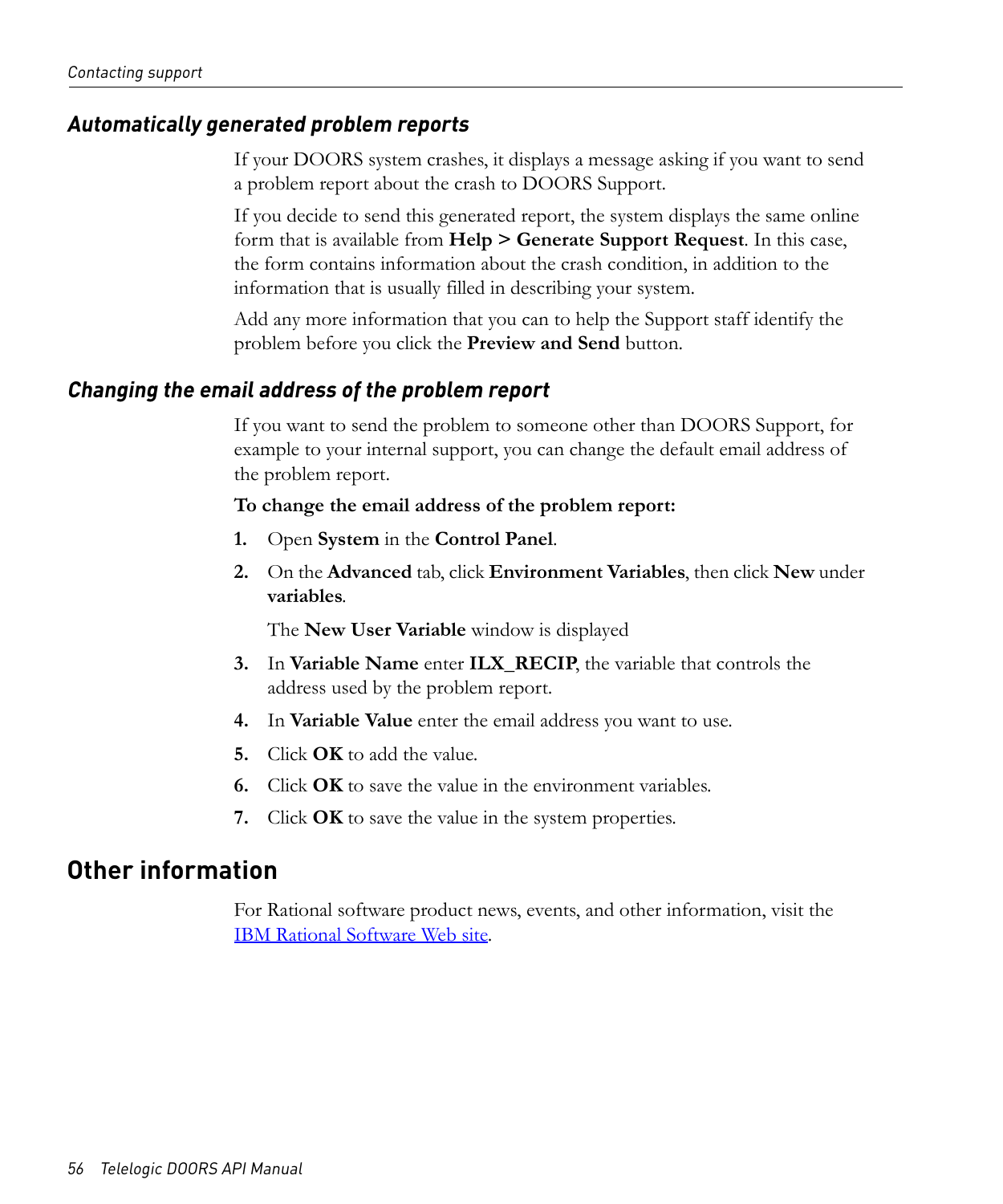### *Automatically generated problem reports*

If your DOORS system crashes, it displays a message asking if you want to send a problem report about the crash to DOORS Support.

If you decide to send this generated report, the system displays the same online form that is available from **Help > Generate Support Request**. In this case, the form contains information about the crash condition, in addition to the information that is usually filled in describing your system.

Add any more information that you can to help the Support staff identify the problem before you click the **Preview and Send** button.

### *Changing the email address of the problem report*

If you want to send the problem to someone other than DOORS Support, for example to your internal support, you can change the default email address of the problem report.

**To change the email address of the problem report:**

1. Open **System** in the **Control Panel**.
2. On the **Advanced** tab, click **Environment Variables**, then click **New** under **variables**.

   The **New User Variable** window is displayed
3. In **Variable Name** enter **ILX_RECIP**, the variable that controls the address used by the problem report.
4. In **Variable Value** enter the email address you want to use.
5. Click **OK** to add the value.
6. Click **OK** to save the value in the environment variables.
7. Click **OK** to save the value in the system properties.

## Other information

For Rational software product news, events, and other information, visit the IBM Rational Software Web site.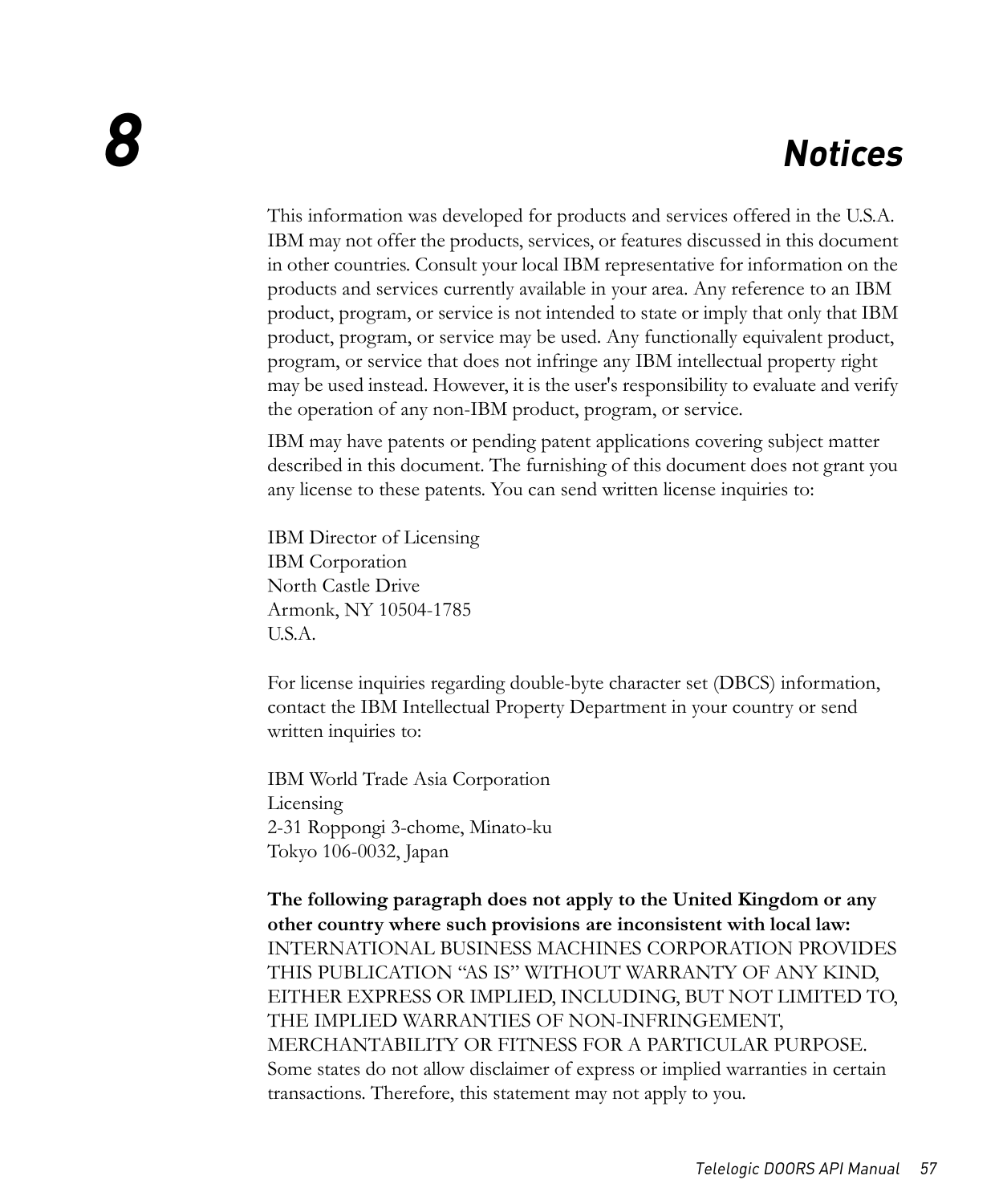# 8 Notices

This information was developed for products and services offered in the U.S.A. IBM may not offer the products, services, or features discussed in this document in other countries. Consult your local IBM representative for information on the products and services currently available in your area. Any reference to an IBM product, program, or service is not intended to state or imply that only that IBM product, program, or service may be used. Any functionally equivalent product, program, or service that does not infringe any IBM intellectual property right may be used instead. However, it is the user's responsibility to evaluate and verify the operation of any non-IBM product, program, or service.

IBM may have patents or pending patent applications covering subject matter described in this document. The furnishing of this document does not grant you any license to these patents. You can send written license inquiries to:

IBM Director of Licensing
IBM Corporation
North Castle Drive
Armonk, NY 10504-1785
U.S.A.

For license inquiries regarding double-byte character set (DBCS) information, contact the IBM Intellectual Property Department in your country or send written inquiries to:

IBM World Trade Asia Corporation
Licensing
2-31 Roppongi 3-chome, Minato-ku
Tokyo 106-0032, Japan

**The following paragraph does not apply to the United Kingdom or any other country where such provisions are inconsistent with local law:** INTERNATIONAL BUSINESS MACHINES CORPORATION PROVIDES THIS PUBLICATION “AS IS” WITHOUT WARRANTY OF ANY KIND, EITHER EXPRESS OR IMPLIED, INCLUDING, BUT NOT LIMITED TO, THE IMPLIED WARRANTIES OF NON-INFRINGEMENT, MERCHANTABILITY OR FITNESS FOR A PARTICULAR PURPOSE. Some states do not allow disclaimer of express or implied warranties in certain transactions. Therefore, this statement may not apply to you.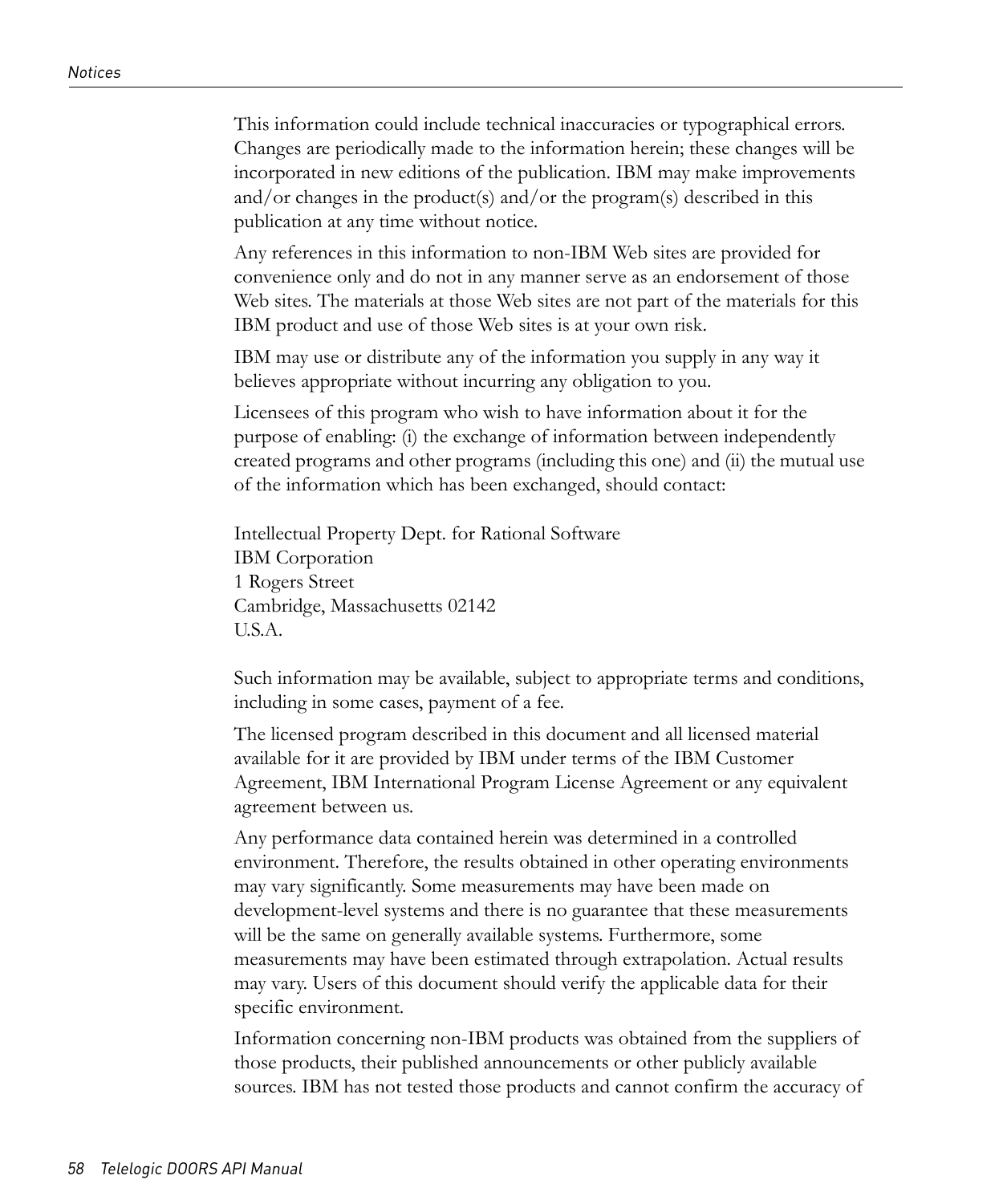This information could include technical inaccuracies or typographical errors. Changes are periodically made to the information herein; these changes will be incorporated in new editions of the publication. IBM may make improvements and/or changes in the product(s) and/or the program(s) described in this publication at any time without notice.

Any references in this information to non-IBM Web sites are provided for convenience only and do not in any manner serve as an endorsement of those Web sites. The materials at those Web sites are not part of the materials for this IBM product and use of those Web sites is at your own risk.

IBM may use or distribute any of the information you supply in any way it believes appropriate without incurring any obligation to you.

Licensees of this program who wish to have information about it for the purpose of enabling: (i) the exchange of information between independently created programs and other programs (including this one) and (ii) the mutual use of the information which has been exchanged, should contact:

Intellectual Property Dept. for Rational Software  
IBM Corporation  
1 Rogers Street  
Cambridge, Massachusetts 02142  
U.S.A.

Such information may be available, subject to appropriate terms and conditions, including in some cases, payment of a fee.

The licensed program described in this document and all licensed material available for it are provided by IBM under terms of the IBM Customer Agreement, IBM International Program License Agreement or any equivalent agreement between us.

Any performance data contained herein was determined in a controlled environment. Therefore, the results obtained in other operating environments may vary significantly. Some measurements may have been made on development-level systems and there is no guarantee that these measurements will be the same on generally available systems. Furthermore, some measurements may have been estimated through extrapolation. Actual results may vary. Users of this document should verify the applicable data for their specific environment.

Information concerning non-IBM products was obtained from the suppliers of those products, their published announcements or other publicly available sources. IBM has not tested those products and cannot confirm the accuracy of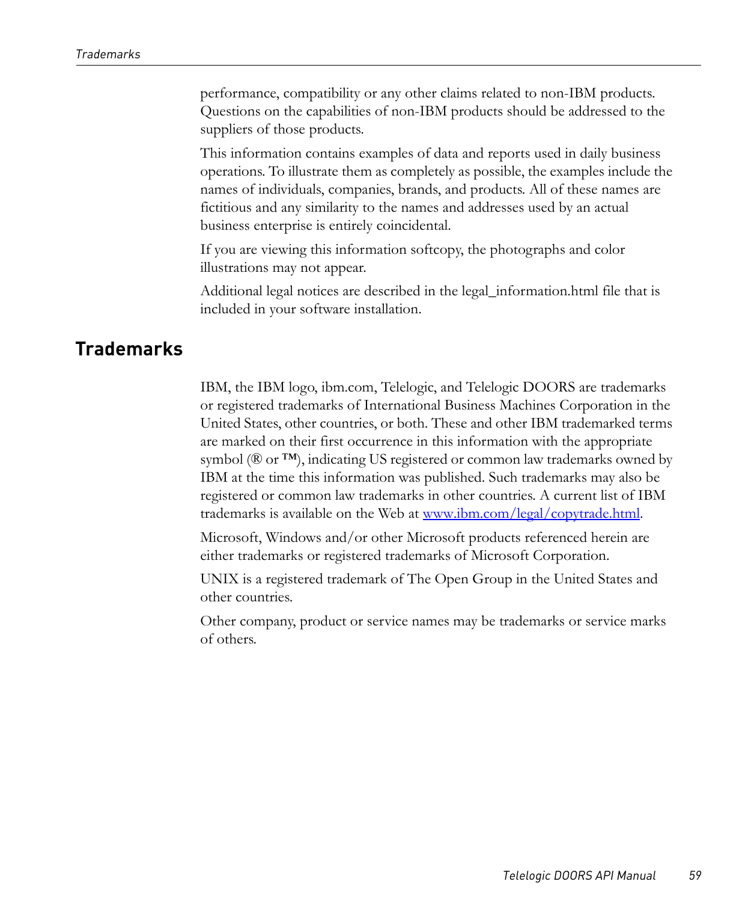performance, compatibility or any other claims related to non-IBM products. Questions on the capabilities of non-IBM products should be addressed to the suppliers of those products.

This information contains examples of data and reports used in daily business operations. To illustrate them as completely as possible, the examples include the names of individuals, companies, brands, and products. All of these names are fictitious and any similarity to the names and addresses used by an actual business enterprise is entirely coincidental.

If you are viewing this information softcopy, the photographs and color illustrations may not appear.

Additional legal notices are described in the legal_information.html file that is included in your software installation.

## Trademarks

IBM, the IBM logo, ibm.com, Telelogic, and Telelogic DOORS are trademarks or registered trademarks of International Business Machines Corporation in the United States, other countries, or both. These and other IBM trademarked terms are marked on their first occurrence in this information with the appropriate symbol (® or ™), indicating US registered or common law trademarks owned by IBM at the time this information was published. Such trademarks may also be registered or common law trademarks in other countries. A current list of IBM trademarks is available on the Web at [www.ibm.com/legal/copytrade.html](www.ibm.com/legal/copytrade.html).

Microsoft, Windows and/or other Microsoft products referenced herein are either trademarks or registered trademarks of Microsoft Corporation.

UNIX is a registered trademark of The Open Group in the United States and other countries.

Other company, product or service names may be trademarks or service marks of others.